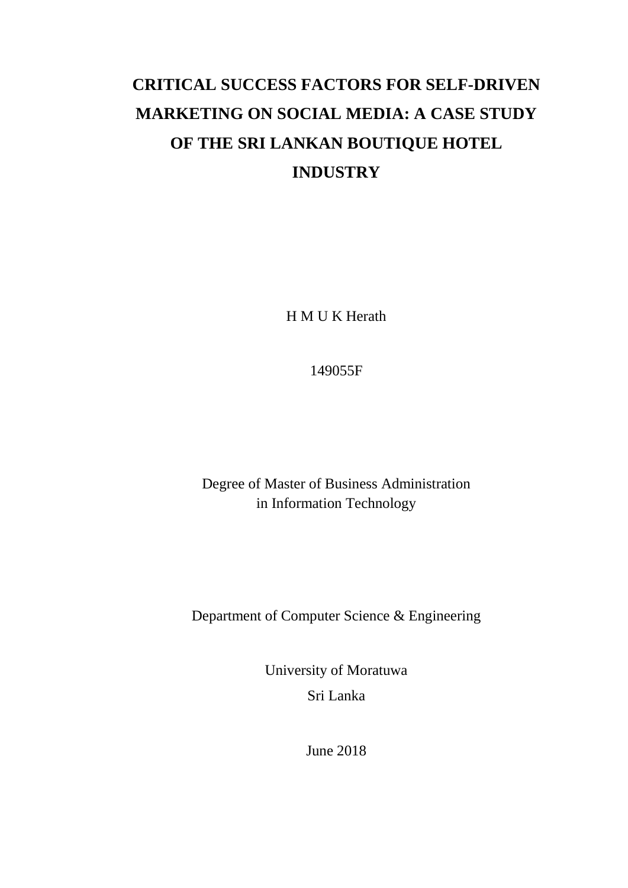# CRITICAL SUCCESS FACTORS FOR SELF-DRIVEN MARKETING ON SOCIAL MEDIA: A CASE STUDY OF THE SRI LANKAN BOUTIQUE HOTEL INDUSTRY

H M U K Herath

149055F

Degree of Master of Business Administration
in Information Technology

Department of Computer Science & Engineering

University of Moratuwa
Sri Lanka

June 2018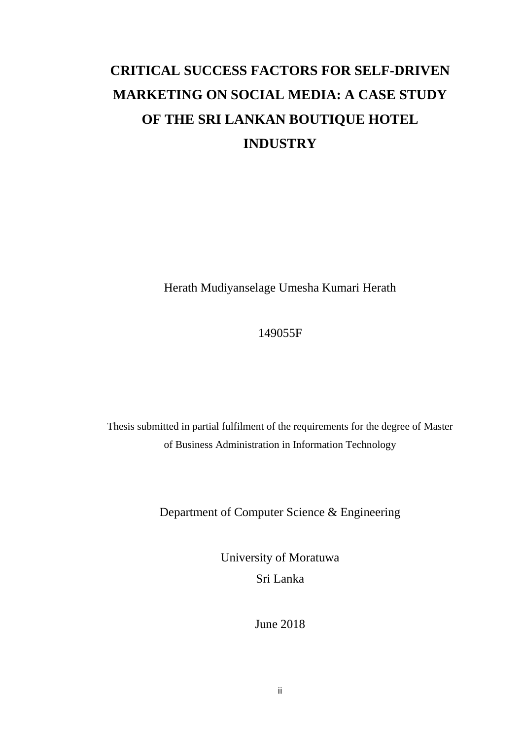# CRITICAL SUCCESS FACTORS FOR SELF-DRIVEN MARKETING ON SOCIAL MEDIA: A CASE STUDY OF THE SRI LANKAN BOUTIQUE HOTEL INDUSTRY

Herath Mudiyanselage Umesha Kumari Herath

149055F

Thesis submitted in partial fulfilment of the requirements for the degree of Master of Business Administration in Information Technology

Department of Computer Science & Engineering

University of Moratuwa
Sri Lanka

June 2018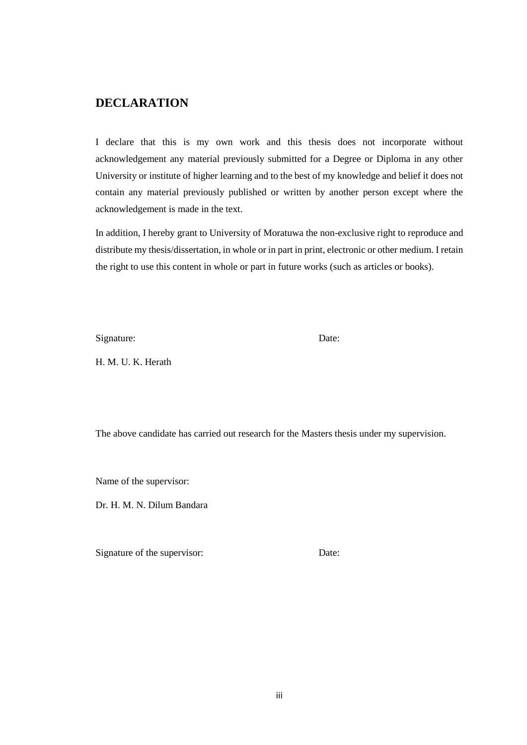## DECLARATION

I declare that this is my own work and this thesis does not incorporate without acknowledgement any material previously submitted for a Degree or Diploma in any other University or institute of higher learning and to the best of my knowledge and belief it does not contain any material previously published or written by another person except where the acknowledgement is made in the text.

In addition, I hereby grant to University of Moratuwa the non-exclusive right to reproduce and distribute my thesis/dissertation, in whole or in part in print, electronic or other medium. I retain the right to use this content in whole or part in future works (such as articles or books).

Signature: Date:

H. M. U. K. Herath

The above candidate has carried out research for the Masters thesis under my supervision.

Name of the supervisor:

Dr. H. M. N. Dilum Bandara

Signature of the supervisor: Date: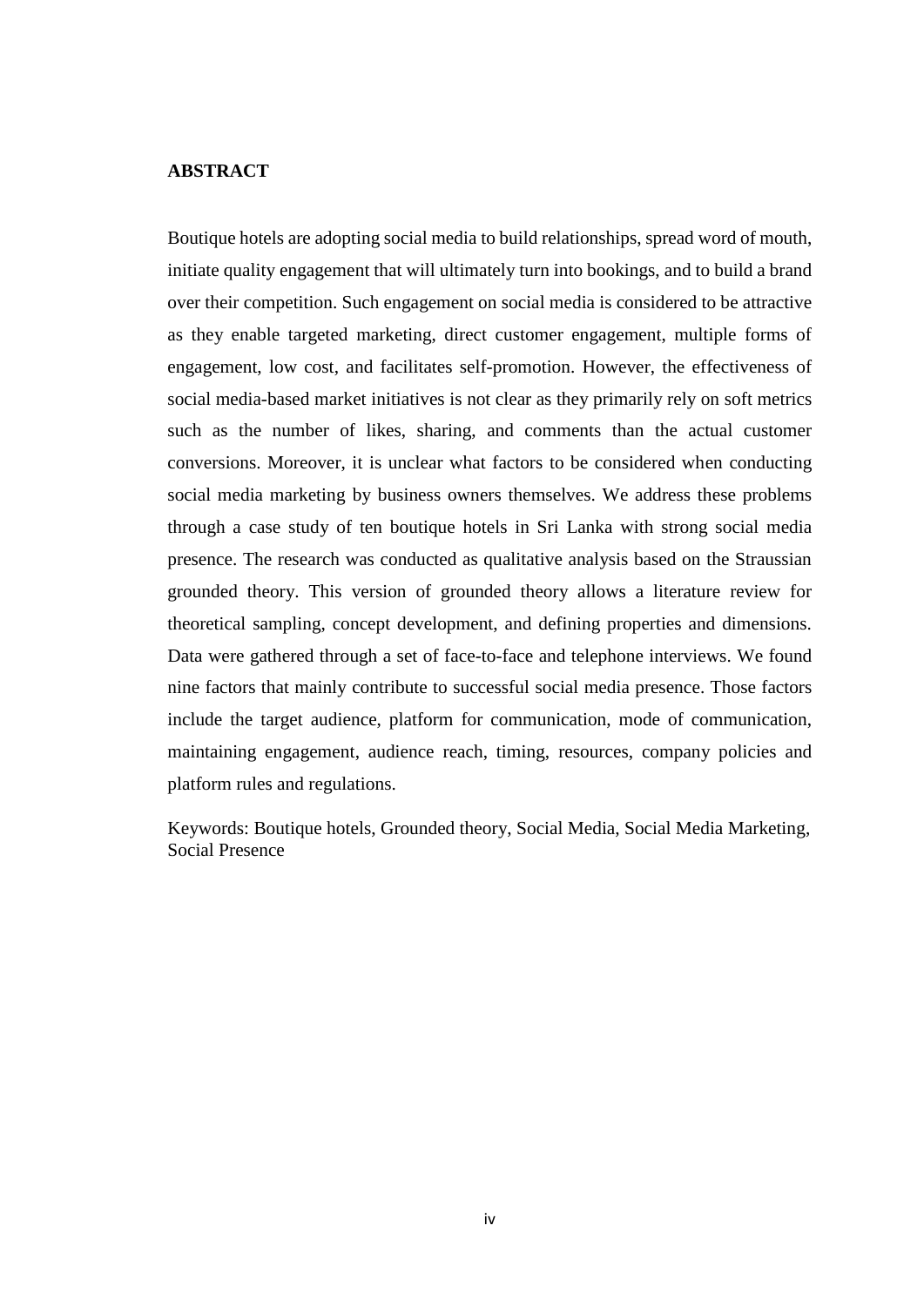## ABSTRACT

Boutique hotels are adopting social media to build relationships, spread word of mouth, initiate quality engagement that will ultimately turn into bookings, and to build a brand over their competition. Such engagement on social media is considered to be attractive as they enable targeted marketing, direct customer engagement, multiple forms of engagement, low cost, and facilitates self-promotion. However, the effectiveness of social media-based market initiatives is not clear as they primarily rely on soft metrics such as the number of likes, sharing, and comments than the actual customer conversions. Moreover, it is unclear what factors to be considered when conducting social media marketing by business owners themselves. We address these problems through a case study of ten boutique hotels in Sri Lanka with strong social media presence. The research was conducted as qualitative analysis based on the Straussian grounded theory. This version of grounded theory allows a literature review for theoretical sampling, concept development, and defining properties and dimensions. Data were gathered through a set of face-to-face and telephone interviews. We found nine factors that mainly contribute to successful social media presence. Those factors include the target audience, platform for communication, mode of communication, maintaining engagement, audience reach, timing, resources, company policies and platform rules and regulations.

Keywords: Boutique hotels, Grounded theory, Social Media, Social Media Marketing, Social Presence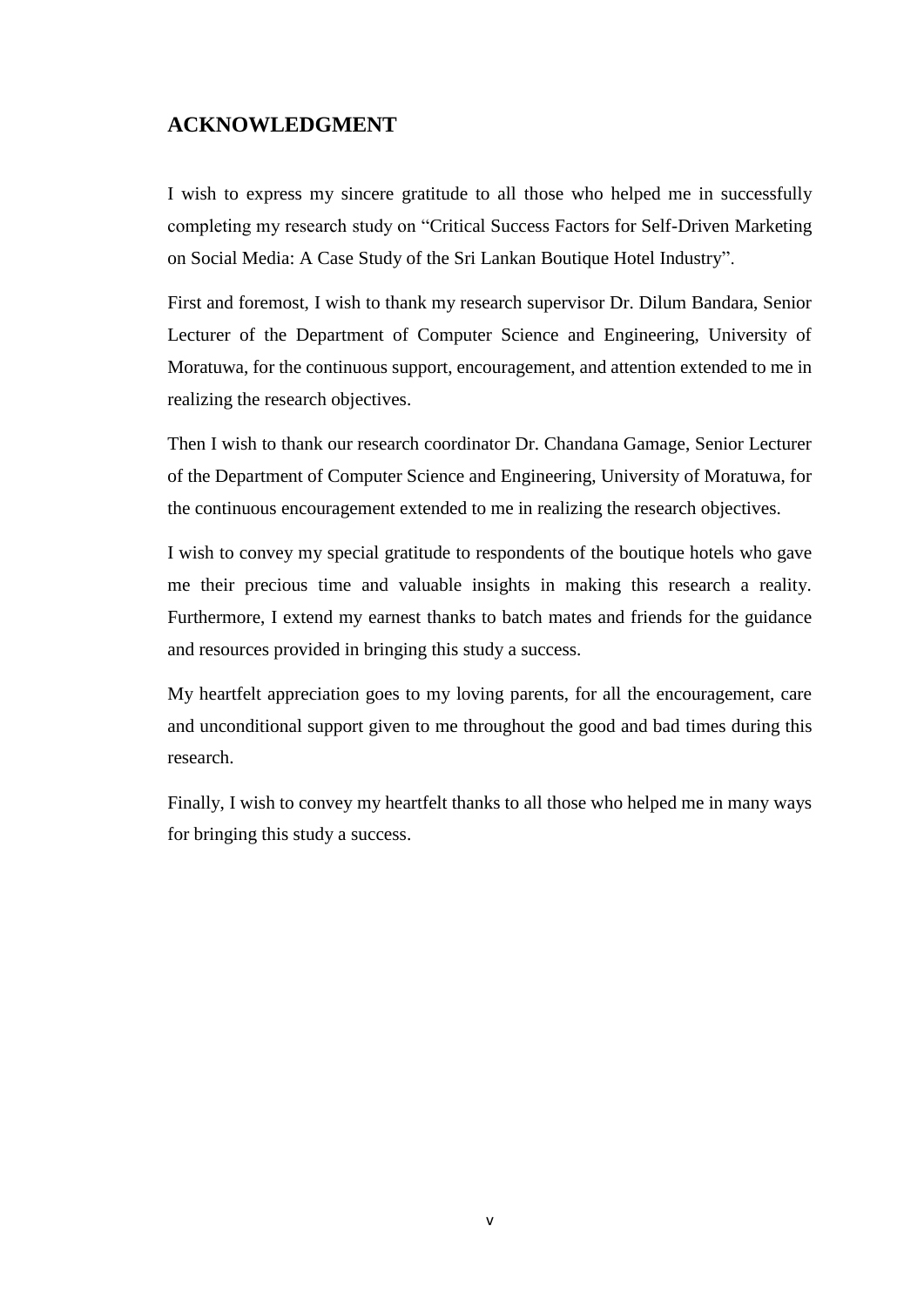# ACKNOWLEDGMENT

I wish to express my sincere gratitude to all those who helped me in successfully completing my research study on "Critical Success Factors for Self-Driven Marketing on Social Media: A Case Study of the Sri Lankan Boutique Hotel Industry".

First and foremost, I wish to thank my research supervisor Dr. Dilum Bandara, Senior Lecturer of the Department of Computer Science and Engineering, University of Moratuwa, for the continuous support, encouragement, and attention extended to me in realizing the research objectives.

Then I wish to thank our research coordinator Dr. Chandana Gamage, Senior Lecturer of the Department of Computer Science and Engineering, University of Moratuwa, for the continuous encouragement extended to me in realizing the research objectives.

I wish to convey my special gratitude to respondents of the boutique hotels who gave me their precious time and valuable insights in making this research a reality. Furthermore, I extend my earnest thanks to batch mates and friends for the guidance and resources provided in bringing this study a success.

My heartfelt appreciation goes to my loving parents, for all the encouragement, care and unconditional support given to me throughout the good and bad times during this research.

Finally, I wish to convey my heartfelt thanks to all those who helped me in many ways for bringing this study a success.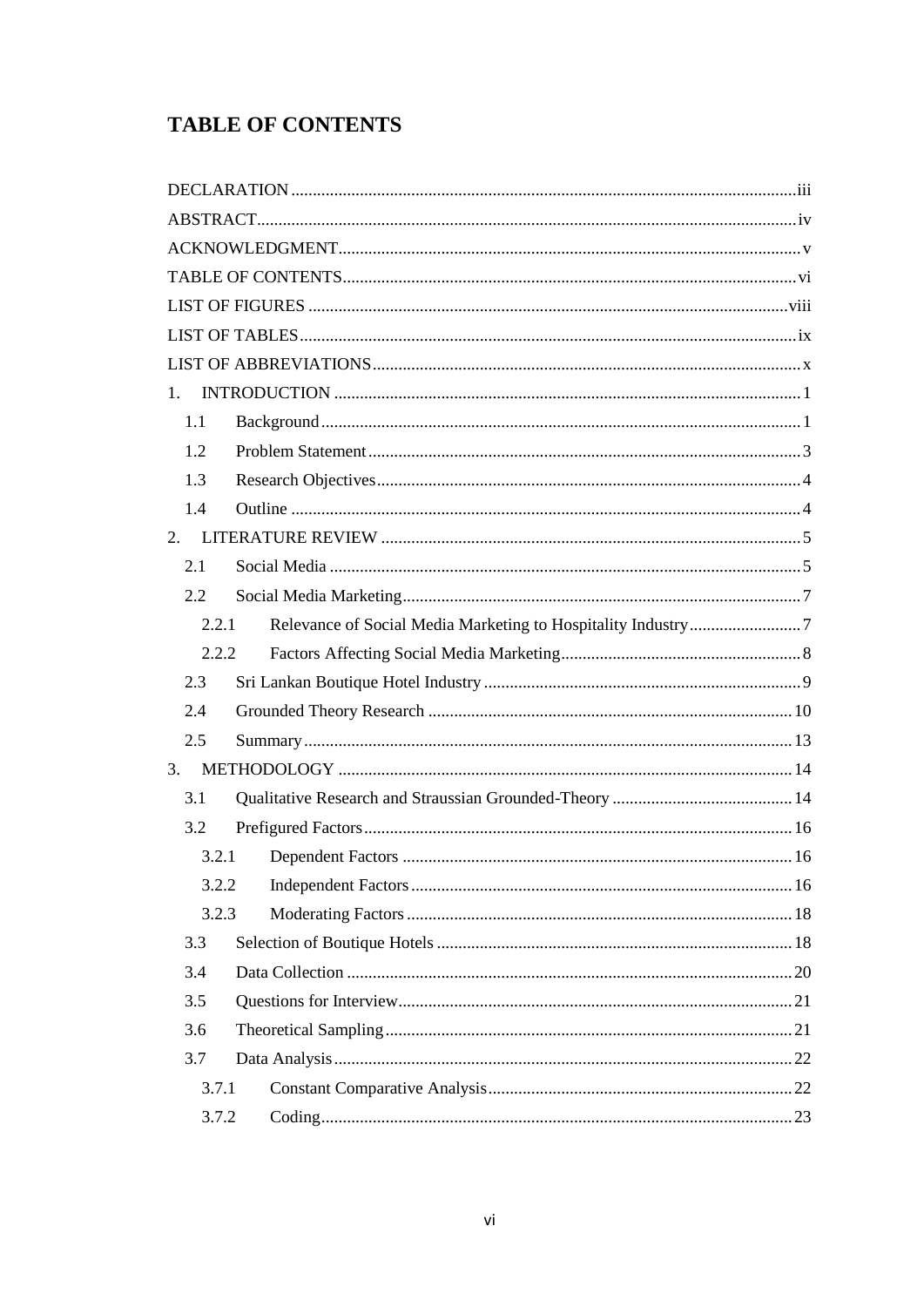# TABLE OF CONTENTS

DECLARATION ..... iii
ABSTRACT ..... iv
ACKNOWLEDGMENT ..... v
TABLE OF CONTENTS ..... vi
LIST OF FIGURES ..... viii
LIST OF TABLES ..... ix
LIST OF ABBREVIATIONS ..... x
1. INTRODUCTION ..... 1
   1.1 Background ..... 1
   1.2 Problem Statement ..... 3
   1.3 Research Objectives ..... 4
   1.4 Outline ..... 4
2. LITERATURE REVIEW ..... 5
   2.1 Social Media ..... 5
   2.2 Social Media Marketing ..... 7
      2.2.1 Relevance of Social Media Marketing to Hospitality Industry ..... 7
      2.2.2 Factors Affecting Social Media Marketing ..... 8
   2.3 Sri Lankan Boutique Hotel Industry ..... 9
   2.4 Grounded Theory Research ..... 10
   2.5 Summary ..... 13
3. METHODOLOGY ..... 14
   3.1 Qualitative Research and Straussian Grounded-Theory ..... 14
   3.2 Prefigured Factors ..... 16
      3.2.1 Dependent Factors ..... 16
      3.2.2 Independent Factors ..... 16
      3.2.3 Moderating Factors ..... 18
   3.3 Selection of Boutique Hotels ..... 18
   3.4 Data Collection ..... 20
   3.5 Questions for Interview ..... 21
   3.6 Theoretical Sampling ..... 21
   3.7 Data Analysis ..... 22
      3.7.1 Constant Comparative Analysis ..... 22
      3.7.2 Coding ..... 23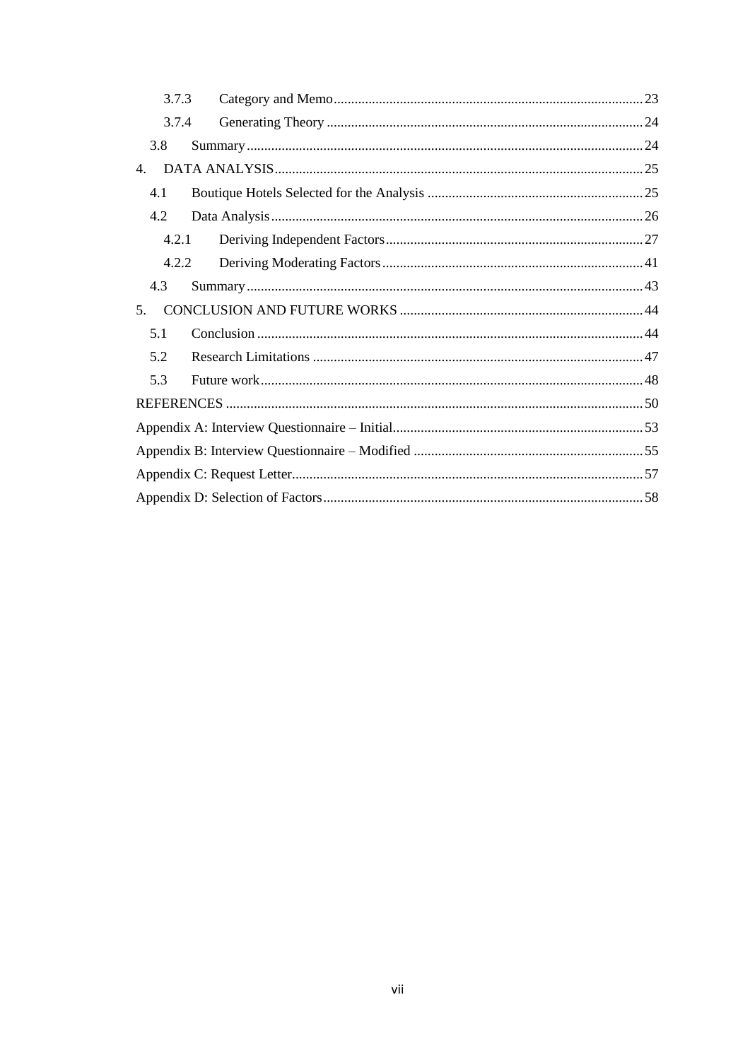3.7.3 Category and Memo ..... 23

3.7.4 Generating Theory ..... 24

3.8 Summary ..... 24

4. DATA ANALYSIS ..... 25

4.1 Boutique Hotels Selected for the Analysis ..... 25

4.2 Data Analysis ..... 26

4.2.1 Deriving Independent Factors ..... 27

4.2.2 Deriving Moderating Factors ..... 41

4.3 Summary ..... 43

5. CONCLUSION AND FUTURE WORKS ..... 44

5.1 Conclusion ..... 44

5.2 Research Limitations ..... 47

5.3 Future work ..... 48

REFERENCES ..... 50

Appendix A: Interview Questionnaire – Initial ..... 53

Appendix B: Interview Questionnaire – Modified ..... 55

Appendix C: Request Letter ..... 57

Appendix D: Selection of Factors ..... 58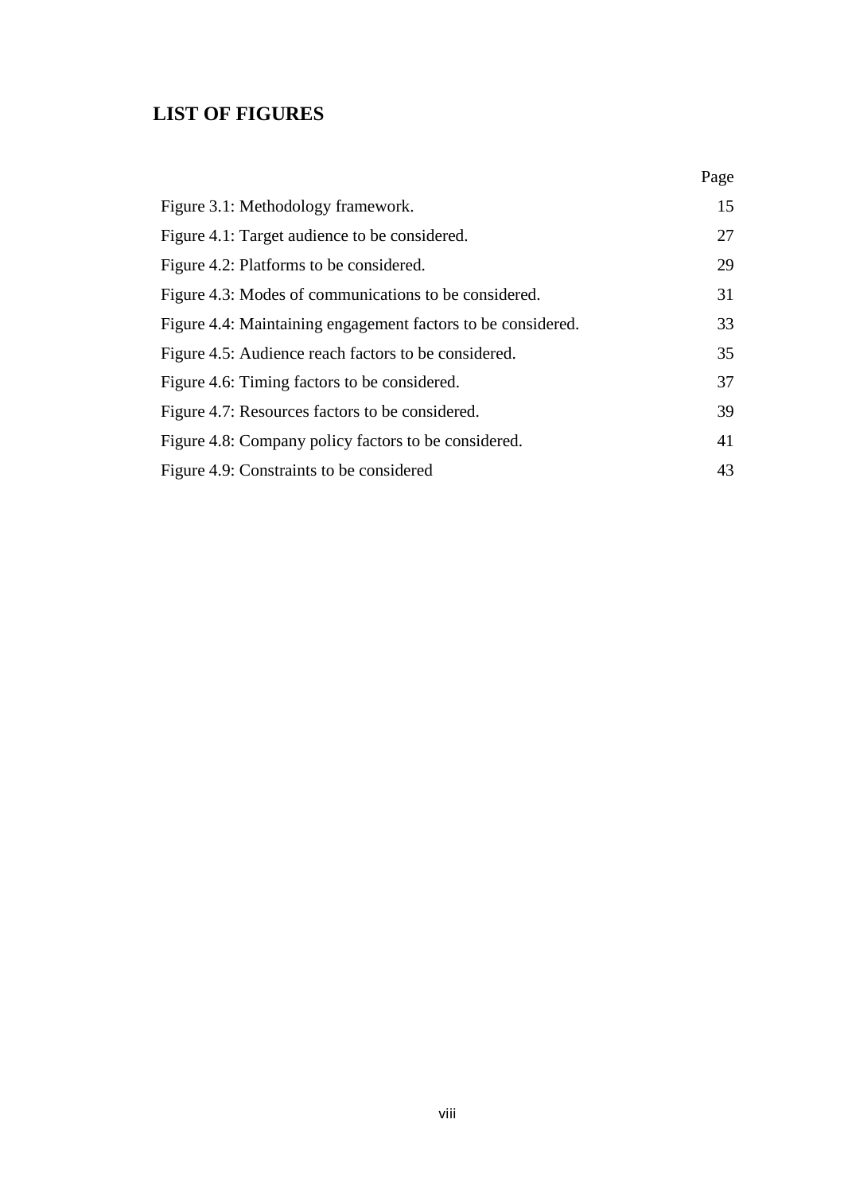## LIST OF FIGURES

| | Page |
|---|---|
| Figure 3.1: Methodology framework. | 15 |
| Figure 4.1: Target audience to be considered. | 27 |
| Figure 4.2: Platforms to be considered. | 29 |
| Figure 4.3: Modes of communications to be considered. | 31 |
| Figure 4.4: Maintaining engagement factors to be considered. | 33 |
| Figure 4.5: Audience reach factors to be considered. | 35 |
| Figure 4.6: Timing factors to be considered. | 37 |
| Figure 4.7: Resources factors to be considered. | 39 |
| Figure 4.8: Company policy factors to be considered. | 41 |
| Figure 4.9: Constraints to be considered | 43 |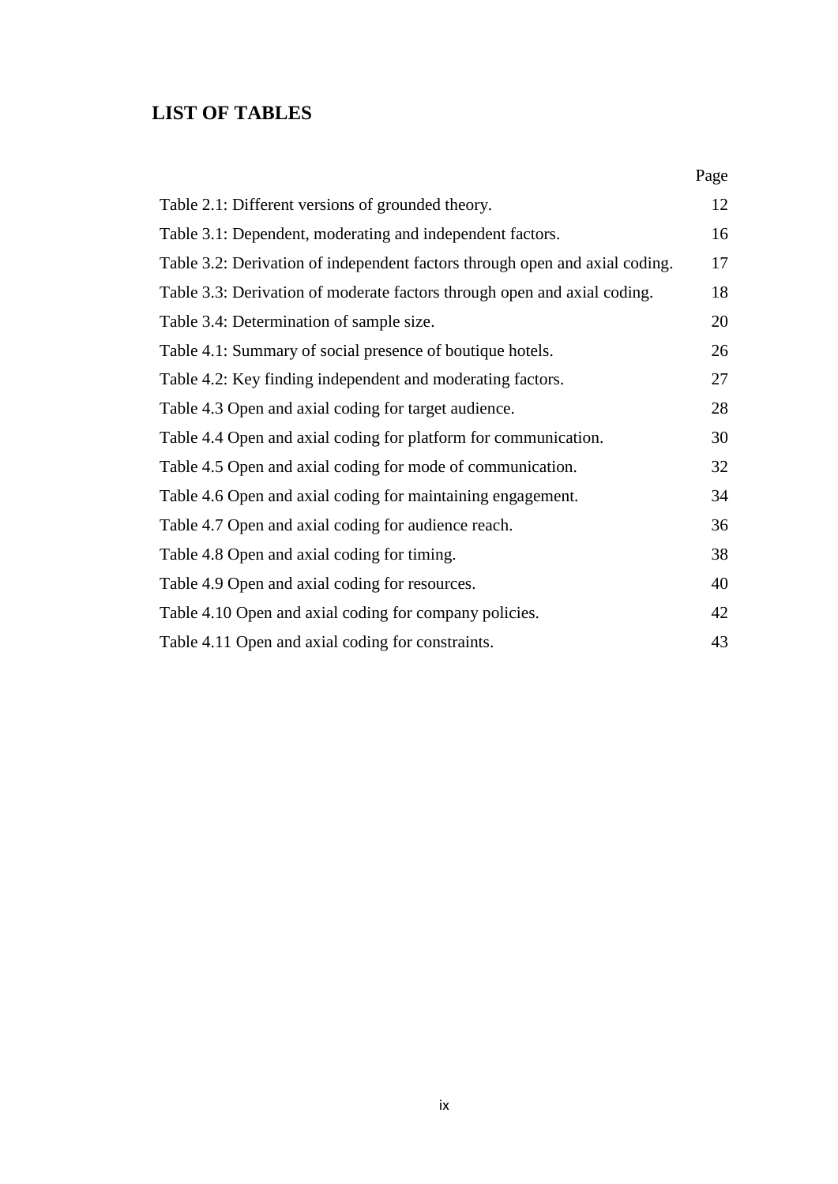## LIST OF TABLES

| | Page |
|---|---|
| Table 2.1: Different versions of grounded theory. | 12 |
| Table 3.1: Dependent, moderating and independent factors. | 16 |
| Table 3.2: Derivation of independent factors through open and axial coding. | 17 |
| Table 3.3: Derivation of moderate factors through open and axial coding. | 18 |
| Table 3.4: Determination of sample size. | 20 |
| Table 4.1: Summary of social presence of boutique hotels. | 26 |
| Table 4.2: Key finding independent and moderating factors. | 27 |
| Table 4.3 Open and axial coding for target audience. | 28 |
| Table 4.4 Open and axial coding for platform for communication. | 30 |
| Table 4.5 Open and axial coding for mode of communication. | 32 |
| Table 4.6 Open and axial coding for maintaining engagement. | 34 |
| Table 4.7 Open and axial coding for audience reach. | 36 |
| Table 4.8 Open and axial coding for timing. | 38 |
| Table 4.9 Open and axial coding for resources. | 40 |
| Table 4.10 Open and axial coding for company policies. | 42 |
| Table 4.11 Open and axial coding for constraints. | 43 |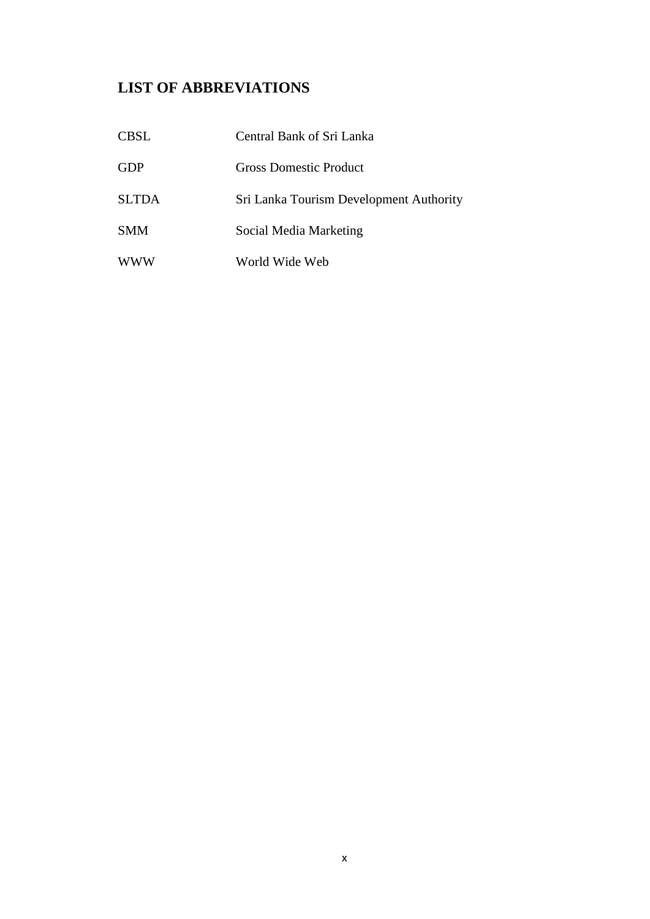## LIST OF ABBREVIATIONS

| | |
|---|---|
| CBSL | Central Bank of Sri Lanka |
| GDP | Gross Domestic Product |
| SLTDA | Sri Lanka Tourism Development Authority |
| SMM | Social Media Marketing |
| WWW | World Wide Web |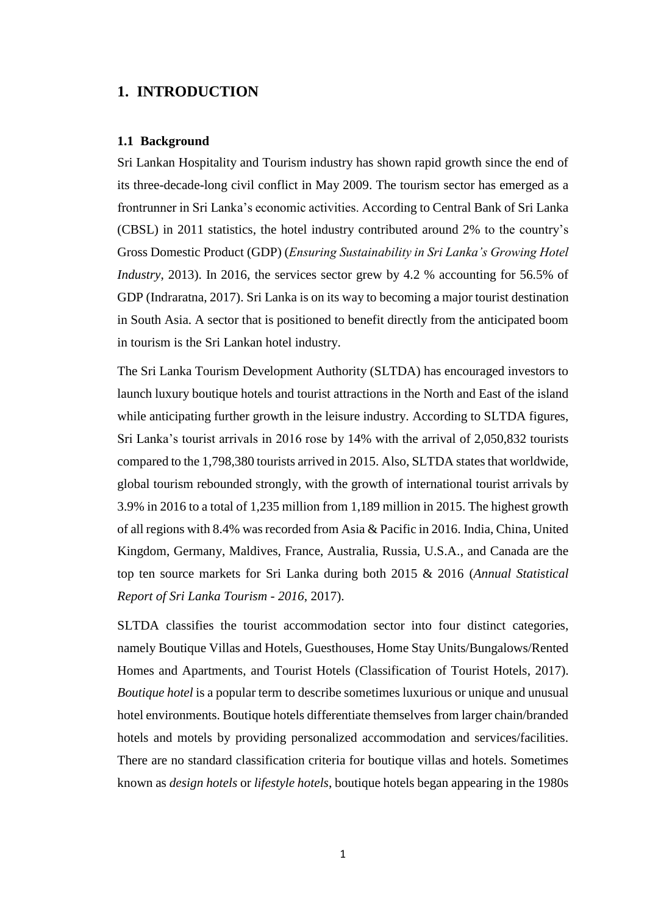# 1. INTRODUCTION

## 1.1 Background

Sri Lankan Hospitality and Tourism industry has shown rapid growth since the end of its three-decade-long civil conflict in May 2009. The tourism sector has emerged as a frontrunner in Sri Lanka's economic activities. According to Central Bank of Sri Lanka (CBSL) in 2011 statistics, the hotel industry contributed around 2% to the country's Gross Domestic Product (GDP) (*Ensuring Sustainability in Sri Lanka's Growing Hotel Industry*, 2013). In 2016, the services sector grew by 4.2 % accounting for 56.5% of GDP (Indraratna, 2017). Sri Lanka is on its way to becoming a major tourist destination in South Asia. A sector that is positioned to benefit directly from the anticipated boom in tourism is the Sri Lankan hotel industry.

The Sri Lanka Tourism Development Authority (SLTDA) has encouraged investors to launch luxury boutique hotels and tourist attractions in the North and East of the island while anticipating further growth in the leisure industry. According to SLTDA figures, Sri Lanka's tourist arrivals in 2016 rose by 14% with the arrival of 2,050,832 tourists compared to the 1,798,380 tourists arrived in 2015. Also, SLTDA states that worldwide, global tourism rebounded strongly, with the growth of international tourist arrivals by 3.9% in 2016 to a total of 1,235 million from 1,189 million in 2015. The highest growth of all regions with 8.4% was recorded from Asia & Pacific in 2016. India, China, United Kingdom, Germany, Maldives, France, Australia, Russia, U.S.A., and Canada are the top ten source markets for Sri Lanka during both 2015 & 2016 (*Annual Statistical Report of Sri Lanka Tourism - 2016*, 2017).

SLTDA classifies the tourist accommodation sector into four distinct categories, namely Boutique Villas and Hotels, Guesthouses, Home Stay Units/Bungalows/Rented Homes and Apartments, and Tourist Hotels (Classification of Tourist Hotels, 2017). *Boutique hotel* is a popular term to describe sometimes luxurious or unique and unusual hotel environments. Boutique hotels differentiate themselves from larger chain/branded hotels and motels by providing personalized accommodation and services/facilities. There are no standard classification criteria for boutique villas and hotels. Sometimes known as *design hotels* or *lifestyle hotels*, boutique hotels began appearing in the 1980s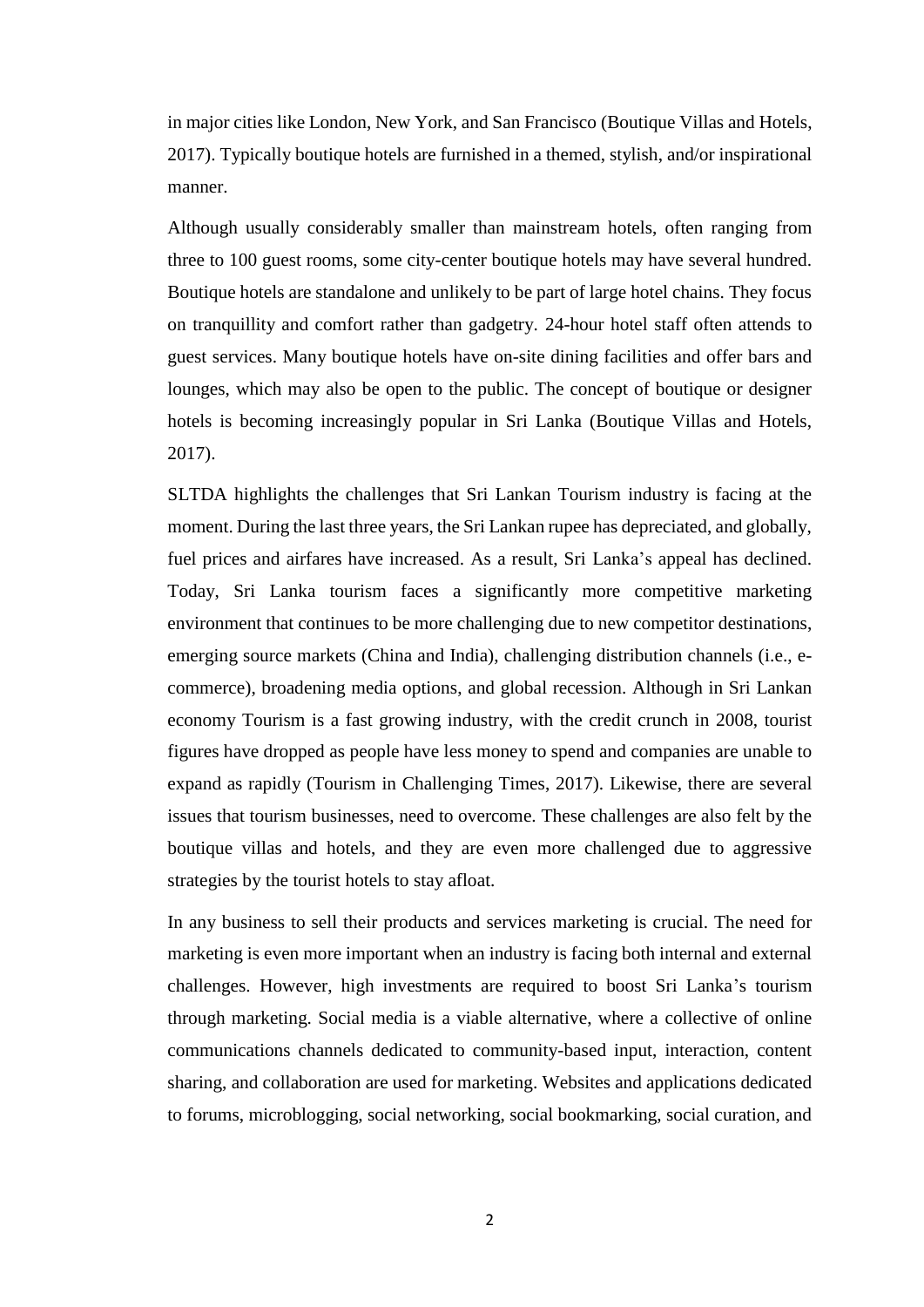in major cities like London, New York, and San Francisco (Boutique Villas and Hotels, 2017). Typically boutique hotels are furnished in a themed, stylish, and/or inspirational manner.

Although usually considerably smaller than mainstream hotels, often ranging from three to 100 guest rooms, some city-center boutique hotels may have several hundred. Boutique hotels are standalone and unlikely to be part of large hotel chains. They focus on tranquillity and comfort rather than gadgetry. 24-hour hotel staff often attends to guest services. Many boutique hotels have on-site dining facilities and offer bars and lounges, which may also be open to the public. The concept of boutique or designer hotels is becoming increasingly popular in Sri Lanka (Boutique Villas and Hotels, 2017).

SLTDA highlights the challenges that Sri Lankan Tourism industry is facing at the moment. During the last three years, the Sri Lankan rupee has depreciated, and globally, fuel prices and airfares have increased. As a result, Sri Lanka's appeal has declined. Today, Sri Lanka tourism faces a significantly more competitive marketing environment that continues to be more challenging due to new competitor destinations, emerging source markets (China and India), challenging distribution channels (i.e., e-commerce), broadening media options, and global recession. Although in Sri Lankan economy Tourism is a fast growing industry, with the credit crunch in 2008, tourist figures have dropped as people have less money to spend and companies are unable to expand as rapidly (Tourism in Challenging Times, 2017). Likewise, there are several issues that tourism businesses, need to overcome. These challenges are also felt by the boutique villas and hotels, and they are even more challenged due to aggressive strategies by the tourist hotels to stay afloat.

In any business to sell their products and services marketing is crucial. The need for marketing is even more important when an industry is facing both internal and external challenges. However, high investments are required to boost Sri Lanka's tourism through marketing. Social media is a viable alternative, where a collective of online communications channels dedicated to community-based input, interaction, content sharing, and collaboration are used for marketing. Websites and applications dedicated to forums, microblogging, social networking, social bookmarking, social curation, and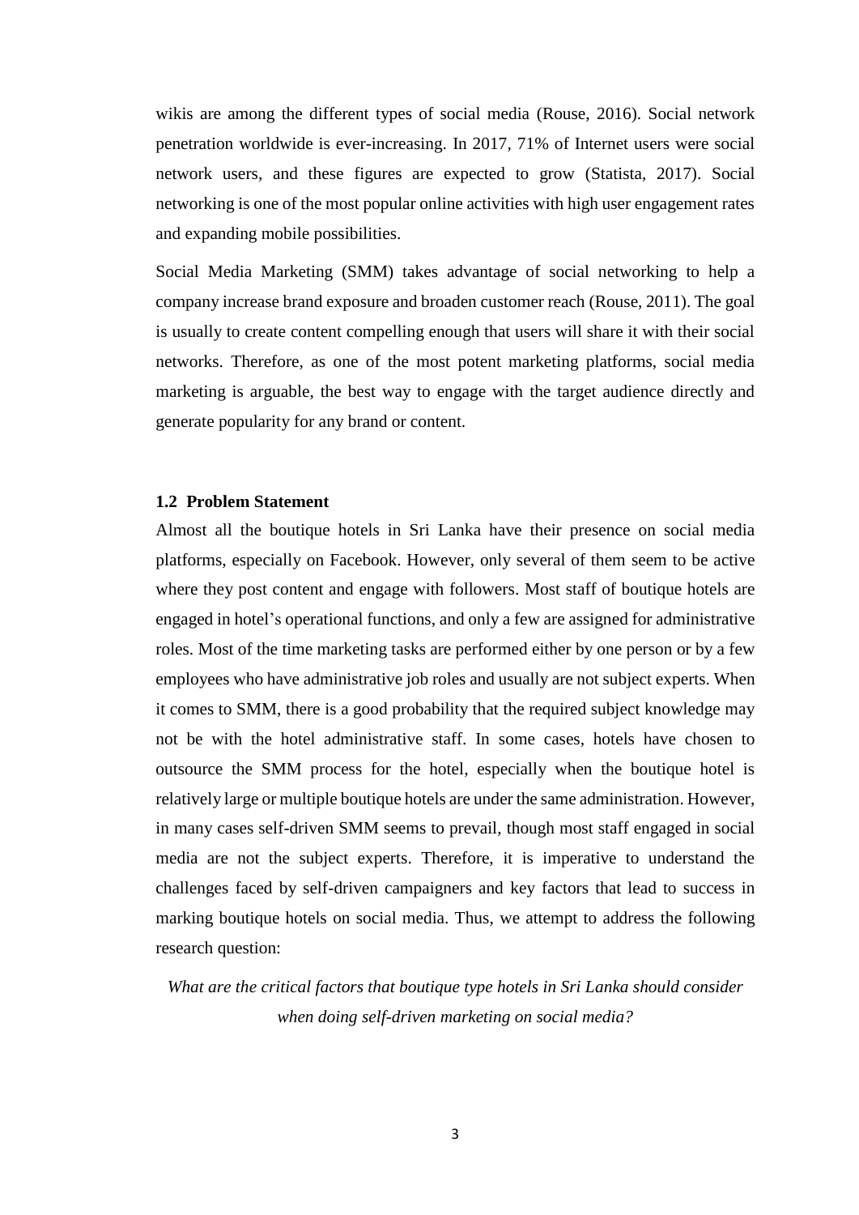wikis are among the different types of social media (Rouse, 2016). Social network penetration worldwide is ever-increasing. In 2017, 71% of Internet users were social network users, and these figures are expected to grow (Statista, 2017). Social networking is one of the most popular online activities with high user engagement rates and expanding mobile possibilities.

Social Media Marketing (SMM) takes advantage of social networking to help a company increase brand exposure and broaden customer reach (Rouse, 2011). The goal is usually to create content compelling enough that users will share it with their social networks. Therefore, as one of the most potent marketing platforms, social media marketing is arguable, the best way to engage with the target audience directly and generate popularity for any brand or content.

### 1.2 Problem Statement

Almost all the boutique hotels in Sri Lanka have their presence on social media platforms, especially on Facebook. However, only several of them seem to be active where they post content and engage with followers. Most staff of boutique hotels are engaged in hotel's operational functions, and only a few are assigned for administrative roles. Most of the time marketing tasks are performed either by one person or by a few employees who have administrative job roles and usually are not subject experts. When it comes to SMM, there is a good probability that the required subject knowledge may not be with the hotel administrative staff. In some cases, hotels have chosen to outsource the SMM process for the hotel, especially when the boutique hotel is relatively large or multiple boutique hotels are under the same administration. However, in many cases self-driven SMM seems to prevail, though most staff engaged in social media are not the subject experts. Therefore, it is imperative to understand the challenges faced by self-driven campaigners and key factors that lead to success in marking boutique hotels on social media. Thus, we attempt to address the following research question:

*What are the critical factors that boutique type hotels in Sri Lanka should consider when doing self-driven marketing on social media?*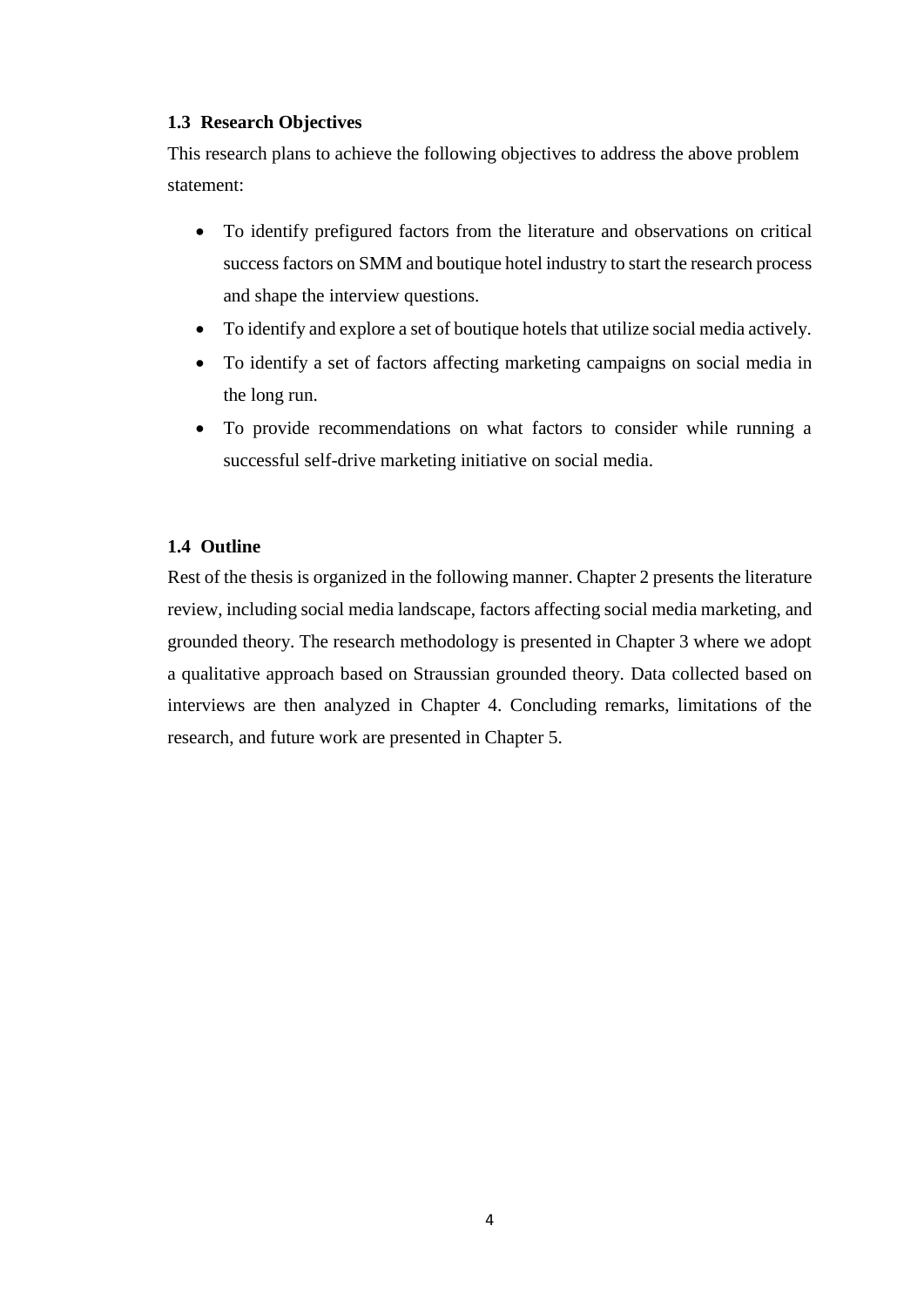### 1.3 Research Objectives

This research plans to achieve the following objectives to address the above problem statement:

- To identify prefigured factors from the literature and observations on critical success factors on SMM and boutique hotel industry to start the research process and shape the interview questions.
- To identify and explore a set of boutique hotels that utilize social media actively.
- To identify a set of factors affecting marketing campaigns on social media in the long run.
- To provide recommendations on what factors to consider while running a successful self-drive marketing initiative on social media.

### 1.4 Outline

Rest of the thesis is organized in the following manner. Chapter 2 presents the literature review, including social media landscape, factors affecting social media marketing, and grounded theory. The research methodology is presented in Chapter 3 where we adopt a qualitative approach based on Straussian grounded theory. Data collected based on interviews are then analyzed in Chapter 4. Concluding remarks, limitations of the research, and future work are presented in Chapter 5.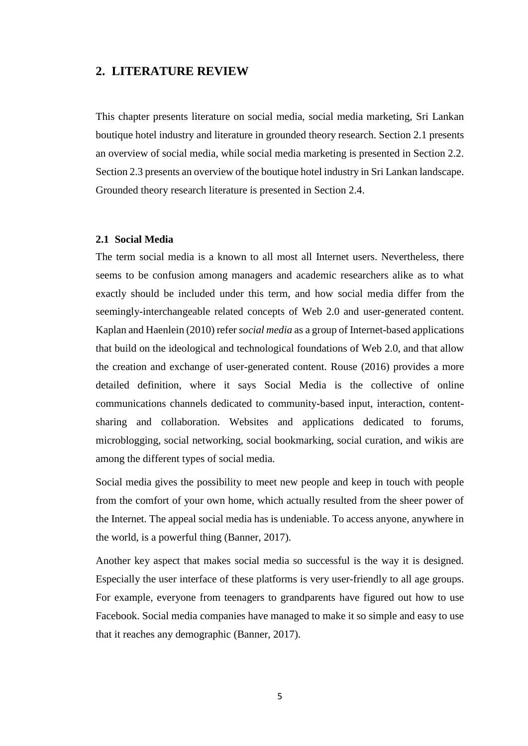# 2. LITERATURE REVIEW

This chapter presents literature on social media, social media marketing, Sri Lankan boutique hotel industry and literature in grounded theory research. Section 2.1 presents an overview of social media, while social media marketing is presented in Section 2.2. Section 2.3 presents an overview of the boutique hotel industry in Sri Lankan landscape. Grounded theory research literature is presented in Section 2.4.

## 2.1 Social Media

The term social media is a known to all most all Internet users. Nevertheless, there seems to be confusion among managers and academic researchers alike as to what exactly should be included under this term, and how social media differ from the seemingly-interchangeable related concepts of Web 2.0 and user-generated content. Kaplan and Haenlein (2010) refer *social media* as a group of Internet-based applications that build on the ideological and technological foundations of Web 2.0, and that allow the creation and exchange of user-generated content. Rouse (2016) provides a more detailed definition, where it says Social Media is the collective of online communications channels dedicated to community-based input, interaction, content-sharing and collaboration. Websites and applications dedicated to forums, microblogging, social networking, social bookmarking, social curation, and wikis are among the different types of social media.

Social media gives the possibility to meet new people and keep in touch with people from the comfort of your own home, which actually resulted from the sheer power of the Internet. The appeal social media has is undeniable. To access anyone, anywhere in the world, is a powerful thing (Banner, 2017).

Another key aspect that makes social media so successful is the way it is designed. Especially the user interface of these platforms is very user-friendly to all age groups. For example, everyone from teenagers to grandparents have figured out how to use Facebook. Social media companies have managed to make it so simple and easy to use that it reaches any demographic (Banner, 2017).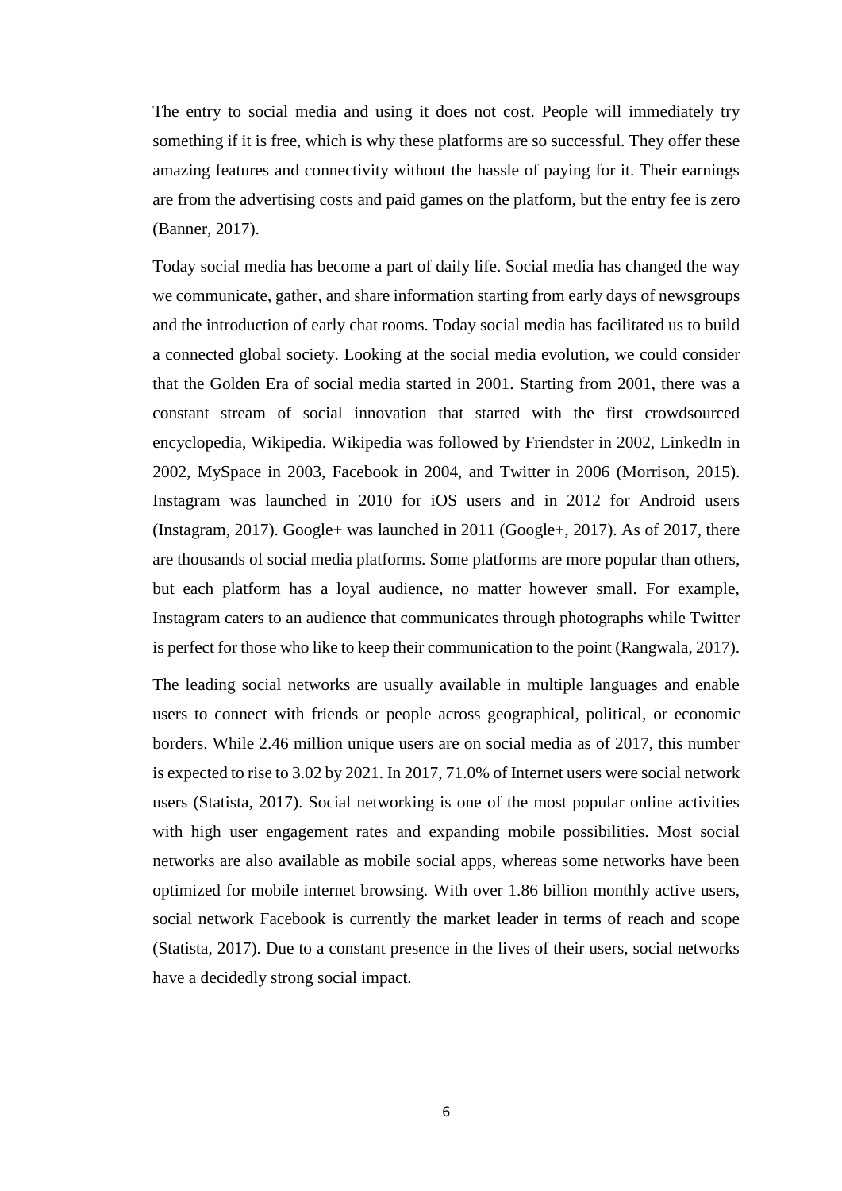The entry to social media and using it does not cost. People will immediately try something if it is free, which is why these platforms are so successful. They offer these amazing features and connectivity without the hassle of paying for it. Their earnings are from the advertising costs and paid games on the platform, but the entry fee is zero (Banner, 2017).

Today social media has become a part of daily life. Social media has changed the way we communicate, gather, and share information starting from early days of newsgroups and the introduction of early chat rooms. Today social media has facilitated us to build a connected global society. Looking at the social media evolution, we could consider that the Golden Era of social media started in 2001. Starting from 2001, there was a constant stream of social innovation that started with the first crowdsourced encyclopedia, Wikipedia. Wikipedia was followed by Friendster in 2002, LinkedIn in 2002, MySpace in 2003, Facebook in 2004, and Twitter in 2006 (Morrison, 2015). Instagram was launched in 2010 for iOS users and in 2012 for Android users (Instagram, 2017). Google+ was launched in 2011 (Google+, 2017). As of 2017, there are thousands of social media platforms. Some platforms are more popular than others, but each platform has a loyal audience, no matter however small. For example, Instagram caters to an audience that communicates through photographs while Twitter is perfect for those who like to keep their communication to the point (Rangwala, 2017).

The leading social networks are usually available in multiple languages and enable users to connect with friends or people across geographical, political, or economic borders. While 2.46 million unique users are on social media as of 2017, this number is expected to rise to 3.02 by 2021. In 2017, 71.0% of Internet users were social network users (Statista, 2017). Social networking is one of the most popular online activities with high user engagement rates and expanding mobile possibilities. Most social networks are also available as mobile social apps, whereas some networks have been optimized for mobile internet browsing. With over 1.86 billion monthly active users, social network Facebook is currently the market leader in terms of reach and scope (Statista, 2017). Due to a constant presence in the lives of their users, social networks have a decidedly strong social impact.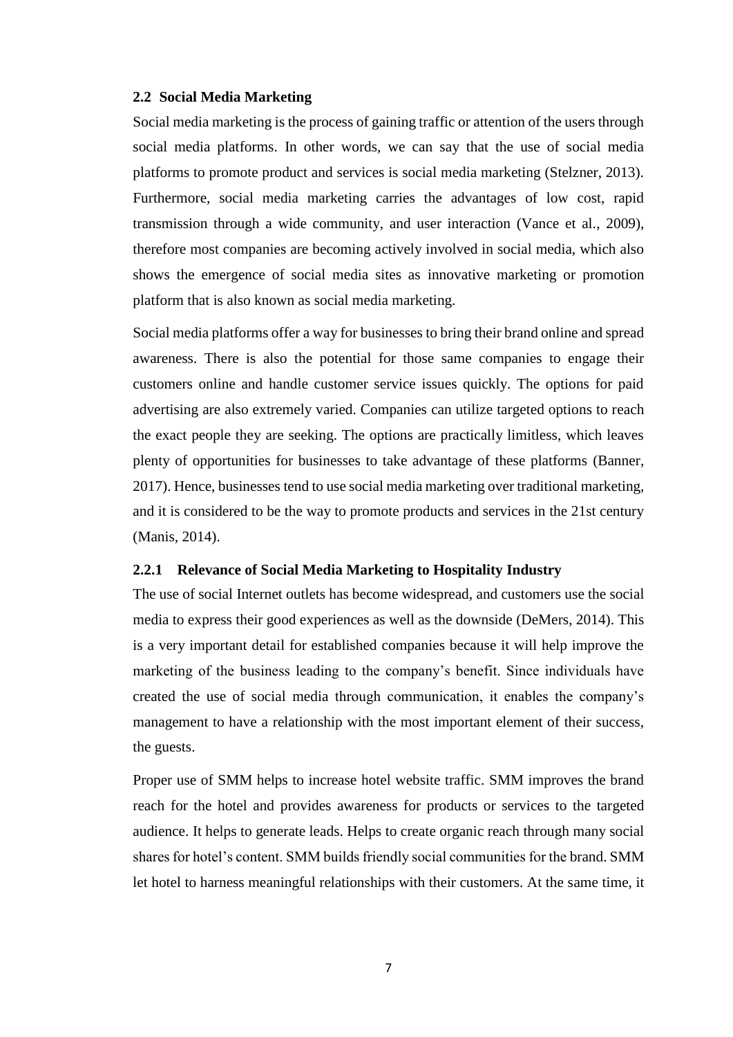## 2.2 Social Media Marketing

Social media marketing is the process of gaining traffic or attention of the users through social media platforms. In other words, we can say that the use of social media platforms to promote product and services is social media marketing (Stelzner, 2013). Furthermore, social media marketing carries the advantages of low cost, rapid transmission through a wide community, and user interaction (Vance et al., 2009), therefore most companies are becoming actively involved in social media, which also shows the emergence of social media sites as innovative marketing or promotion platform that is also known as social media marketing.

Social media platforms offer a way for businesses to bring their brand online and spread awareness. There is also the potential for those same companies to engage their customers online and handle customer service issues quickly. The options for paid advertising are also extremely varied. Companies can utilize targeted options to reach the exact people they are seeking. The options are practically limitless, which leaves plenty of opportunities for businesses to take advantage of these platforms (Banner, 2017). Hence, businesses tend to use social media marketing over traditional marketing, and it is considered to be the way to promote products and services in the 21st century (Manis, 2014).

### 2.2.1 Relevance of Social Media Marketing to Hospitality Industry

The use of social Internet outlets has become widespread, and customers use the social media to express their good experiences as well as the downside (DeMers, 2014). This is a very important detail for established companies because it will help improve the marketing of the business leading to the company's benefit. Since individuals have created the use of social media through communication, it enables the company's management to have a relationship with the most important element of their success, the guests.

Proper use of SMM helps to increase hotel website traffic. SMM improves the brand reach for the hotel and provides awareness for products or services to the targeted audience. It helps to generate leads. Helps to create organic reach through many social shares for hotel's content. SMM builds friendly social communities for the brand. SMM let hotel to harness meaningful relationships with their customers. At the same time, it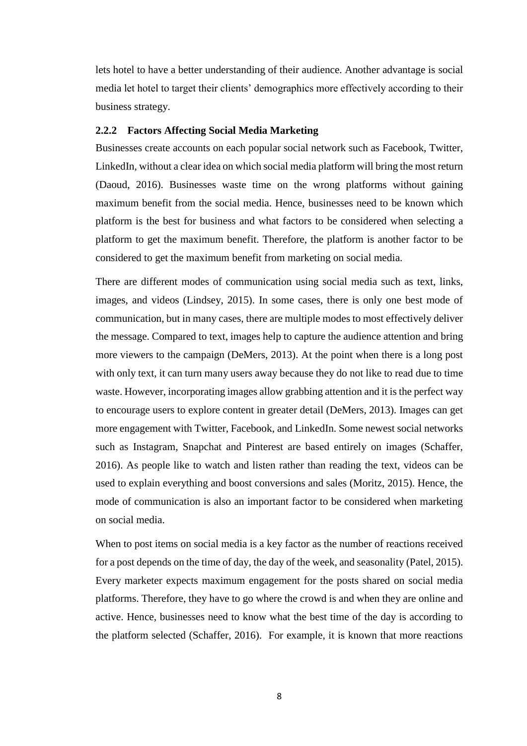lets hotel to have a better understanding of their audience. Another advantage is social media let hotel to target their clients' demographics more effectively according to their business strategy.

### 2.2.2 Factors Affecting Social Media Marketing

Businesses create accounts on each popular social network such as Facebook, Twitter, LinkedIn, without a clear idea on which social media platform will bring the most return (Daoud, 2016). Businesses waste time on the wrong platforms without gaining maximum benefit from the social media. Hence, businesses need to be known which platform is the best for business and what factors to be considered when selecting a platform to get the maximum benefit. Therefore, the platform is another factor to be considered to get the maximum benefit from marketing on social media.

There are different modes of communication using social media such as text, links, images, and videos (Lindsey, 2015). In some cases, there is only one best mode of communication, but in many cases, there are multiple modes to most effectively deliver the message. Compared to text, images help to capture the audience attention and bring more viewers to the campaign (DeMers, 2013). At the point when there is a long post with only text, it can turn many users away because they do not like to read due to time waste. However, incorporating images allow grabbing attention and it is the perfect way to encourage users to explore content in greater detail (DeMers, 2013). Images can get more engagement with Twitter, Facebook, and LinkedIn. Some newest social networks such as Instagram, Snapchat and Pinterest are based entirely on images (Schaffer, 2016). As people like to watch and listen rather than reading the text, videos can be used to explain everything and boost conversions and sales (Moritz, 2015). Hence, the mode of communication is also an important factor to be considered when marketing on social media.

When to post items on social media is a key factor as the number of reactions received for a post depends on the time of day, the day of the week, and seasonality (Patel, 2015). Every marketer expects maximum engagement for the posts shared on social media platforms. Therefore, they have to go where the crowd is and when they are online and active. Hence, businesses need to know what the best time of the day is according to the platform selected (Schaffer, 2016). For example, it is known that more reactions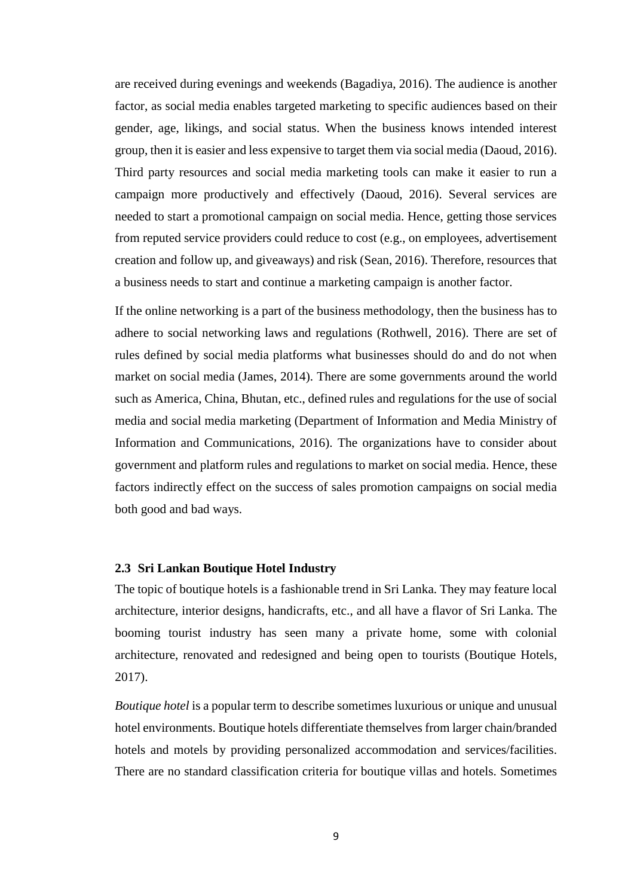are received during evenings and weekends (Bagadiya, 2016). The audience is another factor, as social media enables targeted marketing to specific audiences based on their gender, age, likings, and social status. When the business knows intended interest group, then it is easier and less expensive to target them via social media (Daoud, 2016). Third party resources and social media marketing tools can make it easier to run a campaign more productively and effectively (Daoud, 2016). Several services are needed to start a promotional campaign on social media. Hence, getting those services from reputed service providers could reduce to cost (e.g., on employees, advertisement creation and follow up, and giveaways) and risk (Sean, 2016). Therefore, resources that a business needs to start and continue a marketing campaign is another factor.

If the online networking is a part of the business methodology, then the business has to adhere to social networking laws and regulations (Rothwell, 2016). There are set of rules defined by social media platforms what businesses should do and do not when market on social media (James, 2014). There are some governments around the world such as America, China, Bhutan, etc., defined rules and regulations for the use of social media and social media marketing (Department of Information and Media Ministry of Information and Communications, 2016). The organizations have to consider about government and platform rules and regulations to market on social media. Hence, these factors indirectly effect on the success of sales promotion campaigns on social media both good and bad ways.

## 2.3 Sri Lankan Boutique Hotel Industry

The topic of boutique hotels is a fashionable trend in Sri Lanka. They may feature local architecture, interior designs, handicrafts, etc., and all have a flavor of Sri Lanka. The booming tourist industry has seen many a private home, some with colonial architecture, renovated and redesigned and being open to tourists (Boutique Hotels, 2017).

*Boutique hotel* is a popular term to describe sometimes luxurious or unique and unusual hotel environments. Boutique hotels differentiate themselves from larger chain/branded hotels and motels by providing personalized accommodation and services/facilities. There are no standard classification criteria for boutique villas and hotels. Sometimes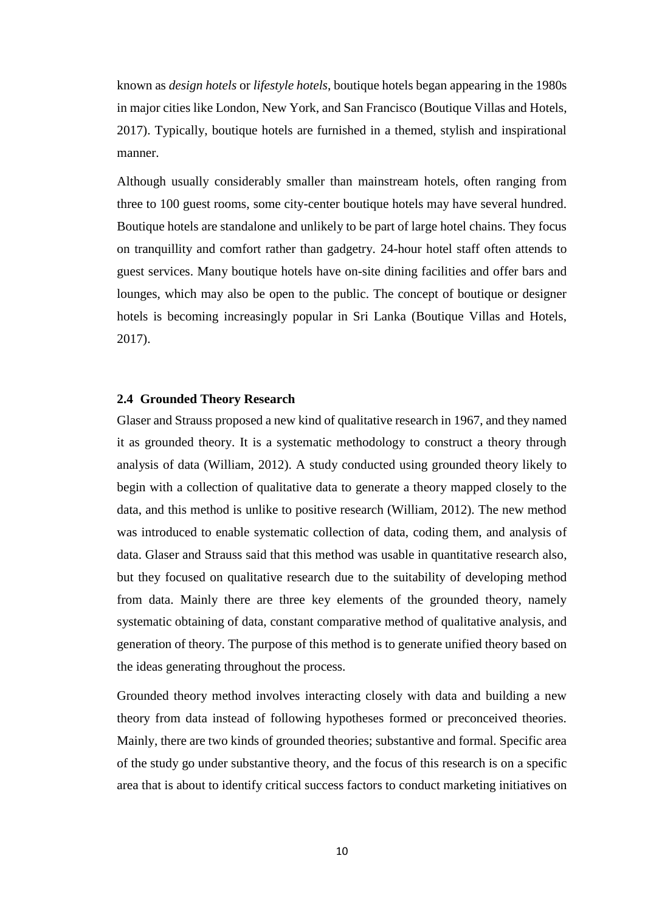known as *design hotels* or *lifestyle hotels*, boutique hotels began appearing in the 1980s in major cities like London, New York, and San Francisco (Boutique Villas and Hotels, 2017). Typically, boutique hotels are furnished in a themed, stylish and inspirational manner.

Although usually considerably smaller than mainstream hotels, often ranging from three to 100 guest rooms, some city-center boutique hotels may have several hundred. Boutique hotels are standalone and unlikely to be part of large hotel chains. They focus on tranquillity and comfort rather than gadgetry. 24-hour hotel staff often attends to guest services. Many boutique hotels have on-site dining facilities and offer bars and lounges, which may also be open to the public. The concept of boutique or designer hotels is becoming increasingly popular in Sri Lanka (Boutique Villas and Hotels, 2017).

### 2.4 Grounded Theory Research

Glaser and Strauss proposed a new kind of qualitative research in 1967, and they named it as grounded theory. It is a systematic methodology to construct a theory through analysis of data (William, 2012). A study conducted using grounded theory likely to begin with a collection of qualitative data to generate a theory mapped closely to the data, and this method is unlike to positive research (William, 2012). The new method was introduced to enable systematic collection of data, coding them, and analysis of data. Glaser and Strauss said that this method was usable in quantitative research also, but they focused on qualitative research due to the suitability of developing method from data. Mainly there are three key elements of the grounded theory, namely systematic obtaining of data, constant comparative method of qualitative analysis, and generation of theory. The purpose of this method is to generate unified theory based on the ideas generating throughout the process.

Grounded theory method involves interacting closely with data and building a new theory from data instead of following hypotheses formed or preconceived theories. Mainly, there are two kinds of grounded theories; substantive and formal. Specific area of the study go under substantive theory, and the focus of this research is on a specific area that is about to identify critical success factors to conduct marketing initiatives on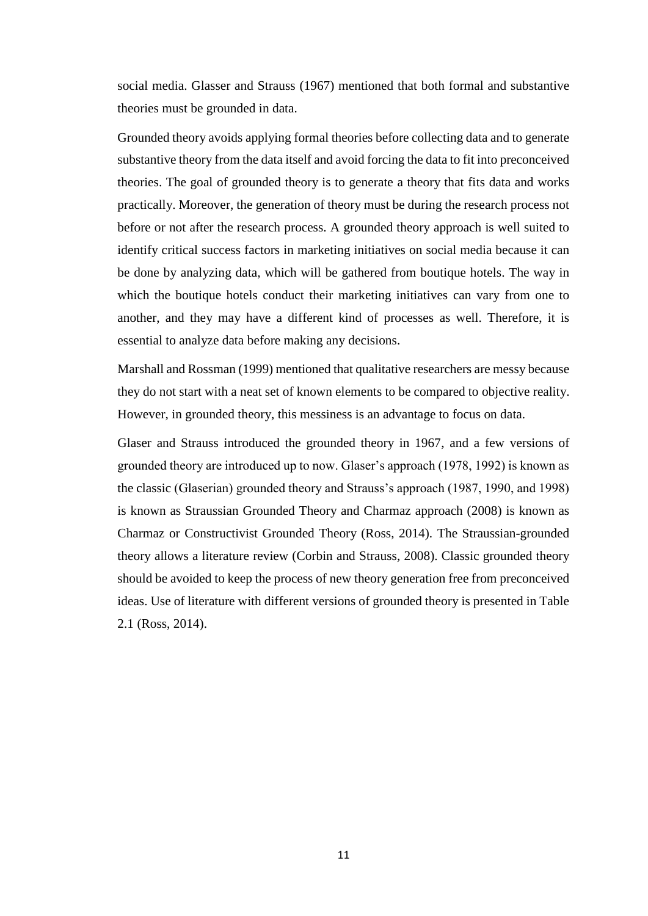social media. Glasser and Strauss (1967) mentioned that both formal and substantive theories must be grounded in data.

Grounded theory avoids applying formal theories before collecting data and to generate substantive theory from the data itself and avoid forcing the data to fit into preconceived theories. The goal of grounded theory is to generate a theory that fits data and works practically. Moreover, the generation of theory must be during the research process not before or not after the research process. A grounded theory approach is well suited to identify critical success factors in marketing initiatives on social media because it can be done by analyzing data, which will be gathered from boutique hotels. The way in which the boutique hotels conduct their marketing initiatives can vary from one to another, and they may have a different kind of processes as well. Therefore, it is essential to analyze data before making any decisions.

Marshall and Rossman (1999) mentioned that qualitative researchers are messy because they do not start with a neat set of known elements to be compared to objective reality. However, in grounded theory, this messiness is an advantage to focus on data.

Glaser and Strauss introduced the grounded theory in 1967, and a few versions of grounded theory are introduced up to now. Glaser's approach (1978, 1992) is known as the classic (Glaserian) grounded theory and Strauss's approach (1987, 1990, and 1998) is known as Straussian Grounded Theory and Charmaz approach (2008) is known as Charmaz or Constructivist Grounded Theory (Ross, 2014). The Straussian-grounded theory allows a literature review (Corbin and Strauss, 2008). Classic grounded theory should be avoided to keep the process of new theory generation free from preconceived ideas. Use of literature with different versions of grounded theory is presented in Table 2.1 (Ross, 2014).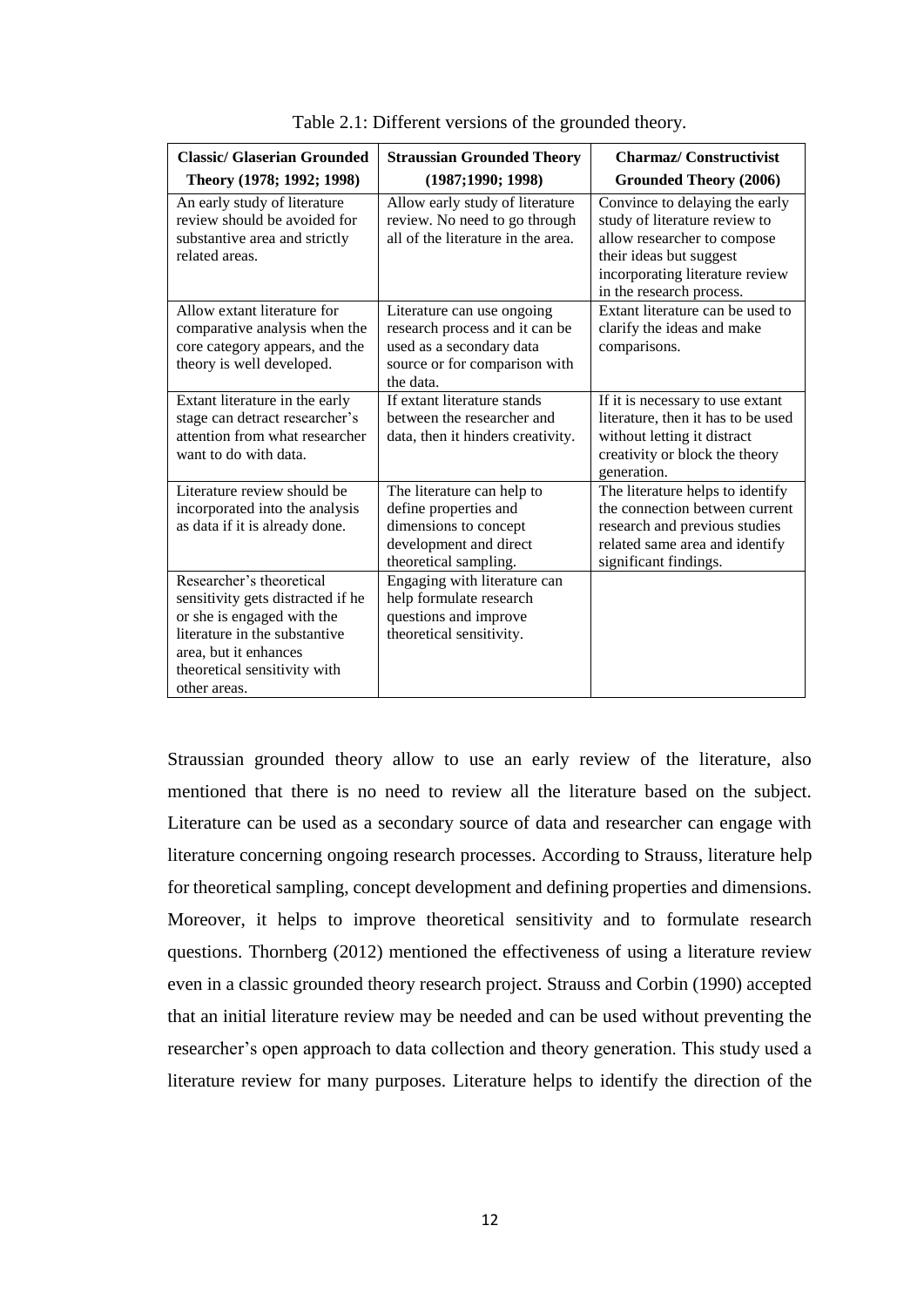Table 2.1: Different versions of the grounded theory.

| Classic/ Glaserian Grounded Theory (1978; 1992; 1998) | Straussian Grounded Theory (1987;1990; 1998) | Charmaz/ Constructivist Grounded Theory (2006) |
|---|---|---|
| An early study of literature review should be avoided for substantive area and strictly related areas. | Allow early study of literature review. No need to go through all of the literature in the area. | Convince to delaying the early study of literature review to allow researcher to compose their ideas but suggest incorporating literature review in the research process. |
| Allow extant literature for comparative analysis when the core category appears, and the theory is well developed. | Literature can use ongoing research process and it can be used as a secondary data source or for comparison with the data. | Extant literature can be used to clarify the ideas and make comparisons. |
| Extant literature in the early stage can detract researcher's attention from what researcher want to do with data. | If extant literature stands between the researcher and data, then it hinders creativity. | If it is necessary to use extant literature, then it has to be used without letting it distract creativity or block the theory generation. |
| Literature review should be incorporated into the analysis as data if it is already done. | The literature can help to define properties and dimensions to concept development and direct theoretical sampling. | The literature helps to identify the connection between current research and previous studies related same area and identify significant findings. |
| Researcher's theoretical sensitivity gets distracted if he or she is engaged with the literature in the substantive area, but it enhances theoretical sensitivity with other areas. | Engaging with literature can help formulate research questions and improve theoretical sensitivity. | |

Straussian grounded theory allow to use an early review of the literature, also mentioned that there is no need to review all the literature based on the subject. Literature can be used as a secondary source of data and researcher can engage with literature concerning ongoing research processes. According to Strauss, literature help for theoretical sampling, concept development and defining properties and dimensions. Moreover, it helps to improve theoretical sensitivity and to formulate research questions. Thornberg (2012) mentioned the effectiveness of using a literature review even in a classic grounded theory research project. Strauss and Corbin (1990) accepted that an initial literature review may be needed and can be used without preventing the researcher's open approach to data collection and theory generation. This study used a literature review for many purposes. Literature helps to identify the direction of the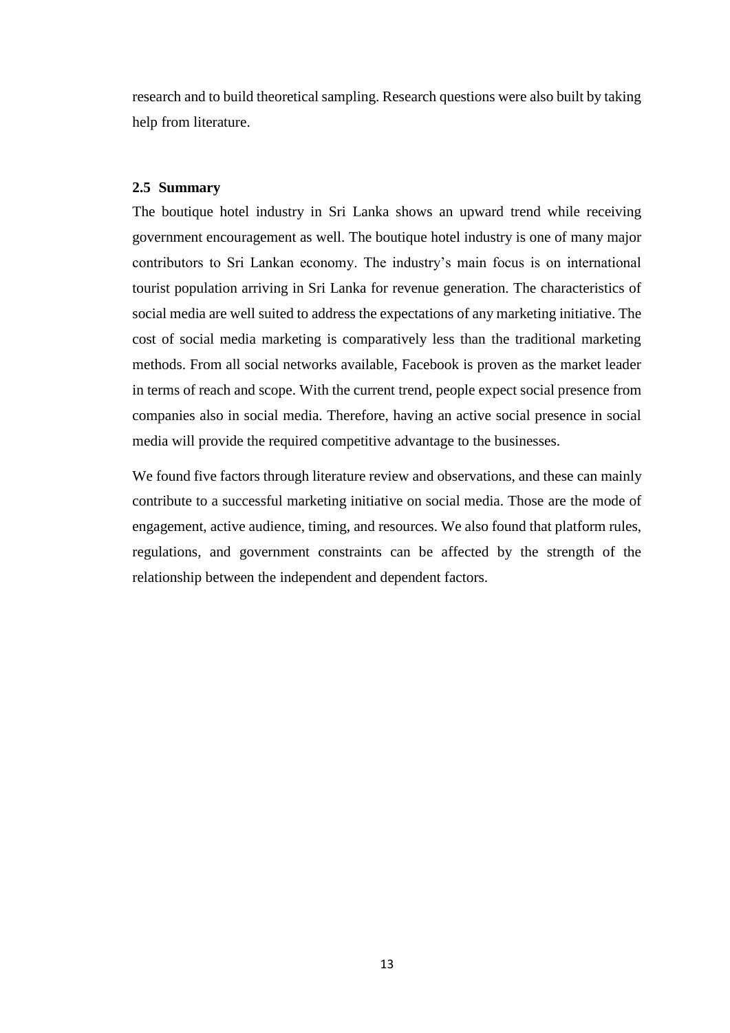research and to build theoretical sampling. Research questions were also built by taking help from literature.

### 2.5 Summary

The boutique hotel industry in Sri Lanka shows an upward trend while receiving government encouragement as well. The boutique hotel industry is one of many major contributors to Sri Lankan economy. The industry's main focus is on international tourist population arriving in Sri Lanka for revenue generation. The characteristics of social media are well suited to address the expectations of any marketing initiative. The cost of social media marketing is comparatively less than the traditional marketing methods. From all social networks available, Facebook is proven as the market leader in terms of reach and scope. With the current trend, people expect social presence from companies also in social media. Therefore, having an active social presence in social media will provide the required competitive advantage to the businesses.

We found five factors through literature review and observations, and these can mainly contribute to a successful marketing initiative on social media. Those are the mode of engagement, active audience, timing, and resources. We also found that platform rules, regulations, and government constraints can be affected by the strength of the relationship between the independent and dependent factors.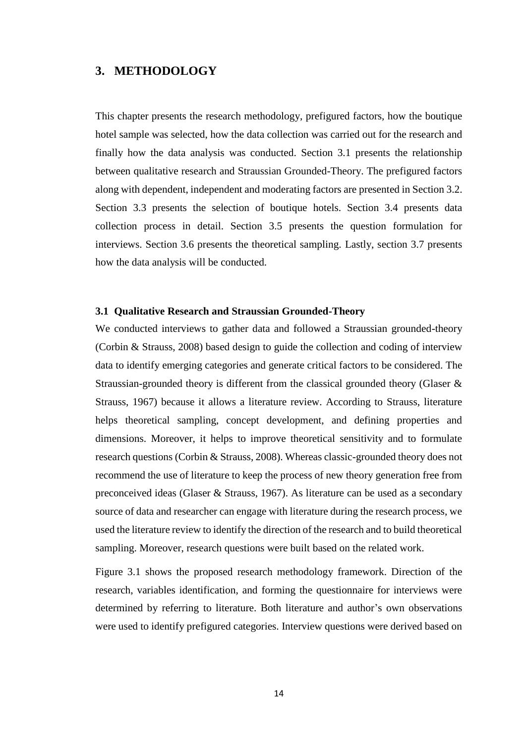# 3. METHODOLOGY

This chapter presents the research methodology, prefigured factors, how the boutique hotel sample was selected, how the data collection was carried out for the research and finally how the data analysis was conducted. Section 3.1 presents the relationship between qualitative research and Straussian Grounded-Theory. The prefigured factors along with dependent, independent and moderating factors are presented in Section 3.2. Section 3.3 presents the selection of boutique hotels. Section 3.4 presents data collection process in detail. Section 3.5 presents the question formulation for interviews. Section 3.6 presents the theoretical sampling. Lastly, section 3.7 presents how the data analysis will be conducted.

## 3.1 Qualitative Research and Straussian Grounded-Theory

We conducted interviews to gather data and followed a Straussian grounded-theory (Corbin & Strauss, 2008) based design to guide the collection and coding of interview data to identify emerging categories and generate critical factors to be considered. The Straussian-grounded theory is different from the classical grounded theory (Glaser & Strauss, 1967) because it allows a literature review. According to Strauss, literature helps theoretical sampling, concept development, and defining properties and dimensions. Moreover, it helps to improve theoretical sensitivity and to formulate research questions (Corbin & Strauss, 2008). Whereas classic-grounded theory does not recommend the use of literature to keep the process of new theory generation free from preconceived ideas (Glaser & Strauss, 1967). As literature can be used as a secondary source of data and researcher can engage with literature during the research process, we used the literature review to identify the direction of the research and to build theoretical sampling. Moreover, research questions were built based on the related work.

Figure 3.1 shows the proposed research methodology framework. Direction of the research, variables identification, and forming the questionnaire for interviews were determined by referring to literature. Both literature and author's own observations were used to identify prefigured categories. Interview questions were derived based on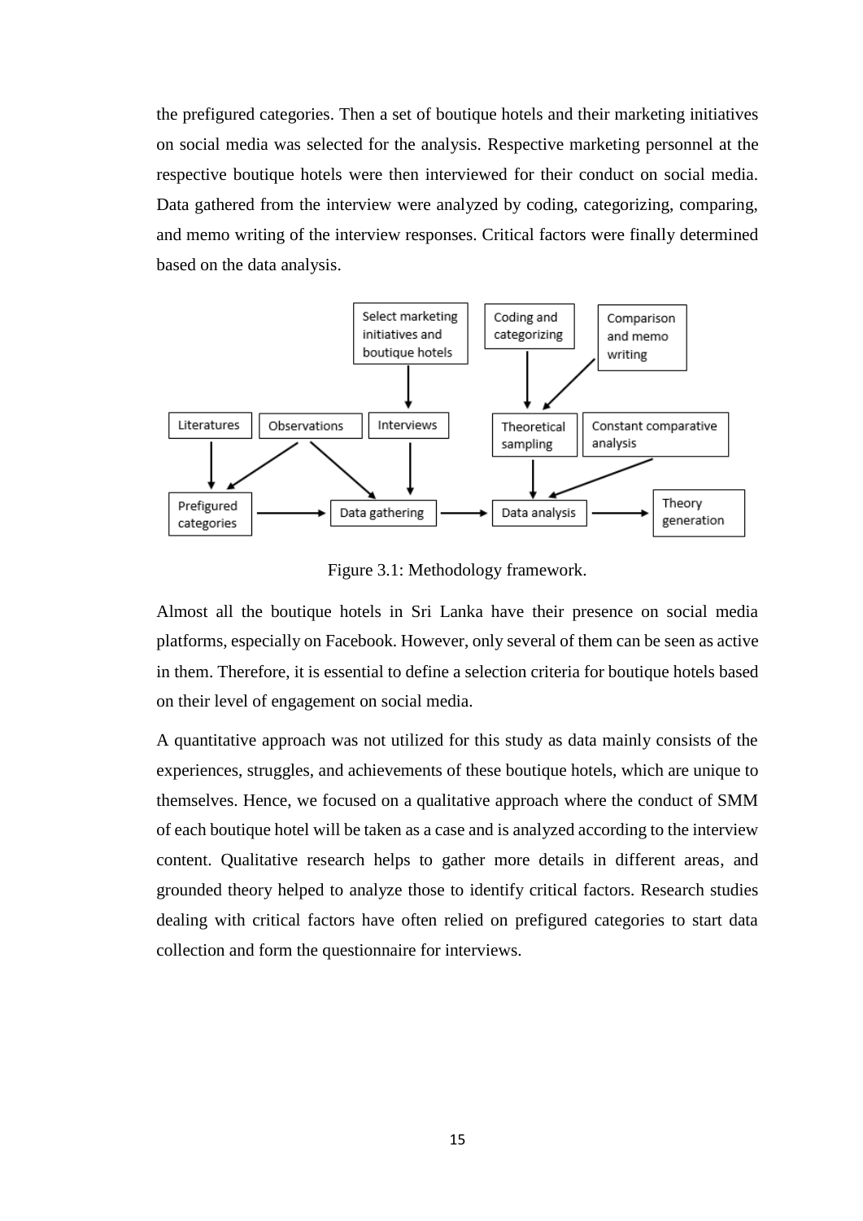the prefigured categories. Then a set of boutique hotels and their marketing initiatives on social media was selected for the analysis. Respective marketing personnel at the respective boutique hotels were then interviewed for their conduct on social media. Data gathered from the interview were analyzed by coding, categorizing, comparing, and memo writing of the interview responses. Critical factors were finally determined based on the data analysis.

Figure 3.1: Methodology framework.

Almost all the boutique hotels in Sri Lanka have their presence on social media platforms, especially on Facebook. However, only several of them can be seen as active in them. Therefore, it is essential to define a selection criteria for boutique hotels based on their level of engagement on social media.

A quantitative approach was not utilized for this study as data mainly consists of the experiences, struggles, and achievements of these boutique hotels, which are unique to themselves. Hence, we focused on a qualitative approach where the conduct of SMM of each boutique hotel will be taken as a case and is analyzed according to the interview content. Qualitative research helps to gather more details in different areas, and grounded theory helped to analyze those to identify critical factors. Research studies dealing with critical factors have often relied on prefigured categories to start data collection and form the questionnaire for interviews.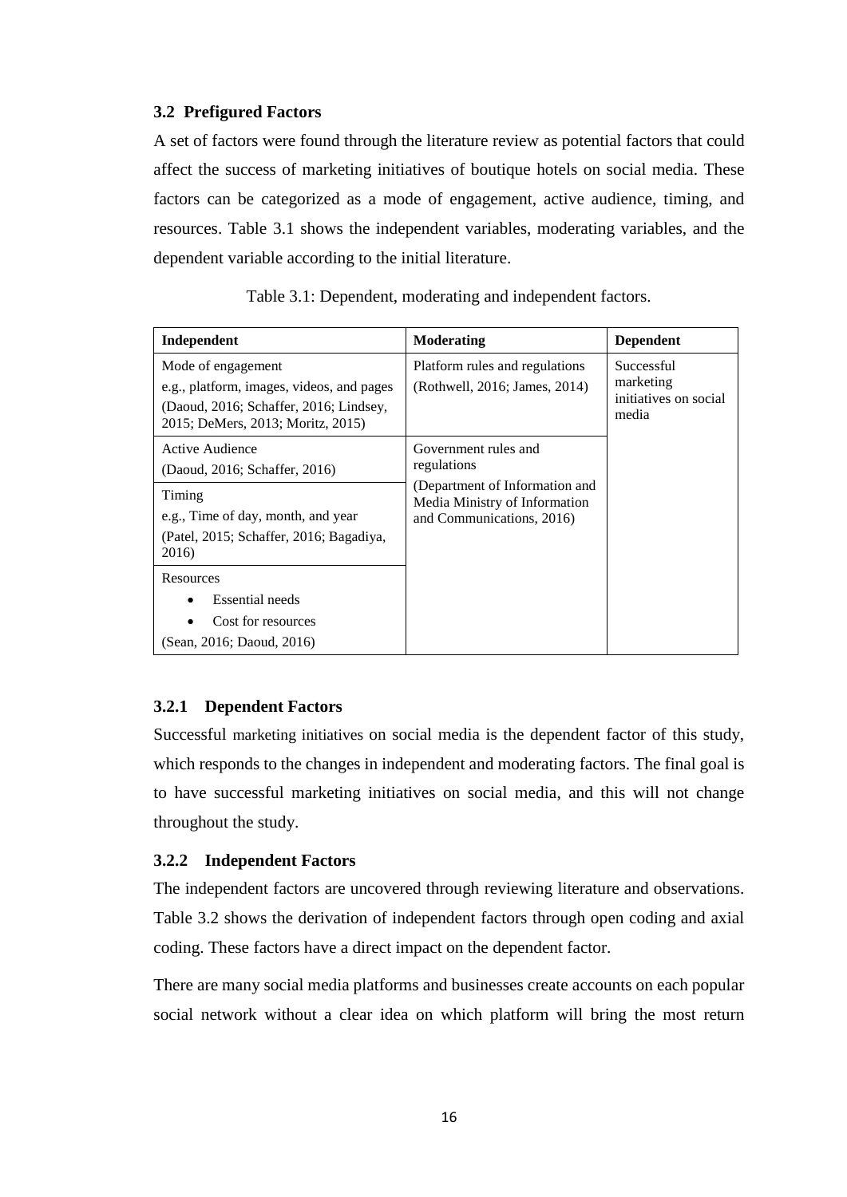### 3.2 Prefigured Factors

A set of factors were found through the literature review as potential factors that could affect the success of marketing initiatives of boutique hotels on social media. These factors can be categorized as a mode of engagement, active audience, timing, and resources. Table 3.1 shows the independent variables, moderating variables, and the dependent variable according to the initial literature.

Table 3.1: Dependent, moderating and independent factors.

| Independent | Moderating | Dependent |
|---|---|---|
| Mode of engagement<br>e.g., platform, images, videos, and pages<br>(Daoud, 2016; Schaffer, 2016; Lindsey, 2015; DeMers, 2013; Moritz, 2015) | Platform rules and regulations<br>(Rothwell, 2016; James, 2014) | Successful marketing initiatives on social media |
| Active Audience<br>(Daoud, 2016; Schaffer, 2016) | Government rules and regulations<br>(Department of Information and Media Ministry of Information and Communications, 2016) | |
| Timing<br>e.g., Time of day, month, and year<br>(Patel, 2015; Schaffer, 2016; Bagadiya, 2016) | | |
| Resources<br>• Essential needs<br>• Cost for resources<br>(Sean, 2016; Daoud, 2016) | | |

#### 3.2.1 Dependent Factors

Successful marketing initiatives on social media is the dependent factor of this study, which responds to the changes in independent and moderating factors. The final goal is to have successful marketing initiatives on social media, and this will not change throughout the study.

#### 3.2.2 Independent Factors

The independent factors are uncovered through reviewing literature and observations. Table 3.2 shows the derivation of independent factors through open coding and axial coding. These factors have a direct impact on the dependent factor.

There are many social media platforms and businesses create accounts on each popular social network without a clear idea on which platform will bring the most return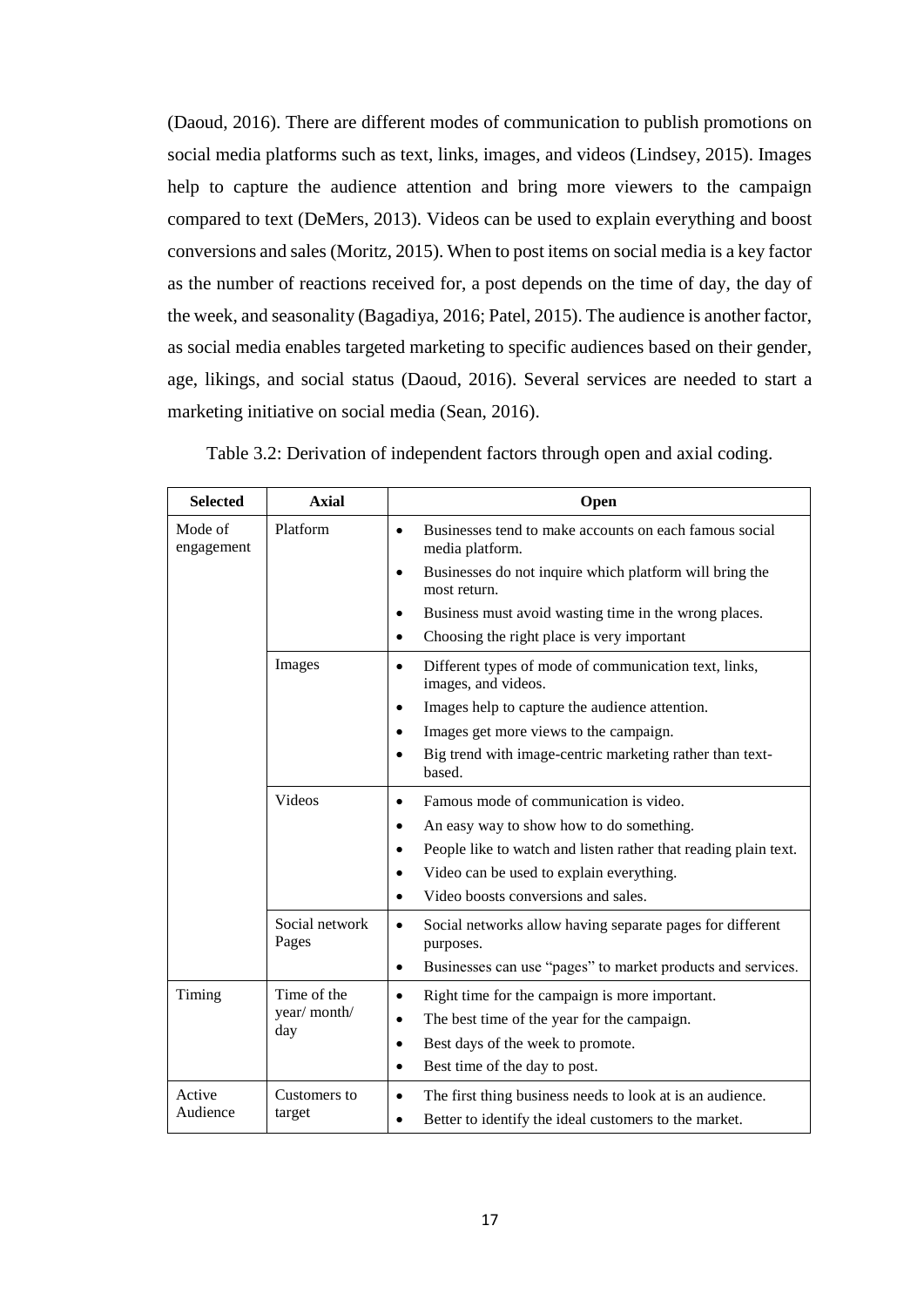(Daoud, 2016). There are different modes of communication to publish promotions on social media platforms such as text, links, images, and videos (Lindsey, 2015). Images help to capture the audience attention and bring more viewers to the campaign compared to text (DeMers, 2013). Videos can be used to explain everything and boost conversions and sales (Moritz, 2015). When to post items on social media is a key factor as the number of reactions received for, a post depends on the time of day, the day of the week, and seasonality (Bagadiya, 2016; Patel, 2015). The audience is another factor, as social media enables targeted marketing to specific audiences based on their gender, age, likings, and social status (Daoud, 2016). Several services are needed to start a marketing initiative on social media (Sean, 2016).

Table 3.2: Derivation of independent factors through open and axial coding.

| Selected | Axial | Open |
|---|---|---|
| Mode of engagement | Platform | • Businesses tend to make accounts on each famous social media platform.<br>• Businesses do not inquire which platform will bring the most return.<br>• Business must avoid wasting time in the wrong places.<br>• Choosing the right place is very important |
| | Images | • Different types of mode of communication text, links, images, and videos.<br>• Images help to capture the audience attention.<br>• Images get more views to the campaign.<br>• Big trend with image-centric marketing rather than text-based. |
| | Videos | • Famous mode of communication is video.<br>• An easy way to show how to do something.<br>• People like to watch and listen rather that reading plain text.<br>• Video can be used to explain everything.<br>• Video boosts conversions and sales. |
| | Social network Pages | • Social networks allow having separate pages for different purposes.<br>• Businesses can use "pages" to market products and services. |
| Timing | Time of the year/ month/ day | • Right time for the campaign is more important.<br>• The best time of the year for the campaign.<br>• Best days of the week to promote.<br>• Best time of the day to post. |
| Active Audience | Customers to target | • The first thing business needs to look at is an audience.<br>• Better to identify the ideal customers to the market. |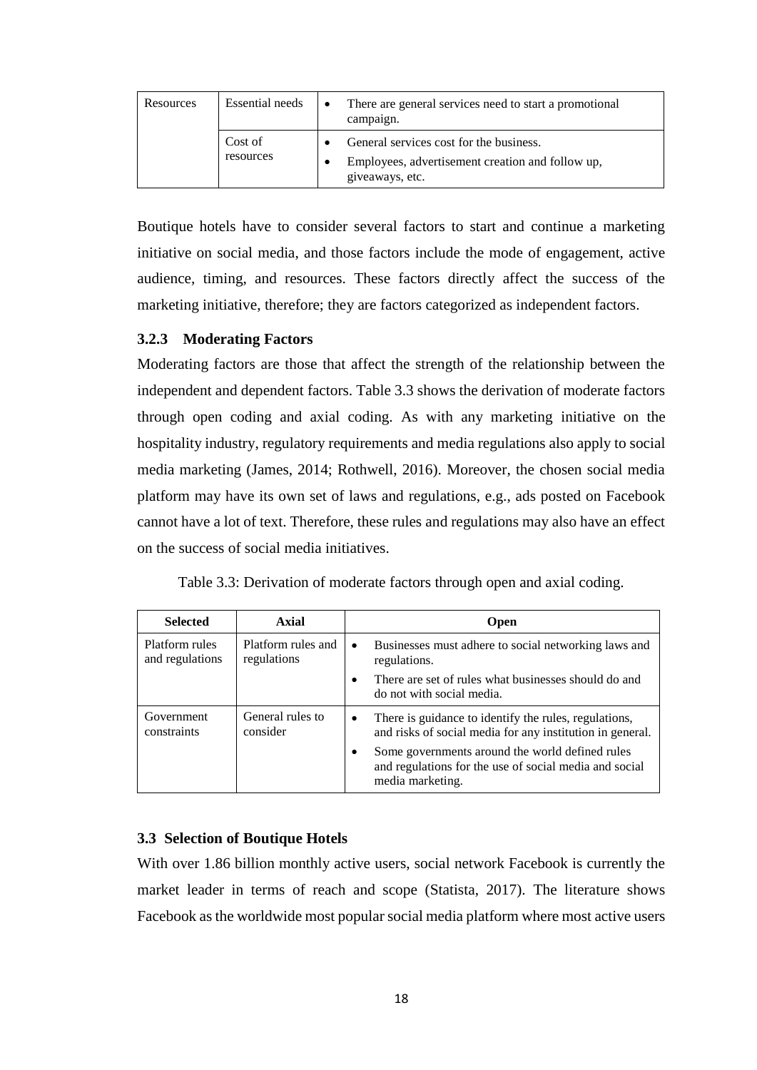| Resources | Essential needs | • There are general services need to start a promotional campaign. |
|---|---|---|
| | Cost of resources | • General services cost for the business.<br>• Employees, advertisement creation and follow up, giveaways, etc. |

Boutique hotels have to consider several factors to start and continue a marketing initiative on social media, and those factors include the mode of engagement, active audience, timing, and resources. These factors directly affect the success of the marketing initiative, therefore; they are factors categorized as independent factors.

### 3.2.3 Moderating Factors

Moderating factors are those that affect the strength of the relationship between the independent and dependent factors. Table 3.3 shows the derivation of moderate factors through open coding and axial coding. As with any marketing initiative on the hospitality industry, regulatory requirements and media regulations also apply to social media marketing (James, 2014; Rothwell, 2016). Moreover, the chosen social media platform may have its own set of laws and regulations, e.g., ads posted on Facebook cannot have a lot of text. Therefore, these rules and regulations may also have an effect on the success of social media initiatives.

Table 3.3: Derivation of moderate factors through open and axial coding.

| Selected | Axial | Open |
|---|---|---|
| Platform rules and regulations | Platform rules and regulations | • Businesses must adhere to social networking laws and regulations.<br>• There are set of rules what businesses should do and do not with social media. |
| Government constraints | General rules to consider | • There is guidance to identify the rules, regulations, and risks of social media for any institution in general.<br>• Some governments around the world defined rules and regulations for the use of social media and social media marketing. |

## 3.3 Selection of Boutique Hotels

With over 1.86 billion monthly active users, social network Facebook is currently the market leader in terms of reach and scope (Statista, 2017). The literature shows Facebook as the worldwide most popular social media platform where most active users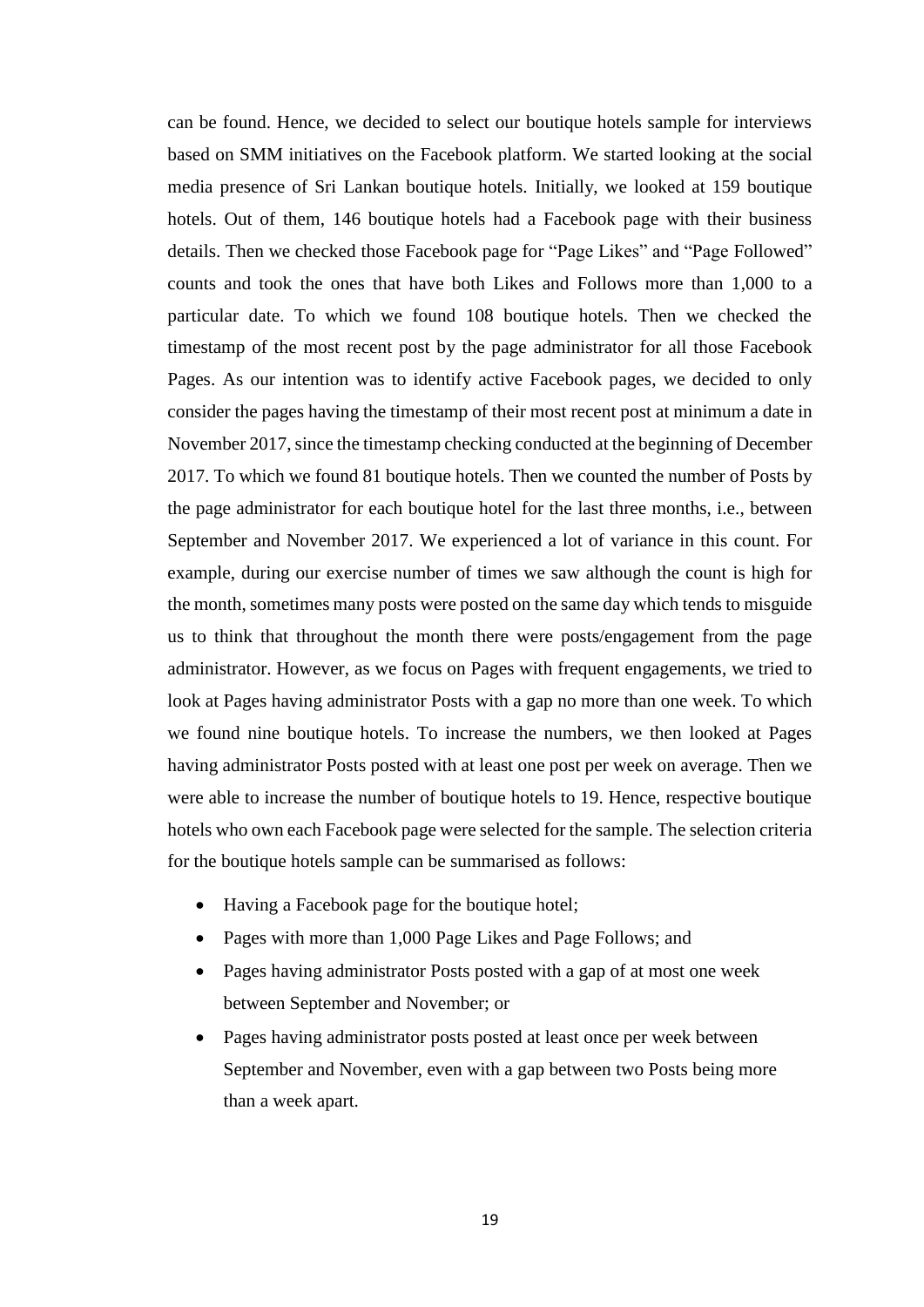can be found. Hence, we decided to select our boutique hotels sample for interviews based on SMM initiatives on the Facebook platform. We started looking at the social media presence of Sri Lankan boutique hotels. Initially, we looked at 159 boutique hotels. Out of them, 146 boutique hotels had a Facebook page with their business details. Then we checked those Facebook page for "Page Likes" and "Page Followed" counts and took the ones that have both Likes and Follows more than 1,000 to a particular date. To which we found 108 boutique hotels. Then we checked the timestamp of the most recent post by the page administrator for all those Facebook Pages. As our intention was to identify active Facebook pages, we decided to only consider the pages having the timestamp of their most recent post at minimum a date in November 2017, since the timestamp checking conducted at the beginning of December 2017. To which we found 81 boutique hotels. Then we counted the number of Posts by the page administrator for each boutique hotel for the last three months, i.e., between September and November 2017. We experienced a lot of variance in this count. For example, during our exercise number of times we saw although the count is high for the month, sometimes many posts were posted on the same day which tends to misguide us to think that throughout the month there were posts/engagement from the page administrator. However, as we focus on Pages with frequent engagements, we tried to look at Pages having administrator Posts with a gap no more than one week. To which we found nine boutique hotels. To increase the numbers, we then looked at Pages having administrator Posts posted with at least one post per week on average. Then we were able to increase the number of boutique hotels to 19. Hence, respective boutique hotels who own each Facebook page were selected for the sample. The selection criteria for the boutique hotels sample can be summarised as follows:

- Having a Facebook page for the boutique hotel;
- Pages with more than 1,000 Page Likes and Page Follows; and
- Pages having administrator Posts posted with a gap of at most one week between September and November; or
- Pages having administrator posts posted at least once per week between September and November, even with a gap between two Posts being more than a week apart.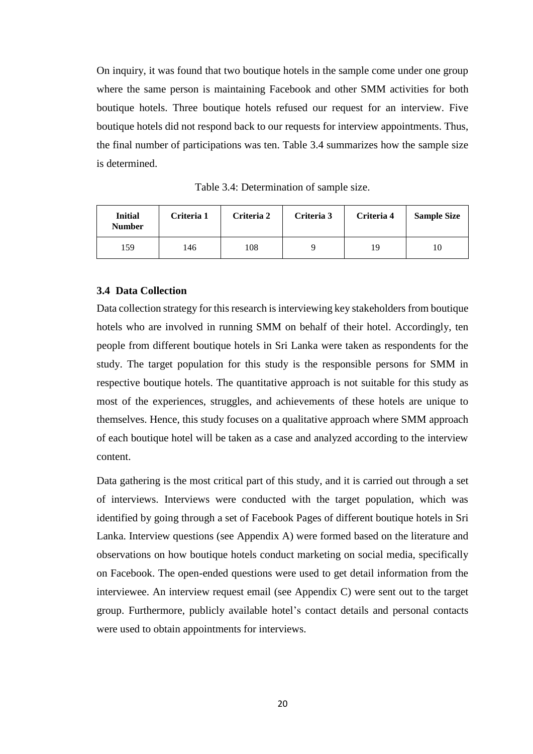On inquiry, it was found that two boutique hotels in the sample come under one group where the same person is maintaining Facebook and other SMM activities for both boutique hotels. Three boutique hotels refused our request for an interview. Five boutique hotels did not respond back to our requests for interview appointments. Thus, the final number of participations was ten. Table 3.4 summarizes how the sample size is determined.

Table 3.4: Determination of sample size.

| Initial Number | Criteria 1 | Criteria 2 | Criteria 3 | Criteria 4 | Sample Size |
|---|---|---|---|---|---|
| 159 | 146 | 108 | 9 | 19 | 10 |

### 3.4 Data Collection

Data collection strategy for this research is interviewing key stakeholders from boutique hotels who are involved in running SMM on behalf of their hotel. Accordingly, ten people from different boutique hotels in Sri Lanka were taken as respondents for the study. The target population for this study is the responsible persons for SMM in respective boutique hotels. The quantitative approach is not suitable for this study as most of the experiences, struggles, and achievements of these hotels are unique to themselves. Hence, this study focuses on a qualitative approach where SMM approach of each boutique hotel will be taken as a case and analyzed according to the interview content.

Data gathering is the most critical part of this study, and it is carried out through a set of interviews. Interviews were conducted with the target population, which was identified by going through a set of Facebook Pages of different boutique hotels in Sri Lanka. Interview questions (see Appendix A) were formed based on the literature and observations on how boutique hotels conduct marketing on social media, specifically on Facebook. The open-ended questions were used to get detail information from the interviewee. An interview request email (see Appendix C) were sent out to the target group. Furthermore, publicly available hotel's contact details and personal contacts were used to obtain appointments for interviews.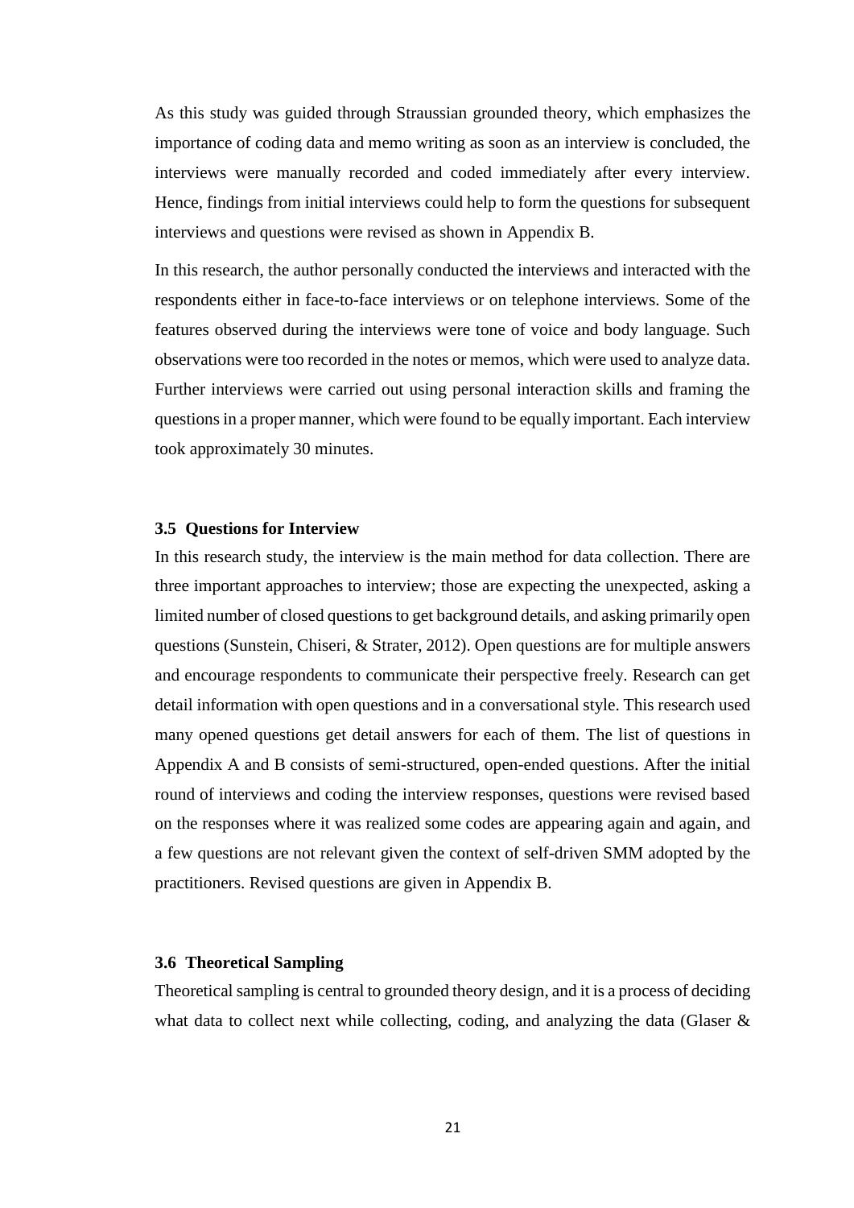As this study was guided through Straussian grounded theory, which emphasizes the importance of coding data and memo writing as soon as an interview is concluded, the interviews were manually recorded and coded immediately after every interview. Hence, findings from initial interviews could help to form the questions for subsequent interviews and questions were revised as shown in Appendix B.

In this research, the author personally conducted the interviews and interacted with the respondents either in face-to-face interviews or on telephone interviews. Some of the features observed during the interviews were tone of voice and body language. Such observations were too recorded in the notes or memos, which were used to analyze data. Further interviews were carried out using personal interaction skills and framing the questions in a proper manner, which were found to be equally important. Each interview took approximately 30 minutes.

### 3.5 Questions for Interview

In this research study, the interview is the main method for data collection. There are three important approaches to interview; those are expecting the unexpected, asking a limited number of closed questions to get background details, and asking primarily open questions (Sunstein, Chiseri, & Strater, 2012). Open questions are for multiple answers and encourage respondents to communicate their perspective freely. Research can get detail information with open questions and in a conversational style. This research used many opened questions get detail answers for each of them. The list of questions in Appendix A and B consists of semi-structured, open-ended questions. After the initial round of interviews and coding the interview responses, questions were revised based on the responses where it was realized some codes are appearing again and again, and a few questions are not relevant given the context of self-driven SMM adopted by the practitioners. Revised questions are given in Appendix B.

### 3.6 Theoretical Sampling

Theoretical sampling is central to grounded theory design, and it is a process of deciding what data to collect next while collecting, coding, and analyzing the data (Glaser &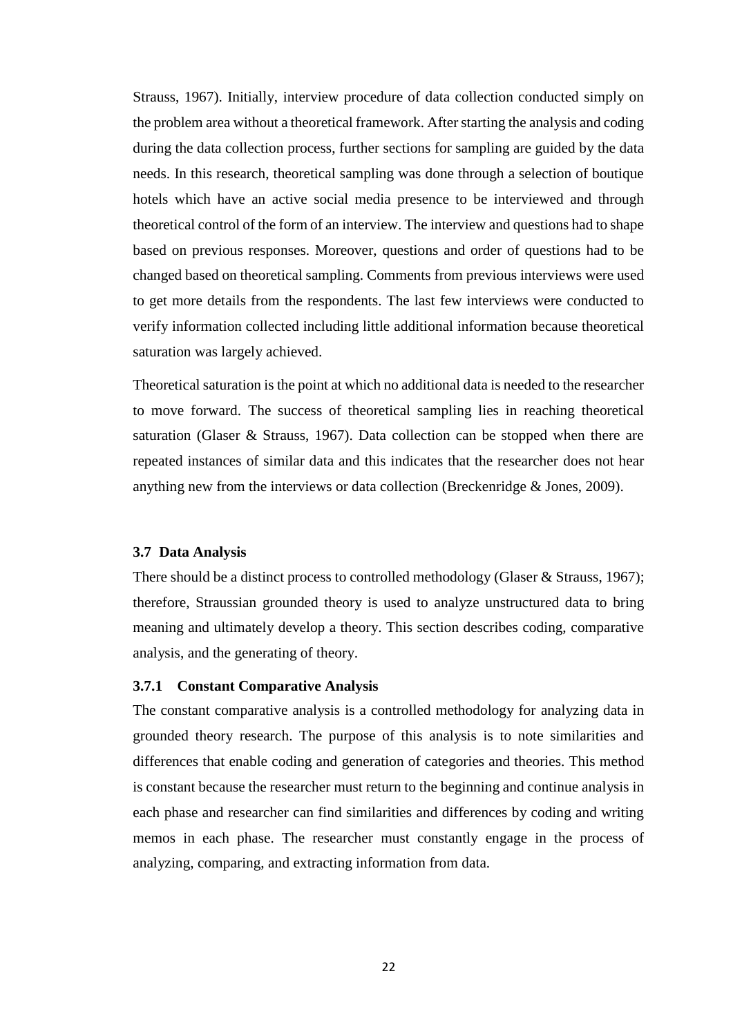Strauss, 1967). Initially, interview procedure of data collection conducted simply on the problem area without a theoretical framework. After starting the analysis and coding during the data collection process, further sections for sampling are guided by the data needs. In this research, theoretical sampling was done through a selection of boutique hotels which have an active social media presence to be interviewed and through theoretical control of the form of an interview. The interview and questions had to shape based on previous responses. Moreover, questions and order of questions had to be changed based on theoretical sampling. Comments from previous interviews were used to get more details from the respondents. The last few interviews were conducted to verify information collected including little additional information because theoretical saturation was largely achieved.

Theoretical saturation is the point at which no additional data is needed to the researcher to move forward. The success of theoretical sampling lies in reaching theoretical saturation (Glaser & Strauss, 1967). Data collection can be stopped when there are repeated instances of similar data and this indicates that the researcher does not hear anything new from the interviews or data collection (Breckenridge & Jones, 2009).

### 3.7 Data Analysis

There should be a distinct process to controlled methodology (Glaser & Strauss, 1967); therefore, Straussian grounded theory is used to analyze unstructured data to bring meaning and ultimately develop a theory. This section describes coding, comparative analysis, and the generating of theory.

#### 3.7.1 Constant Comparative Analysis

The constant comparative analysis is a controlled methodology for analyzing data in grounded theory research. The purpose of this analysis is to note similarities and differences that enable coding and generation of categories and theories. This method is constant because the researcher must return to the beginning and continue analysis in each phase and researcher can find similarities and differences by coding and writing memos in each phase. The researcher must constantly engage in the process of analyzing, comparing, and extracting information from data.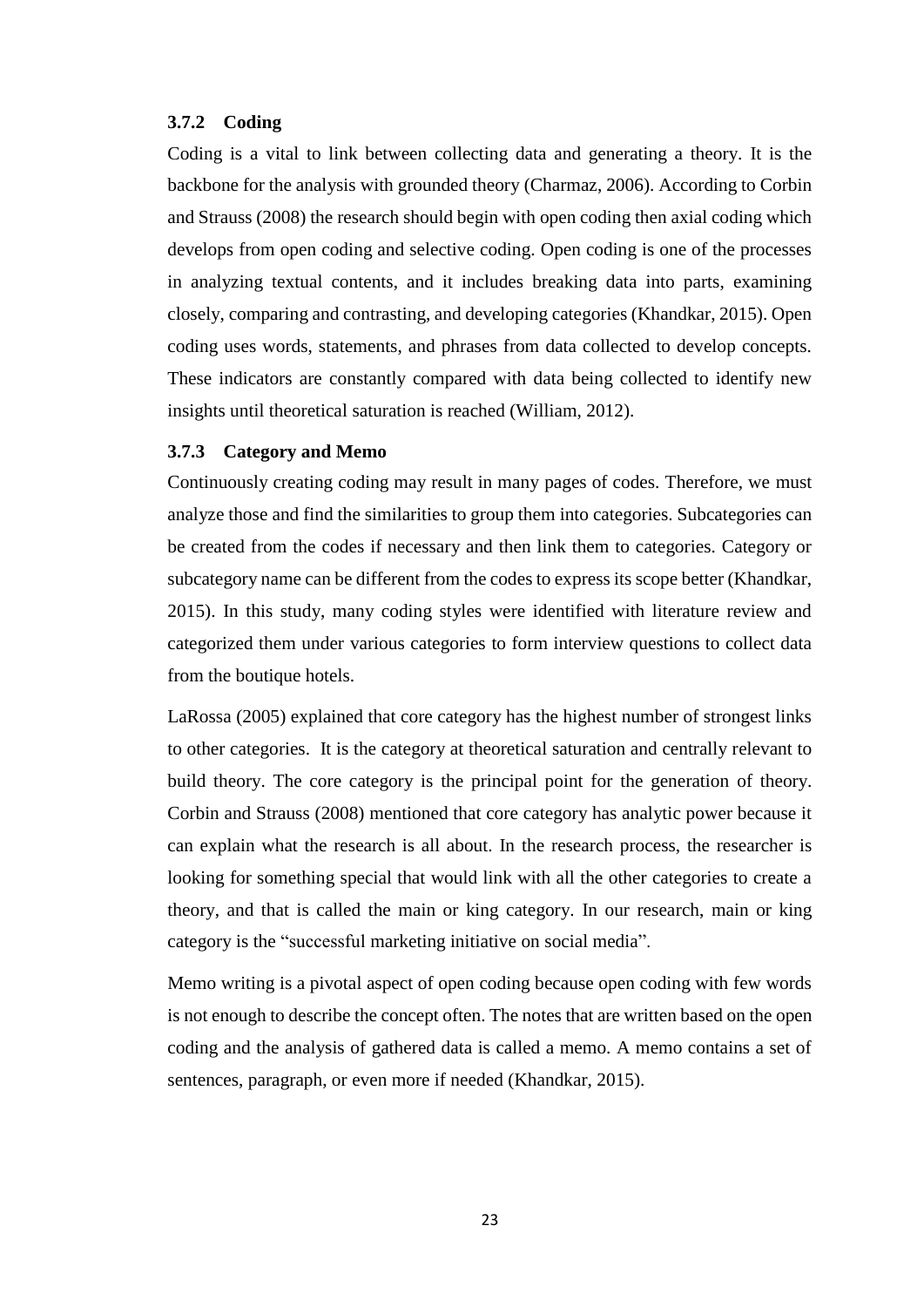### 3.7.2 Coding

Coding is a vital to link between collecting data and generating a theory. It is the backbone for the analysis with grounded theory (Charmaz, 2006). According to Corbin and Strauss (2008) the research should begin with open coding then axial coding which develops from open coding and selective coding. Open coding is one of the processes in analyzing textual contents, and it includes breaking data into parts, examining closely, comparing and contrasting, and developing categories (Khandkar, 2015). Open coding uses words, statements, and phrases from data collected to develop concepts. These indicators are constantly compared with data being collected to identify new insights until theoretical saturation is reached (William, 2012).

### 3.7.3 Category and Memo

Continuously creating coding may result in many pages of codes. Therefore, we must analyze those and find the similarities to group them into categories. Subcategories can be created from the codes if necessary and then link them to categories. Category or subcategory name can be different from the codes to express its scope better (Khandkar, 2015). In this study, many coding styles were identified with literature review and categorized them under various categories to form interview questions to collect data from the boutique hotels.

LaRossa (2005) explained that core category has the highest number of strongest links to other categories. It is the category at theoretical saturation and centrally relevant to build theory. The core category is the principal point for the generation of theory. Corbin and Strauss (2008) mentioned that core category has analytic power because it can explain what the research is all about. In the research process, the researcher is looking for something special that would link with all the other categories to create a theory, and that is called the main or king category. In our research, main or king category is the "successful marketing initiative on social media".

Memo writing is a pivotal aspect of open coding because open coding with few words is not enough to describe the concept often. The notes that are written based on the open coding and the analysis of gathered data is called a memo. A memo contains a set of sentences, paragraph, or even more if needed (Khandkar, 2015).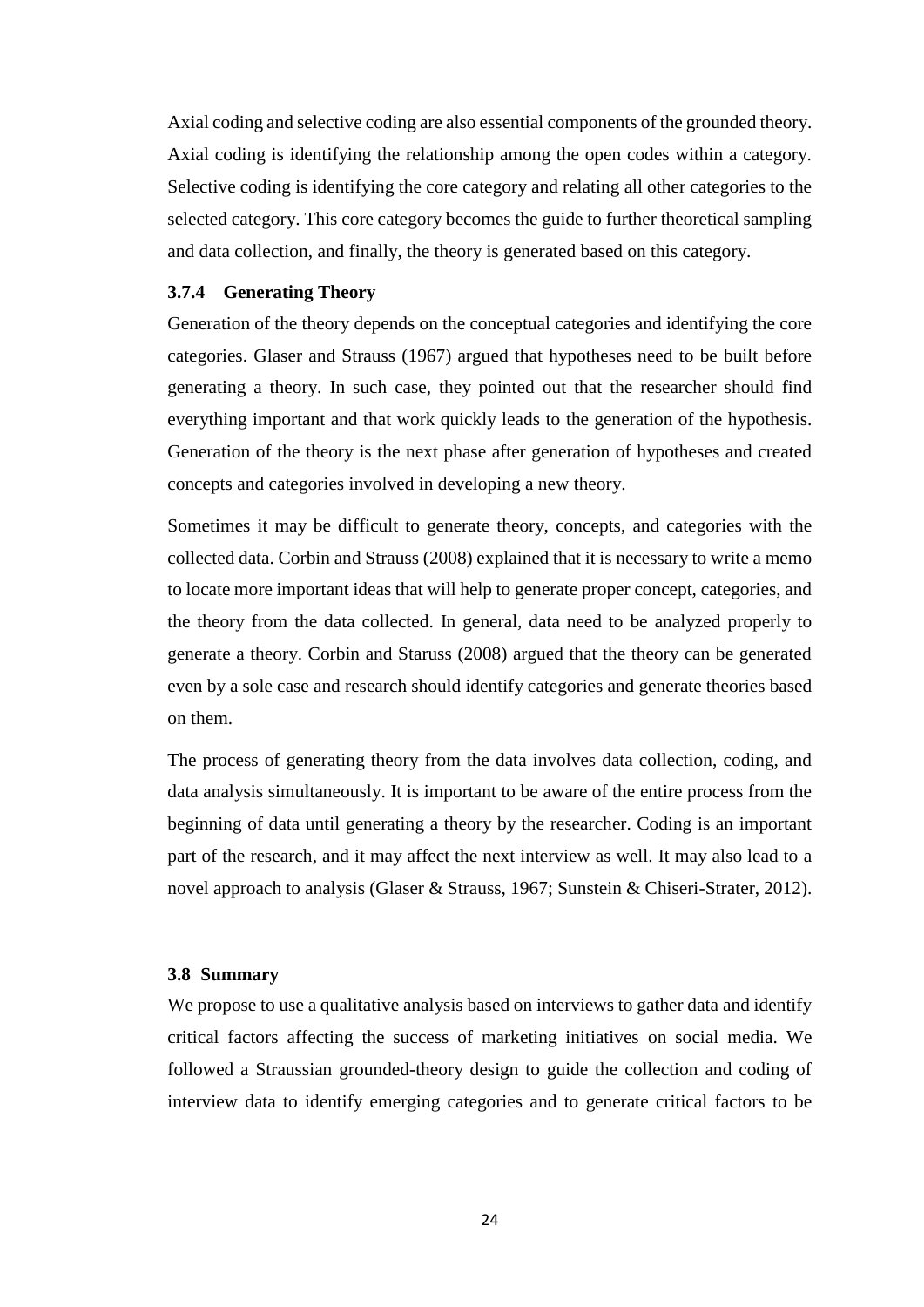Axial coding and selective coding are also essential components of the grounded theory. Axial coding is identifying the relationship among the open codes within a category. Selective coding is identifying the core category and relating all other categories to the selected category. This core category becomes the guide to further theoretical sampling and data collection, and finally, the theory is generated based on this category.

### 3.7.4 Generating Theory

Generation of the theory depends on the conceptual categories and identifying the core categories. Glaser and Strauss (1967) argued that hypotheses need to be built before generating a theory. In such case, they pointed out that the researcher should find everything important and that work quickly leads to the generation of the hypothesis. Generation of the theory is the next phase after generation of hypotheses and created concepts and categories involved in developing a new theory.

Sometimes it may be difficult to generate theory, concepts, and categories with the collected data. Corbin and Strauss (2008) explained that it is necessary to write a memo to locate more important ideas that will help to generate proper concept, categories, and the theory from the data collected. In general, data need to be analyzed properly to generate a theory. Corbin and Staruss (2008) argued that the theory can be generated even by a sole case and research should identify categories and generate theories based on them.

The process of generating theory from the data involves data collection, coding, and data analysis simultaneously. It is important to be aware of the entire process from the beginning of data until generating a theory by the researcher. Coding is an important part of the research, and it may affect the next interview as well. It may also lead to a novel approach to analysis (Glaser & Strauss, 1967; Sunstein & Chiseri-Strater, 2012).

## 3.8 Summary

We propose to use a qualitative analysis based on interviews to gather data and identify critical factors affecting the success of marketing initiatives on social media. We followed a Straussian grounded-theory design to guide the collection and coding of interview data to identify emerging categories and to generate critical factors to be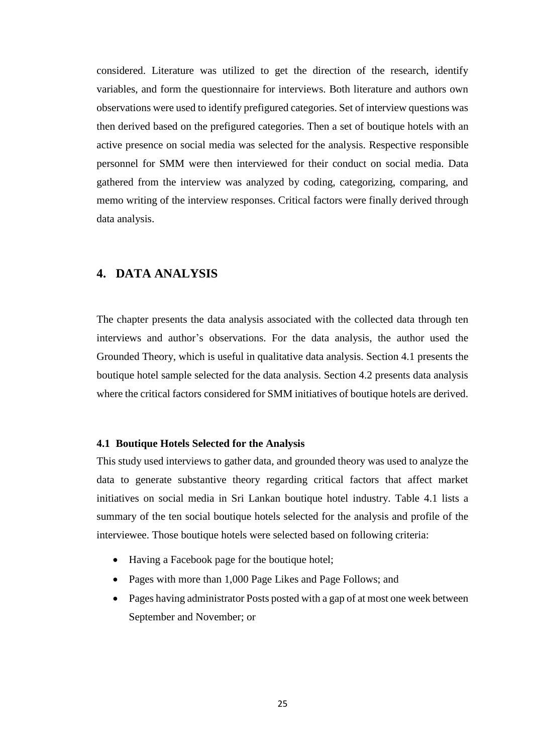considered. Literature was utilized to get the direction of the research, identify variables, and form the questionnaire for interviews. Both literature and authors own observations were used to identify prefigured categories. Set of interview questions was then derived based on the prefigured categories. Then a set of boutique hotels with an active presence on social media was selected for the analysis. Respective responsible personnel for SMM were then interviewed for their conduct on social media. Data gathered from the interview was analyzed by coding, categorizing, comparing, and memo writing of the interview responses. Critical factors were finally derived through data analysis.

# 4. DATA ANALYSIS

The chapter presents the data analysis associated with the collected data through ten interviews and author's observations. For the data analysis, the author used the Grounded Theory, which is useful in qualitative data analysis. Section 4.1 presents the boutique hotel sample selected for the data analysis. Section 4.2 presents data analysis where the critical factors considered for SMM initiatives of boutique hotels are derived.

### 4.1 Boutique Hotels Selected for the Analysis

This study used interviews to gather data, and grounded theory was used to analyze the data to generate substantive theory regarding critical factors that affect market initiatives on social media in Sri Lankan boutique hotel industry. Table 4.1 lists a summary of the ten social boutique hotels selected for the analysis and profile of the interviewee. Those boutique hotels were selected based on following criteria:

- Having a Facebook page for the boutique hotel;
- Pages with more than 1,000 Page Likes and Page Follows; and
- Pages having administrator Posts posted with a gap of at most one week between September and November; or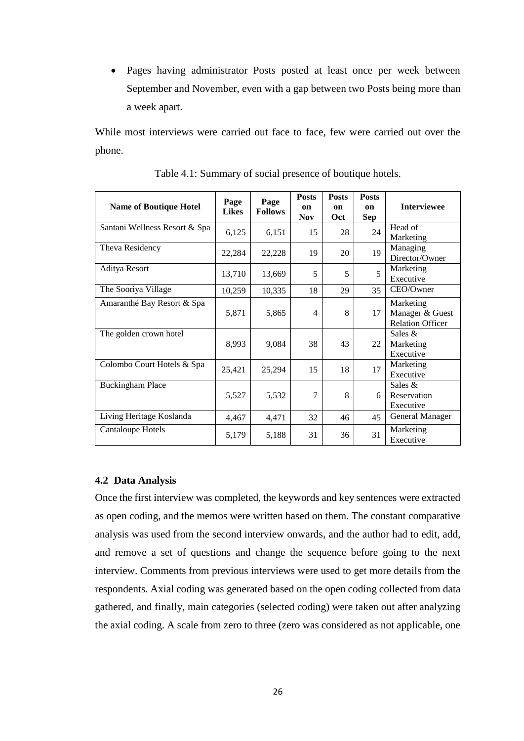- Pages having administrator Posts posted at least once per week between September and November, even with a gap between two Posts being more than a week apart.

While most interviews were carried out face to face, few were carried out over the phone.

Table 4.1: Summary of social presence of boutique hotels.

| Name of Boutique Hotel | Page Likes | Page Follows | Posts on Nov | Posts on Oct | Posts on Sep | Interviewee |
|---|---|---|---|---|---|---|
| Santani Wellness Resort & Spa | 6,125 | 6,151 | 15 | 28 | 24 | Head of Marketing |
| Theva Residency | 22,284 | 22,228 | 19 | 20 | 19 | Managing Director/Owner |
| Aditya Resort | 13,710 | 13,669 | 5 | 5 | 5 | Marketing Executive |
| The Sooriya Village | 10,259 | 10,335 | 18 | 29 | 35 | CEO/Owner |
| Amaranthé Bay Resort & Spa | 5,871 | 5,865 | 4 | 8 | 17 | Marketing Manager & Guest Relation Officer |
| The golden crown hotel | 8,993 | 9,084 | 38 | 43 | 22 | Sales & Marketing Executive |
| Colombo Court Hotels & Spa | 25,421 | 25,294 | 15 | 18 | 17 | Marketing Executive |
| Buckingham Place | 5,527 | 5,532 | 7 | 8 | 6 | Sales & Reservation Executive |
| Living Heritage Koslanda | 4,467 | 4,471 | 32 | 46 | 45 | General Manager |
| Cantaloupe Hotels | 5,179 | 5,188 | 31 | 36 | 31 | Marketing Executive |

### 4.2 Data Analysis

Once the first interview was completed, the keywords and key sentences were extracted as open coding, and the memos were written based on them. The constant comparative analysis was used from the second interview onwards, and the author had to edit, add, and remove a set of questions and change the sequence before going to the next interview. Comments from previous interviews were used to get more details from the respondents. Axial coding was generated based on the open coding collected from data gathered, and finally, main categories (selected coding) were taken out after analyzing the axial coding. A scale from zero to three (zero was considered as not applicable, one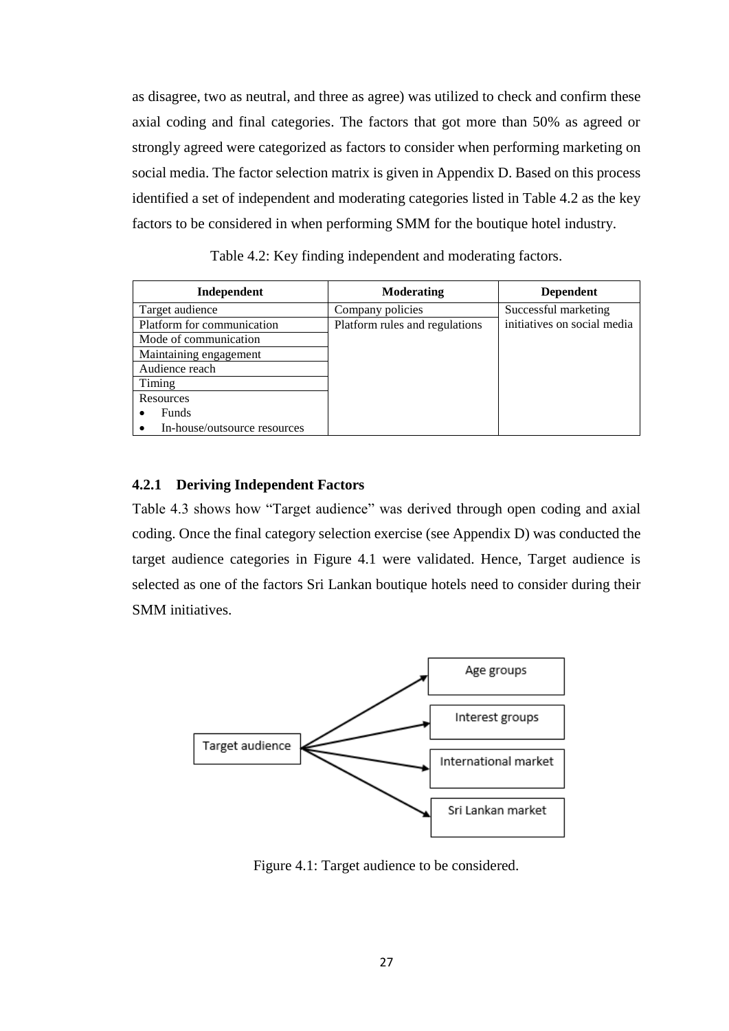as disagree, two as neutral, and three as agree) was utilized to check and confirm these axial coding and final categories. The factors that got more than 50% as agreed or strongly agreed were categorized as factors to consider when performing marketing on social media. The factor selection matrix is given in Appendix D. Based on this process identified a set of independent and moderating categories listed in Table 4.2 as the key factors to be considered in when performing SMM for the boutique hotel industry.

Table 4.2: Key finding independent and moderating factors.

| Independent | Moderating | Dependent |
|---|---|---|
| Target audience | Company policies | Successful marketing initiatives on social media |
| Platform for communication | Platform rules and regulations | |
| Mode of communication | | |
| Maintaining engagement | | |
| Audience reach | | |
| Timing | | |
| Resources<br>• Funds<br>• In-house/outsource resources | | |

### 4.2.1 Deriving Independent Factors

Table 4.3 shows how "Target audience" was derived through open coding and axial coding. Once the final category selection exercise (see Appendix D) was conducted the target audience categories in Figure 4.1 were validated. Hence, Target audience is selected as one of the factors Sri Lankan boutique hotels need to consider during their SMM initiatives.

Target audience → Age groups; Interest groups; International market; Sri Lankan market

Figure 4.1: Target audience to be considered.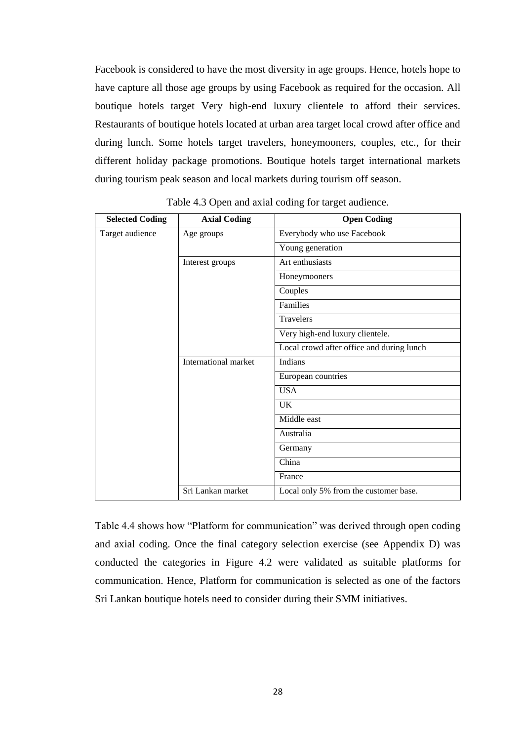Facebook is considered to have the most diversity in age groups. Hence, hotels hope to have capture all those age groups by using Facebook as required for the occasion. All boutique hotels target Very high-end luxury clientele to afford their services. Restaurants of boutique hotels located at urban area target local crowd after office and during lunch. Some hotels target travelers, honeymooners, couples, etc., for their different holiday package promotions. Boutique hotels target international markets during tourism peak season and local markets during tourism off season.

Table 4.3 Open and axial coding for target audience.

| Selected Coding | Axial Coding | Open Coding |
|---|---|---|
| Target audience | Age groups | Everybody who use Facebook |
| | | Young generation |
| | Interest groups | Art enthusiasts |
| | | Honeymooners |
| | | Couples |
| | | Families |
| | | Travelers |
| | | Very high-end luxury clientele. |
| | | Local crowd after office and during lunch |
| | International market | Indians |
| | | European countries |
| | | USA |
| | | UK |
| | | Middle east |
| | | Australia |
| | | Germany |
| | | China |
| | | France |
| | Sri Lankan market | Local only 5% from the customer base. |

Table 4.4 shows how "Platform for communication" was derived through open coding and axial coding. Once the final category selection exercise (see Appendix D) was conducted the categories in Figure 4.2 were validated as suitable platforms for communication. Hence, Platform for communication is selected as one of the factors Sri Lankan boutique hotels need to consider during their SMM initiatives.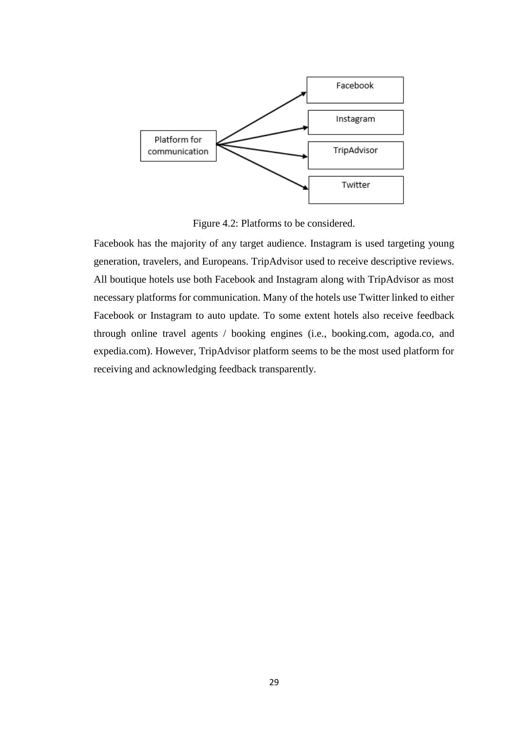Figure 4.2: Platforms to be considered.

Facebook has the majority of any target audience. Instagram is used targeting young generation, travelers, and Europeans. TripAdvisor used to receive descriptive reviews. All boutique hotels use both Facebook and Instagram along with TripAdvisor as most necessary platforms for communication. Many of the hotels use Twitter linked to either Facebook or Instagram to auto update. To some extent hotels also receive feedback through online travel agents / booking engines (i.e., booking.com, agoda.co, and expedia.com). However, TripAdvisor platform seems to be the most used platform for receiving and acknowledging feedback transparently.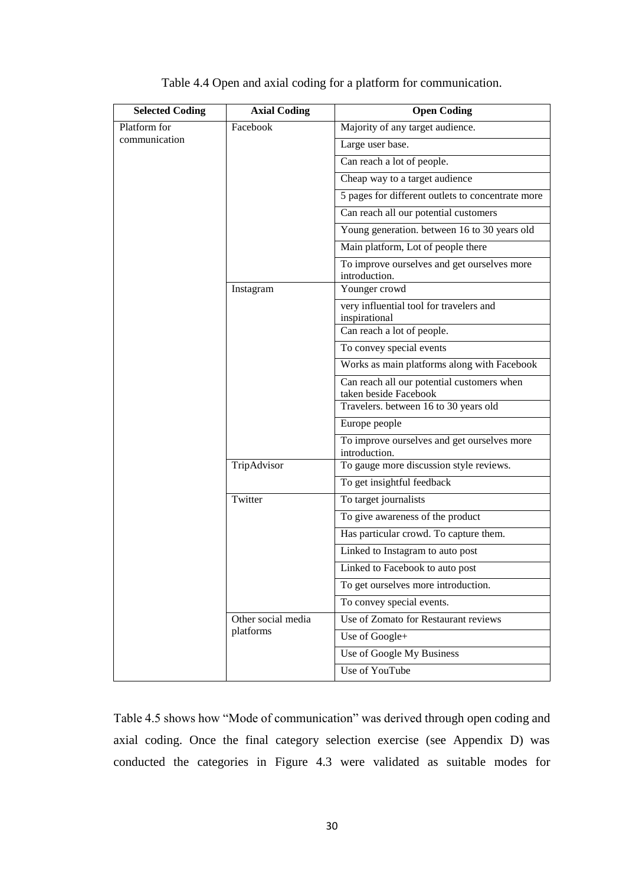Table 4.4 Open and axial coding for a platform for communication.

| Selected Coding | Axial Coding | Open Coding |
|---|---|---|
| Platform for communication | Facebook | Majority of any target audience. |
| | | Large user base. |
| | | Can reach a lot of people. |
| | | Cheap way to a target audience |
| | | 5 pages for different outlets to concentrate more |
| | | Can reach all our potential customers |
| | | Young generation. between 16 to 30 years old |
| | | Main platform, Lot of people there |
| | | To improve ourselves and get ourselves more introduction. |
| | Instagram | Younger crowd |
| | | very influential tool for travelers and inspirational |
| | | Can reach a lot of people. |
| | | To convey special events |
| | | Works as main platforms along with Facebook |
| | | Can reach all our potential customers when taken beside Facebook |
| | | Travelers. between 16 to 30 years old |
| | | Europe people |
| | | To improve ourselves and get ourselves more introduction. |
| | TripAdvisor | To gauge more discussion style reviews. |
| | | To get insightful feedback |
| | Twitter | To target journalists |
| | | To give awareness of the product |
| | | Has particular crowd. To capture them. |
| | | Linked to Instagram to auto post |
| | | Linked to Facebook to auto post |
| | | To get ourselves more introduction. |
| | | To convey special events. |
| | Other social media platforms | Use of Zomato for Restaurant reviews |
| | | Use of Google+ |
| | | Use of Google My Business |
| | | Use of YouTube |

Table 4.5 shows how "Mode of communication" was derived through open coding and axial coding. Once the final category selection exercise (see Appendix D) was conducted the categories in Figure 4.3 were validated as suitable modes for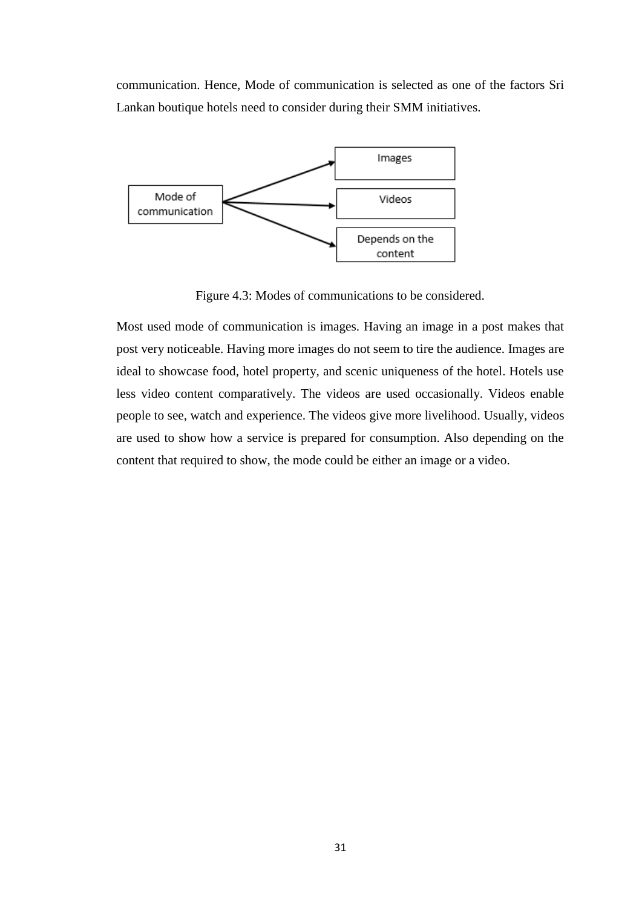communication. Hence, Mode of communication is selected as one of the factors Sri Lankan boutique hotels need to consider during their SMM initiatives.

Figure 4.3: Modes of communications to be considered.

Most used mode of communication is images. Having an image in a post makes that post very noticeable. Having more images do not seem to tire the audience. Images are ideal to showcase food, hotel property, and scenic uniqueness of the hotel. Hotels use less video content comparatively. The videos are used occasionally. Videos enable people to see, watch and experience. The videos give more livelihood. Usually, videos are used to show how a service is prepared for consumption. Also depending on the content that required to show, the mode could be either an image or a video.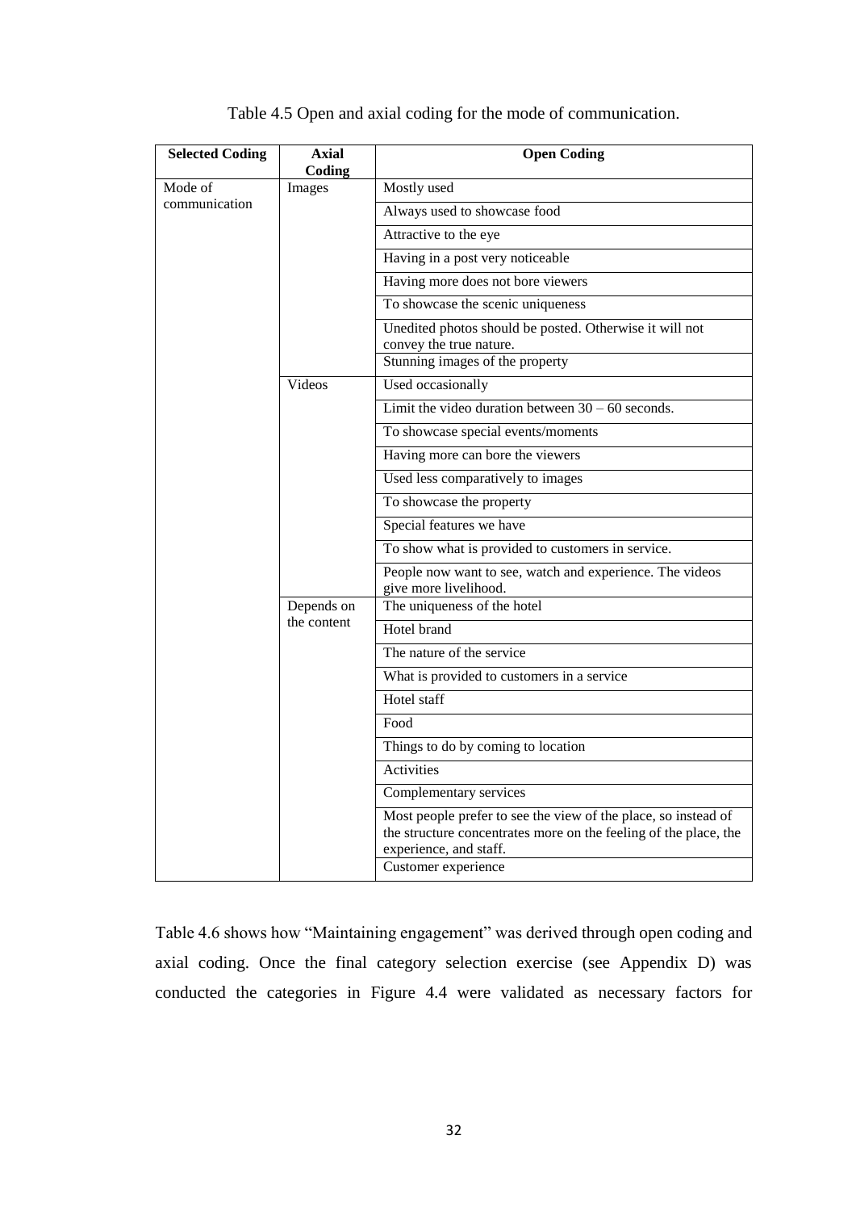Table 4.5 Open and axial coding for the mode of communication.

| Selected Coding | Axial Coding | Open Coding |
| --- | --- | --- |
| Mode of communication | Images | Mostly used |
| | | Always used to showcase food |
| | | Attractive to the eye |
| | | Having in a post very noticeable |
| | | Having more does not bore viewers |
| | | To showcase the scenic uniqueness |
| | | Unedited photos should be posted. Otherwise it will not convey the true nature. |
| | | Stunning images of the property |
| | Videos | Used occasionally |
| | | Limit the video duration between 30 – 60 seconds. |
| | | To showcase special events/moments |
| | | Having more can bore the viewers |
| | | Used less comparatively to images |
| | | To showcase the property |
| | | Special features we have |
| | | To show what is provided to customers in service. |
| | | People now want to see, watch and experience. The videos give more livelihood. |
| | Depends on the content | The uniqueness of the hotel |
| | | Hotel brand |
| | | The nature of the service |
| | | What is provided to customers in a service |
| | | Hotel staff |
| | | Food |
| | | Things to do by coming to location |
| | | Activities |
| | | Complementary services |
| | | Most people prefer to see the view of the place, so instead of the structure concentrates more on the feeling of the place, the experience, and staff. |
| | | Customer experience |

Table 4.6 shows how "Maintaining engagement" was derived through open coding and axial coding. Once the final category selection exercise (see Appendix D) was conducted the categories in Figure 4.4 were validated as necessary factors for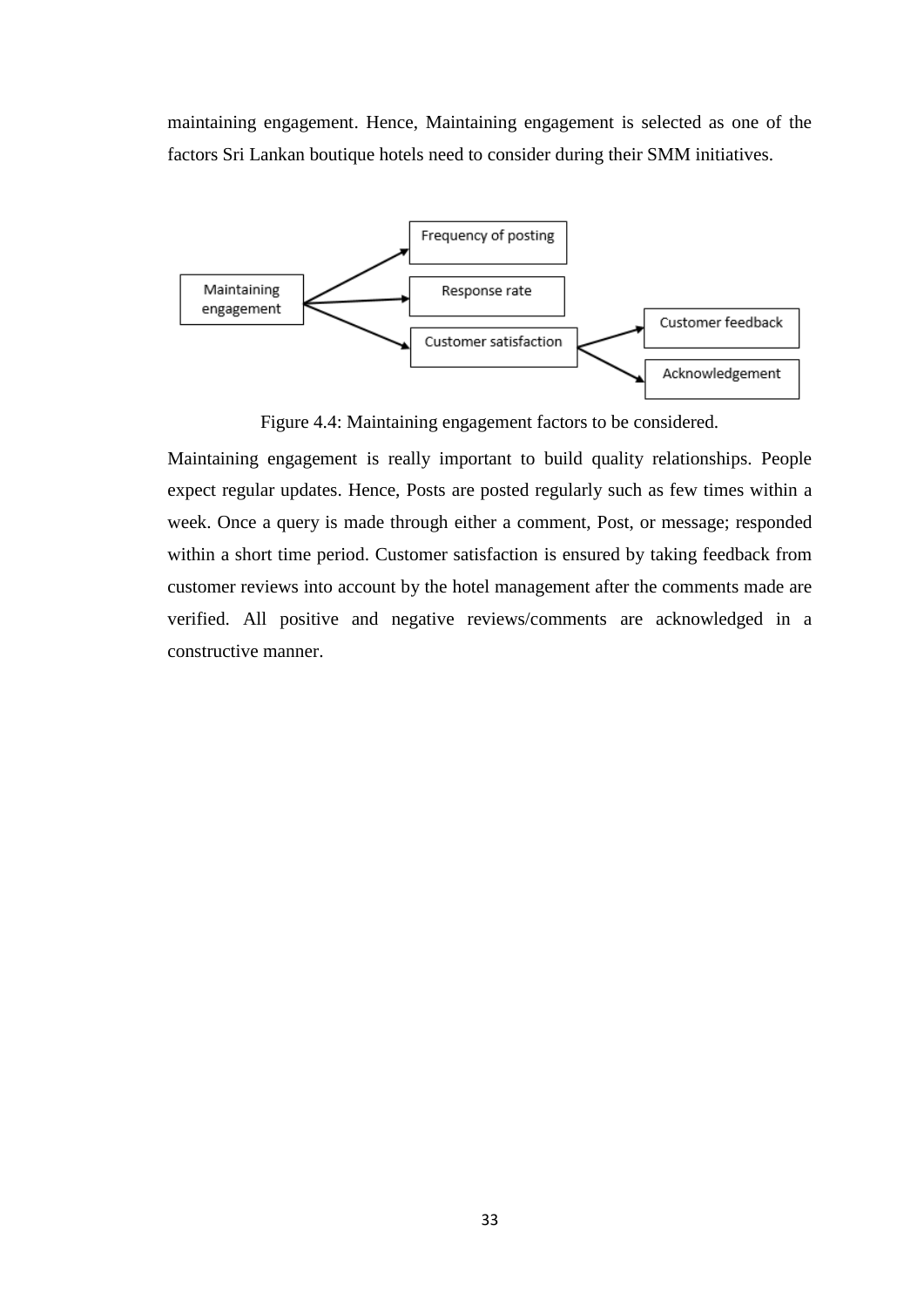maintaining engagement. Hence, Maintaining engagement is selected as one of the factors Sri Lankan boutique hotels need to consider during their SMM initiatives.

Figure 4.4: Maintaining engagement factors to be considered.

Maintaining engagement is really important to build quality relationships. People expect regular updates. Hence, Posts are posted regularly such as few times within a week. Once a query is made through either a comment, Post, or message; responded within a short time period. Customer satisfaction is ensured by taking feedback from customer reviews into account by the hotel management after the comments made are verified. All positive and negative reviews/comments are acknowledged in a constructive manner.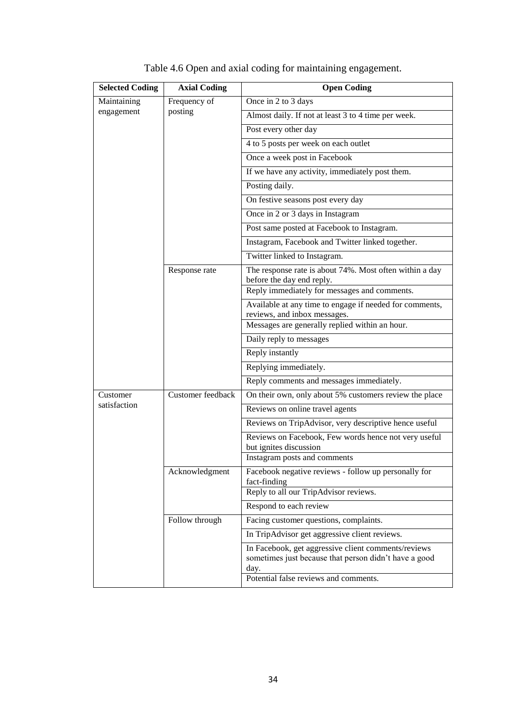Table 4.6 Open and axial coding for maintaining engagement.

| Selected Coding | Axial Coding | Open Coding |
|---|---|---|
| Maintaining engagement | Frequency of posting | Once in 2 to 3 days |
| | | Almost daily. If not at least 3 to 4 time per week. |
| | | Post every other day |
| | | 4 to 5 posts per week on each outlet |
| | | Once a week post in Facebook |
| | | If we have any activity, immediately post them. |
| | | Posting daily. |
| | | On festive seasons post every day |
| | | Once in 2 or 3 days in Instagram |
| | | Post same posted at Facebook to Instagram. |
| | | Instagram, Facebook and Twitter linked together. |
| | | Twitter linked to Instagram. |
| | Response rate | The response rate is about 74%. Most often within a day before the day end reply. |
| | | Reply immediately for messages and comments. |
| | | Available at any time to engage if needed for comments, reviews, and inbox messages. |
| | | Messages are generally replied within an hour. |
| | | Daily reply to messages |
| | | Reply instantly |
| | | Replying immediately. |
| | | Reply comments and messages immediately. |
| Customer satisfaction | Customer feedback | On their own, only about 5% customers review the place |
| | | Reviews on online travel agents |
| | | Reviews on TripAdvisor, very descriptive hence useful |
| | | Reviews on Facebook, Few words hence not very useful but ignites discussion |
| | | Instagram posts and comments |
| | Acknowledgment | Facebook negative reviews - follow up personally for fact-finding |
| | | Reply to all our TripAdvisor reviews. |
| | | Respond to each review |
| | Follow through | Facing customer questions, complaints. |
| | | In TripAdvisor get aggressive client reviews. |
| | | In Facebook, get aggressive client comments/reviews sometimes just because that person didn't have a good day. |
| | | Potential false reviews and comments. |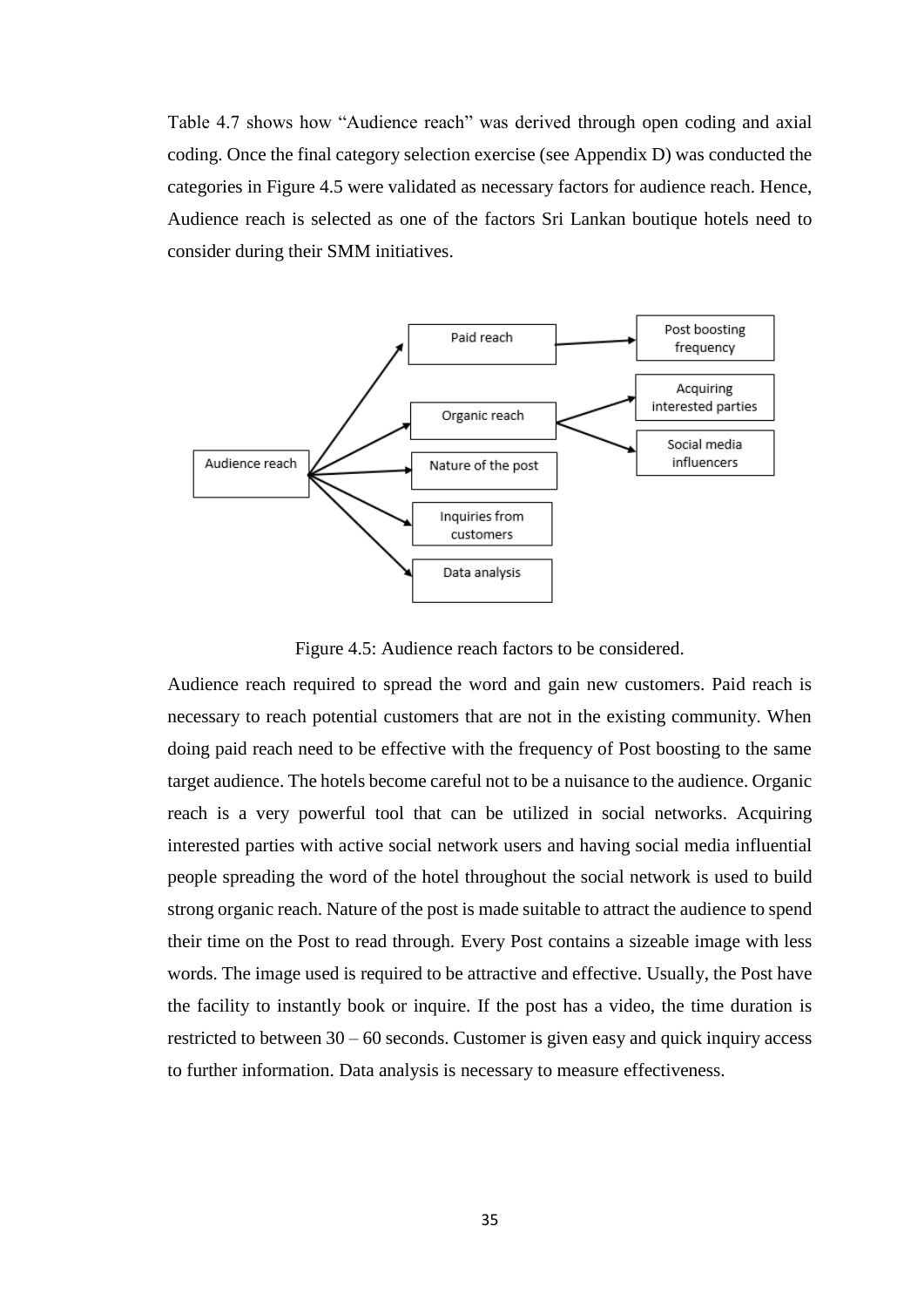Table 4.7 shows how "Audience reach" was derived through open coding and axial coding. Once the final category selection exercise (see Appendix D) was conducted the categories in Figure 4.5 were validated as necessary factors for audience reach. Hence, Audience reach is selected as one of the factors Sri Lankan boutique hotels need to consider during their SMM initiatives.

Figure 4.5: Audience reach factors to be considered.

Audience reach required to spread the word and gain new customers. Paid reach is necessary to reach potential customers that are not in the existing community. When doing paid reach need to be effective with the frequency of Post boosting to the same target audience. The hotels become careful not to be a nuisance to the audience. Organic reach is a very powerful tool that can be utilized in social networks. Acquiring interested parties with active social network users and having social media influential people spreading the word of the hotel throughout the social network is used to build strong organic reach. Nature of the post is made suitable to attract the audience to spend their time on the Post to read through. Every Post contains a sizeable image with less words. The image used is required to be attractive and effective. Usually, the Post have the facility to instantly book or inquire. If the post has a video, the time duration is restricted to between 30 – 60 seconds. Customer is given easy and quick inquiry access to further information. Data analysis is necessary to measure effectiveness.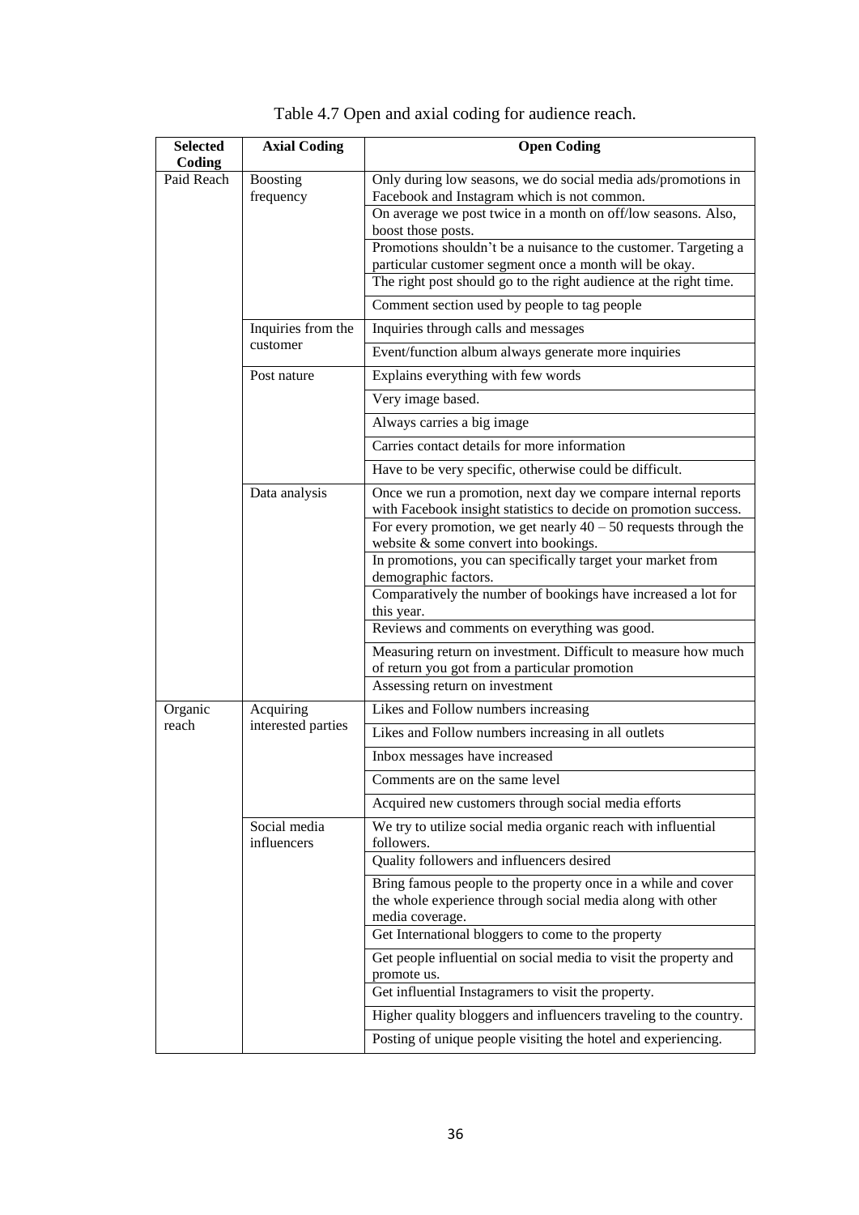Table 4.7 Open and axial coding for audience reach.

| Selected Coding | Axial Coding | Open Coding |
|---|---|---|
| Paid Reach | Boosting frequency | Only during low seasons, we do social media ads/promotions in Facebook and Instagram which is not common. |
| | | On average we post twice in a month on off/low seasons. Also, boost those posts. |
| | | Promotions shouldn't be a nuisance to the customer. Targeting a particular customer segment once a month will be okay. |
| | | The right post should go to the right audience at the right time. |
| | | Comment section used by people to tag people |
| | Inquiries from the customer | Inquiries through calls and messages |
| | | Event/function album always generate more inquiries |
| | Post nature | Explains everything with few words |
| | | Very image based. |
| | | Always carries a big image |
| | | Carries contact details for more information |
| | | Have to be very specific, otherwise could be difficult. |
| | Data analysis | Once we run a promotion, next day we compare internal reports with Facebook insight statistics to decide on promotion success. |
| | | For every promotion, we get nearly 40 – 50 requests through the website & some convert into bookings. |
| | | In promotions, you can specifically target your market from demographic factors. |
| | | Comparatively the number of bookings have increased a lot for this year. |
| | | Reviews and comments on everything was good. |
| | | Measuring return on investment. Difficult to measure how much of return you got from a particular promotion |
| | | Assessing return on investment |
| Organic reach | Acquiring interested parties | Likes and Follow numbers increasing |
| | | Likes and Follow numbers increasing in all outlets |
| | | Inbox messages have increased |
| | | Comments are on the same level |
| | | Acquired new customers through social media efforts |
| | Social media influencers | We try to utilize social media organic reach with influential followers. |
| | | Quality followers and influencers desired |
| | | Bring famous people to the property once in a while and cover the whole experience through social media along with other media coverage. |
| | | Get International bloggers to come to the property |
| | | Get people influential on social media to visit the property and promote us. |
| | | Get influential Instagramers to visit the property. |
| | | Higher quality bloggers and influencers traveling to the country. |
| | | Posting of unique people visiting the hotel and experiencing. |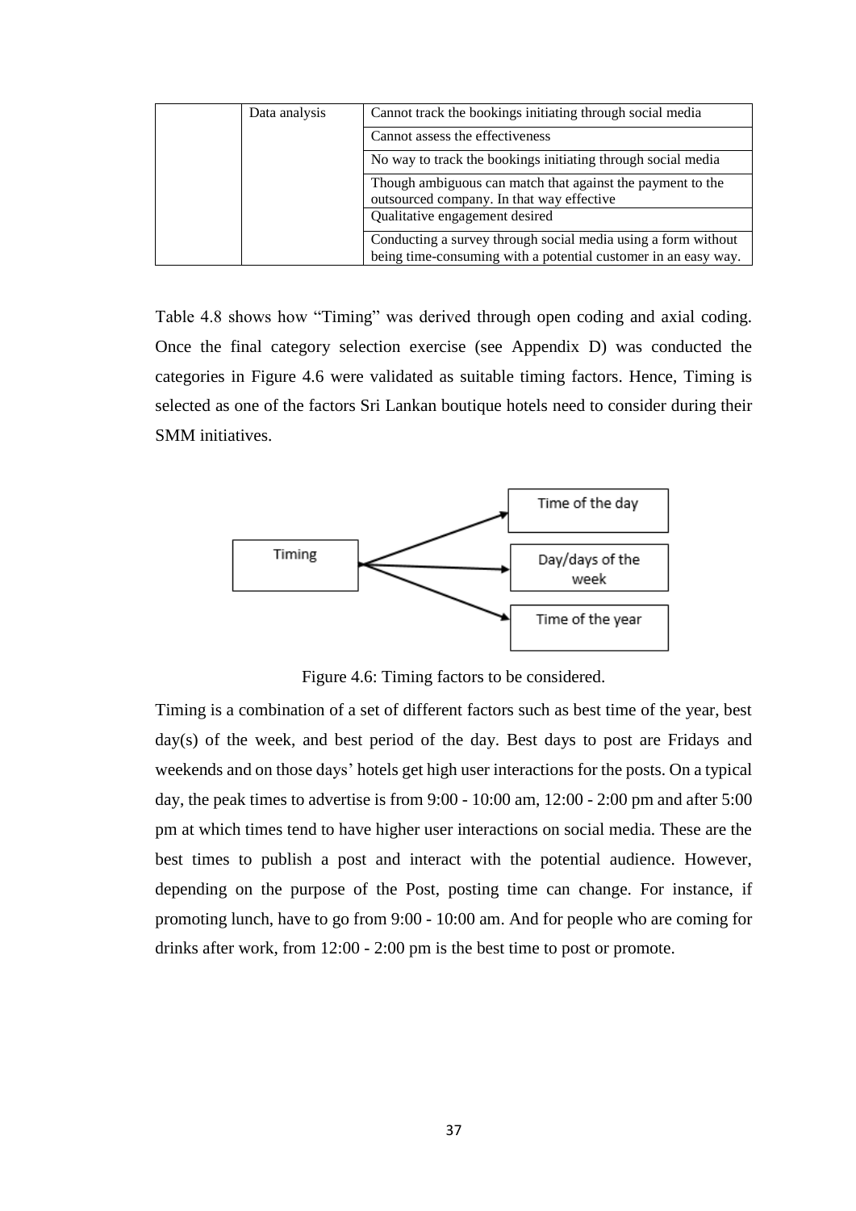| | Data analysis | Cannot track the bookings initiating through social media |
|---|---|---|
| | | Cannot assess the effectiveness |
| | | No way to track the bookings initiating through social media |
| | | Though ambiguous can match that against the payment to the outsourced company. In that way effective |
| | | Qualitative engagement desired |
| | | Conducting a survey through social media using a form without being time-consuming with a potential customer in an easy way. |

Table 4.8 shows how "Timing" was derived through open coding and axial coding. Once the final category selection exercise (see Appendix D) was conducted the categories in Figure 4.6 were validated as suitable timing factors. Hence, Timing is selected as one of the factors Sri Lankan boutique hotels need to consider during their SMM initiatives.

Timing → Time of the day; Day/days of the week; Time of the year

Figure 4.6: Timing factors to be considered.

Timing is a combination of a set of different factors such as best time of the year, best day(s) of the week, and best period of the day. Best days to post are Fridays and weekends and on those days' hotels get high user interactions for the posts. On a typical day, the peak times to advertise is from 9:00 - 10:00 am, 12:00 - 2:00 pm and after 5:00 pm at which times tend to have higher user interactions on social media. These are the best times to publish a post and interact with the potential audience. However, depending on the purpose of the Post, posting time can change. For instance, if promoting lunch, have to go from 9:00 - 10:00 am. And for people who are coming for drinks after work, from 12:00 - 2:00 pm is the best time to post or promote.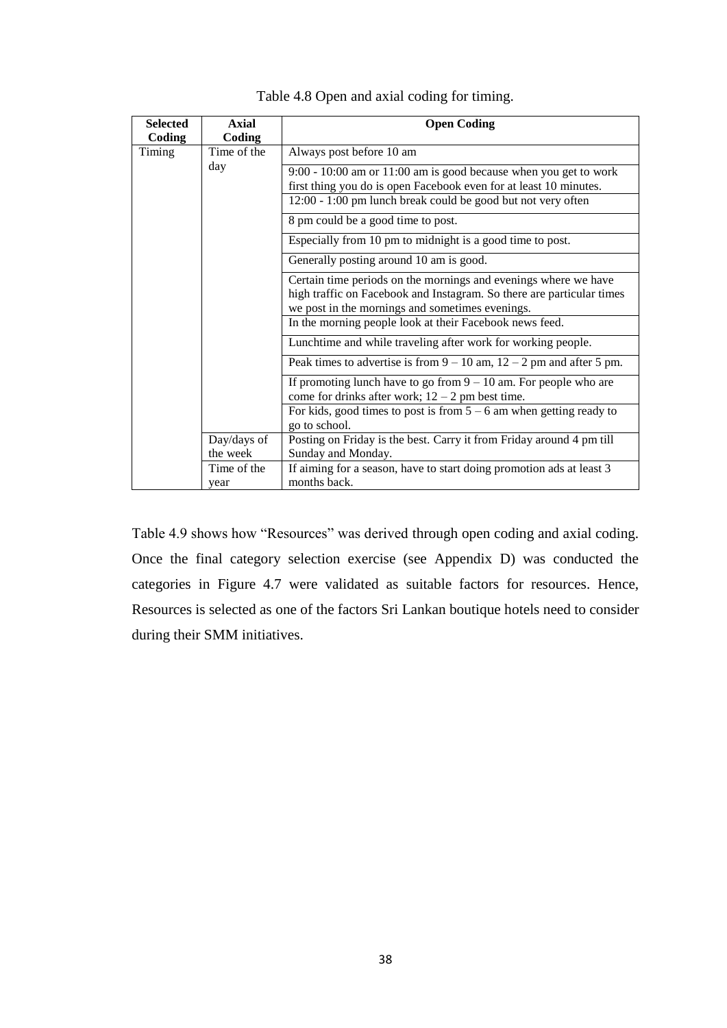Table 4.8 Open and axial coding for timing.

| Selected Coding | Axial Coding | Open Coding |
|---|---|---|
| Timing | Time of the day | Always post before 10 am |
| | | 9:00 - 10:00 am or 11:00 am is good because when you get to work first thing you do is open Facebook even for at least 10 minutes. |
| | | 12:00 - 1:00 pm lunch break could be good but not very often |
| | | 8 pm could be a good time to post. |
| | | Especially from 10 pm to midnight is a good time to post. |
| | | Generally posting around 10 am is good. |
| | | Certain time periods on the mornings and evenings where we have high traffic on Facebook and Instagram. So there are particular times we post in the mornings and sometimes evenings. |
| | | In the morning people look at their Facebook news feed. |
| | | Lunchtime and while traveling after work for working people. |
| | | Peak times to advertise is from 9 – 10 am, 12 – 2 pm and after 5 pm. |
| | | If promoting lunch have to go from 9 – 10 am. For people who are come for drinks after work; 12 – 2 pm best time. |
| | | For kids, good times to post is from 5 – 6 am when getting ready to go to school. |
| | Day/days of the week | Posting on Friday is the best. Carry it from Friday around 4 pm till Sunday and Monday. |
| | Time of the year | If aiming for a season, have to start doing promotion ads at least 3 months back. |

Table 4.9 shows how "Resources" was derived through open coding and axial coding. Once the final category selection exercise (see Appendix D) was conducted the categories in Figure 4.7 were validated as suitable factors for resources. Hence, Resources is selected as one of the factors Sri Lankan boutique hotels need to consider during their SMM initiatives.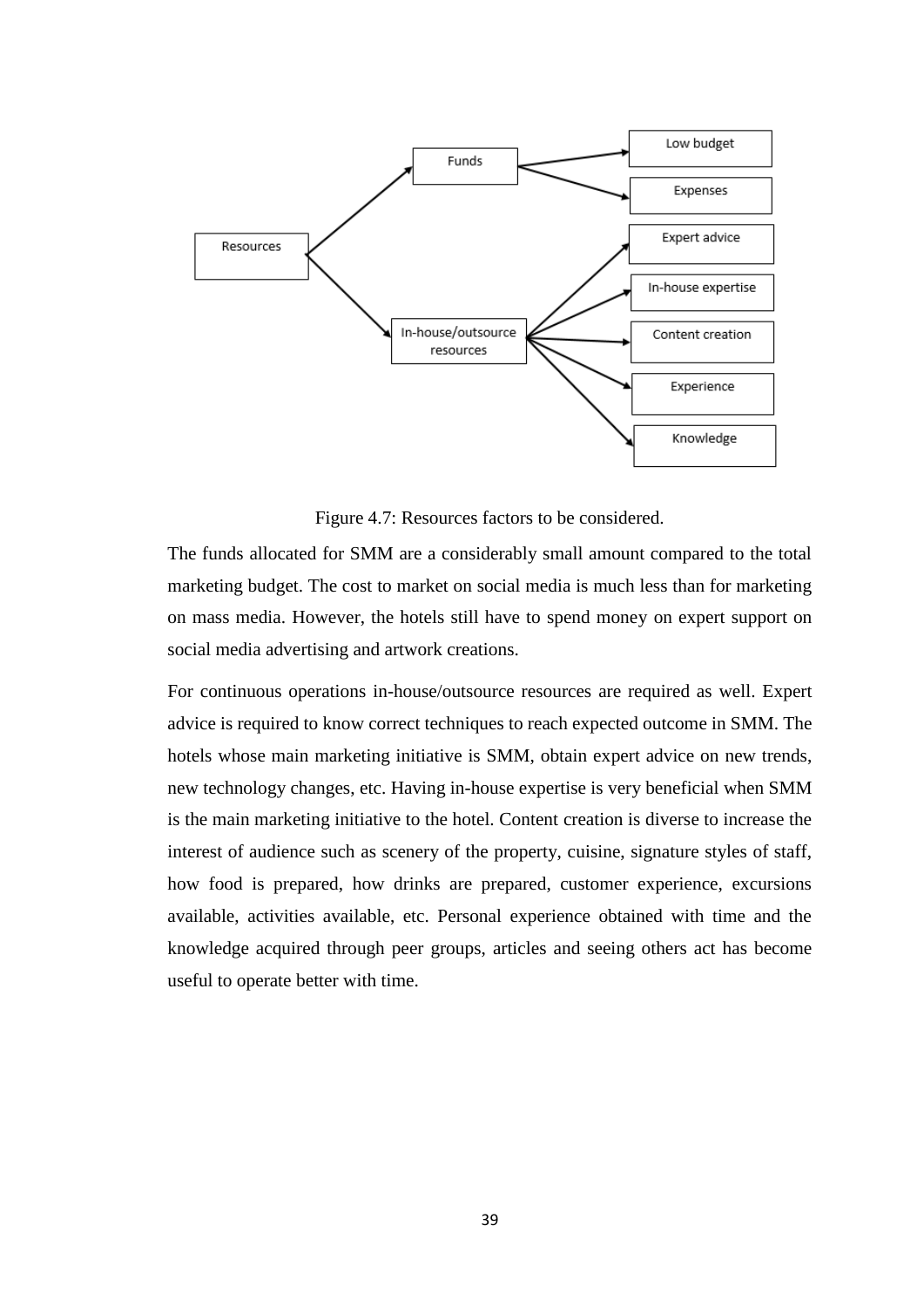Figure 4.7: Resources factors to be considered.

The funds allocated for SMM are a considerably small amount compared to the total marketing budget. The cost to market on social media is much less than for marketing on mass media. However, the hotels still have to spend money on expert support on social media advertising and artwork creations.

For continuous operations in-house/outsource resources are required as well. Expert advice is required to know correct techniques to reach expected outcome in SMM. The hotels whose main marketing initiative is SMM, obtain expert advice on new trends, new technology changes, etc. Having in-house expertise is very beneficial when SMM is the main marketing initiative to the hotel. Content creation is diverse to increase the interest of audience such as scenery of the property, cuisine, signature styles of staff, how food is prepared, how drinks are prepared, customer experience, excursions available, activities available, etc. Personal experience obtained with time and the knowledge acquired through peer groups, articles and seeing others act has become useful to operate better with time.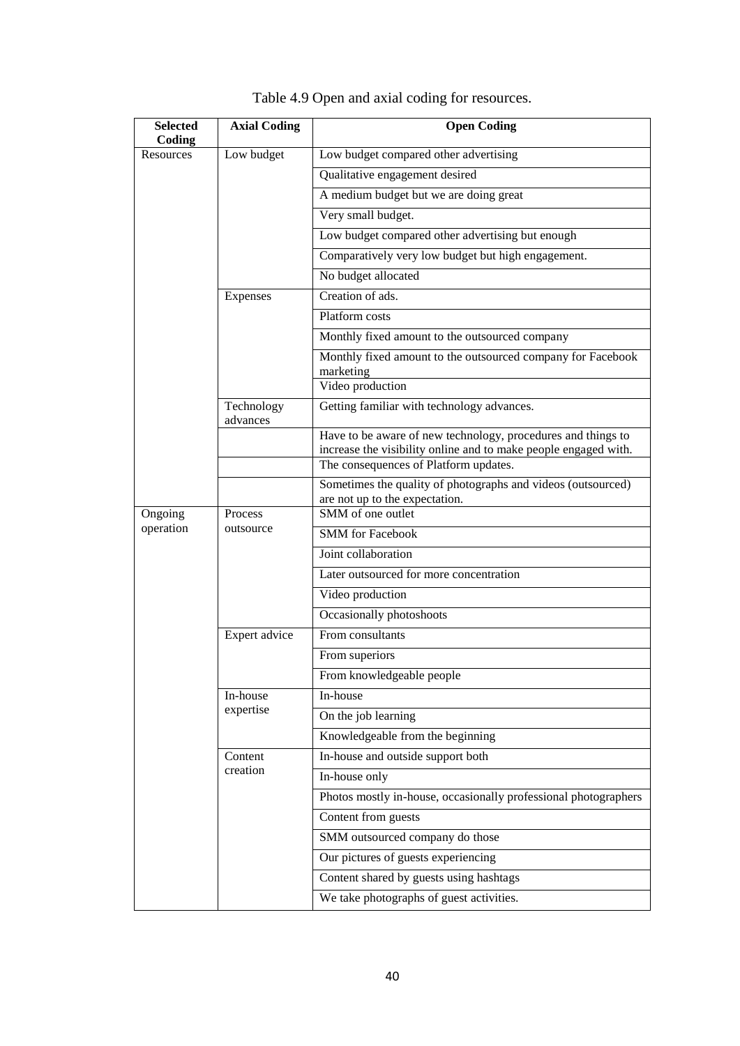Table 4.9 Open and axial coding for resources.

| Selected Coding | Axial Coding | Open Coding |
|---|---|---|
| Resources | Low budget | Low budget compared other advertising |
| | | Qualitative engagement desired |
| | | A medium budget but we are doing great |
| | | Very small budget. |
| | | Low budget compared other advertising but enough |
| | | Comparatively very low budget but high engagement. |
| | | No budget allocated |
| | Expenses | Creation of ads. |
| | | Platform costs |
| | | Monthly fixed amount to the outsourced company |
| | | Monthly fixed amount to the outsourced company for Facebook marketing |
| | | Video production |
| | Technology advances | Getting familiar with technology advances. |
| | | Have to be aware of new technology, procedures and things to increase the visibility online and to make people engaged with. |
| | | The consequences of Platform updates. |
| | | Sometimes the quality of photographs and videos (outsourced) are not up to the expectation. |
| Ongoing operation | Process outsource | SMM of one outlet |
| | | SMM for Facebook |
| | | Joint collaboration |
| | | Later outsourced for more concentration |
| | | Video production |
| | | Occasionally photoshoots |
| | Expert advice | From consultants |
| | | From superiors |
| | | From knowledgeable people |
| | In-house expertise | In-house |
| | | On the job learning |
| | | Knowledgeable from the beginning |
| | Content creation | In-house and outside support both |
| | | In-house only |
| | | Photos mostly in-house, occasionally professional photographers |
| | | Content from guests |
| | | SMM outsourced company do those |
| | | Our pictures of guests experiencing |
| | | Content shared by guests using hashtags |
| | | We take photographs of guest activities. |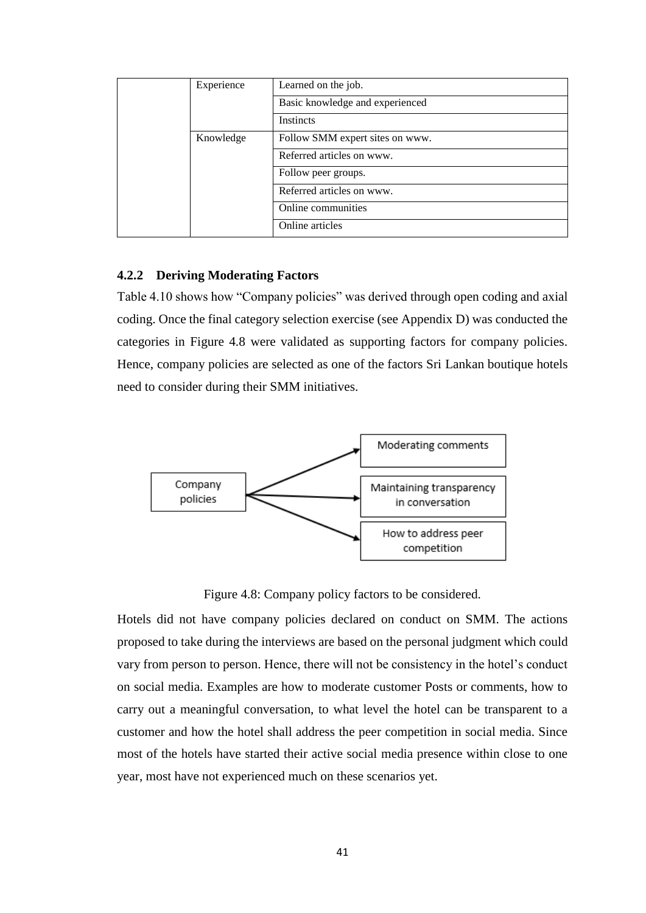|  | Experience | Learned on the job. |
| --- | --- | --- |
|  |  | Basic knowledge and experienced |
|  |  | Instincts |
|  | Knowledge | Follow SMM expert sites on www. |
|  |  | Referred articles on www. |
|  |  | Follow peer groups. |
|  |  | Referred articles on www. |
|  |  | Online communities |
|  |  | Online articles |

### 4.2.2 Deriving Moderating Factors

Table 4.10 shows how "Company policies" was derived through open coding and axial coding. Once the final category selection exercise (see Appendix D) was conducted the categories in Figure 4.8 were validated as supporting factors for company policies. Hence, company policies are selected as one of the factors Sri Lankan boutique hotels need to consider during their SMM initiatives.

Company policies → Moderating comments; Maintaining transparency in conversation; How to address peer competition

Figure 4.8: Company policy factors to be considered.

Hotels did not have company policies declared on conduct on SMM. The actions proposed to take during the interviews are based on the personal judgment which could vary from person to person. Hence, there will not be consistency in the hotel's conduct on social media. Examples are how to moderate customer Posts or comments, how to carry out a meaningful conversation, to what level the hotel can be transparent to a customer and how the hotel shall address the peer competition in social media. Since most of the hotels have started their active social media presence within close to one year, most have not experienced much on these scenarios yet.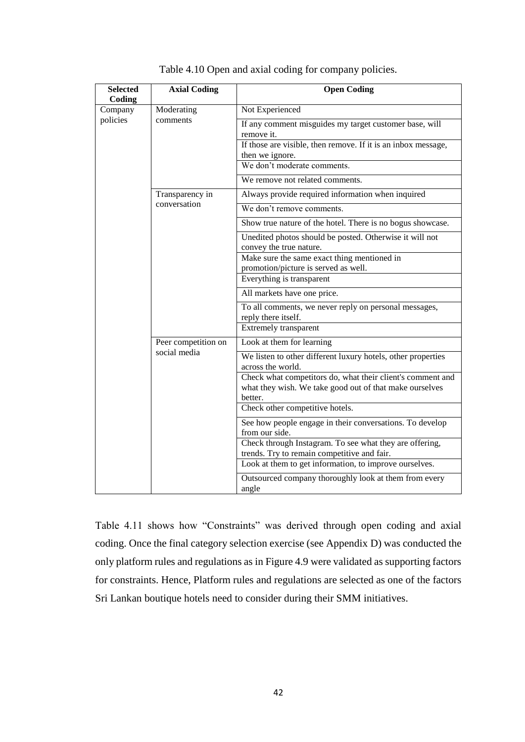Table 4.10 Open and axial coding for company policies.

| Selected Coding | Axial Coding | Open Coding |
|---|---|---|
| Company policies | Moderating comments | Not Experienced |
| | | If any comment misguides my target customer base, will remove it. |
| | | If those are visible, then remove. If it is an inbox message, then we ignore. |
| | | We don't moderate comments. |
| | | We remove not related comments. |
| | Transparency in conversation | Always provide required information when inquired |
| | | We don't remove comments. |
| | | Show true nature of the hotel. There is no bogus showcase. |
| | | Unedited photos should be posted. Otherwise it will not convey the true nature. |
| | | Make sure the same exact thing mentioned in promotion/picture is served as well. |
| | | Everything is transparent |
| | | All markets have one price. |
| | | To all comments, we never reply on personal messages, reply there itself. |
| | | Extremely transparent |
| | Peer competition on social media | Look at them for learning |
| | | We listen to other different luxury hotels, other properties across the world. |
| | | Check what competitors do, what their client's comment and what they wish. We take good out of that make ourselves better. |
| | | Check other competitive hotels. |
| | | See how people engage in their conversations. To develop from our side. |
| | | Check through Instagram. To see what they are offering, trends. Try to remain competitive and fair. |
| | | Look at them to get information, to improve ourselves. |
| | | Outsourced company thoroughly look at them from every angle |

Table 4.11 shows how "Constraints" was derived through open coding and axial coding. Once the final category selection exercise (see Appendix D) was conducted the only platform rules and regulations as in Figure 4.9 were validated as supporting factors for constraints. Hence, Platform rules and regulations are selected as one of the factors Sri Lankan boutique hotels need to consider during their SMM initiatives.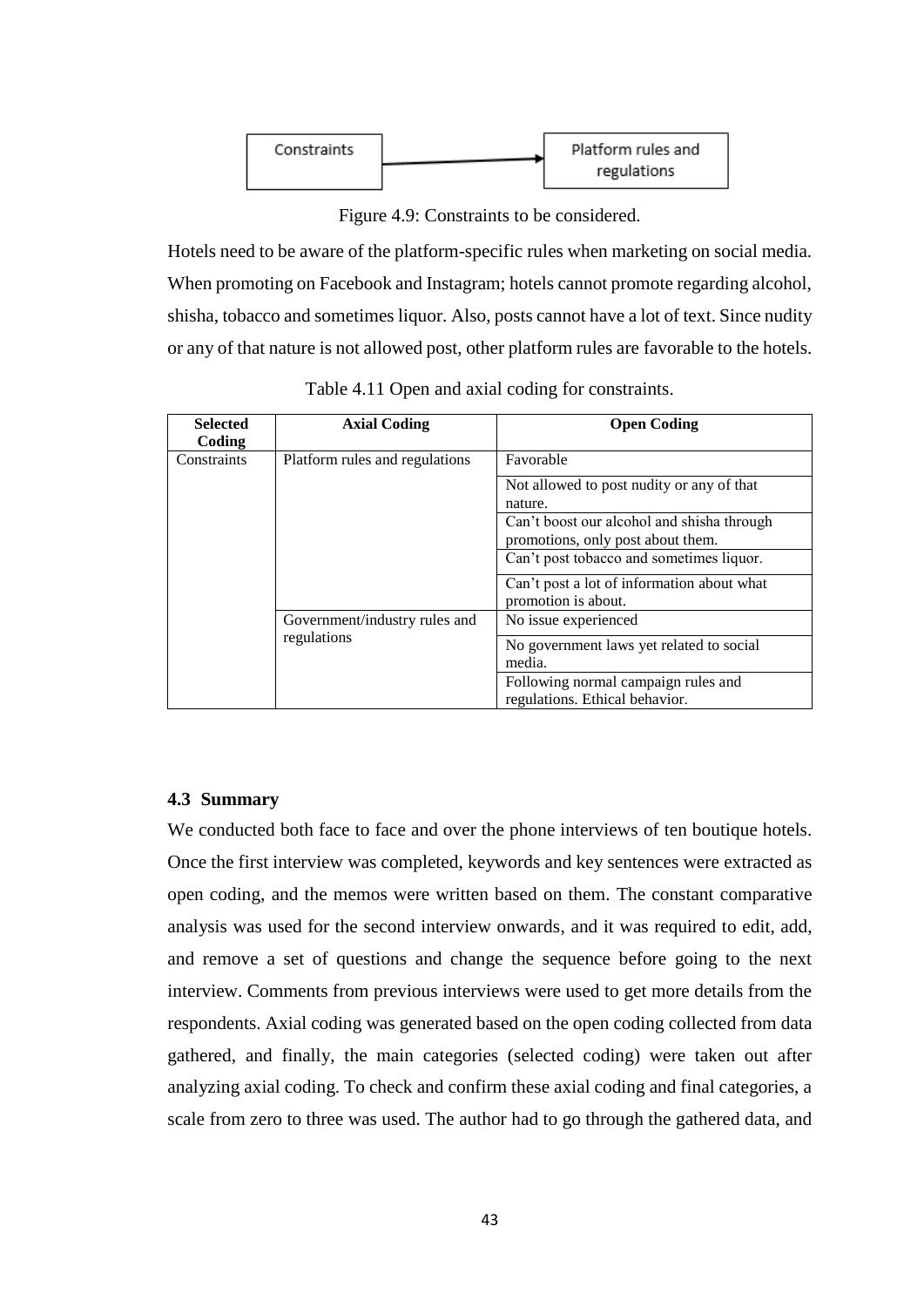Constraints → Platform rules and regulations

Figure 4.9: Constraints to be considered.

Hotels need to be aware of the platform-specific rules when marketing on social media. When promoting on Facebook and Instagram; hotels cannot promote regarding alcohol, shisha, tobacco and sometimes liquor. Also, posts cannot have a lot of text. Since nudity or any of that nature is not allowed post, other platform rules are favorable to the hotels.

Table 4.11 Open and axial coding for constraints.

| Selected Coding | Axial Coding | Open Coding |
|---|---|---|
| Constraints | Platform rules and regulations | Favorable |
| | | Not allowed to post nudity or any of that nature. |
| | | Can't boost our alcohol and shisha through promotions, only post about them. |
| | | Can't post tobacco and sometimes liquor. |
| | | Can't post a lot of information about what promotion is about. |
| | Government/industry rules and regulations | No issue experienced |
| | | No government laws yet related to social media. |
| | | Following normal campaign rules and regulations. Ethical behavior. |

### 4.3 Summary

We conducted both face to face and over the phone interviews of ten boutique hotels. Once the first interview was completed, keywords and key sentences were extracted as open coding, and the memos were written based on them. The constant comparative analysis was used for the second interview onwards, and it was required to edit, add, and remove a set of questions and change the sequence before going to the next interview. Comments from previous interviews were used to get more details from the respondents. Axial coding was generated based on the open coding collected from data gathered, and finally, the main categories (selected coding) were taken out after analyzing axial coding. To check and confirm these axial coding and final categories, a scale from zero to three was used. The author had to go through the gathered data, and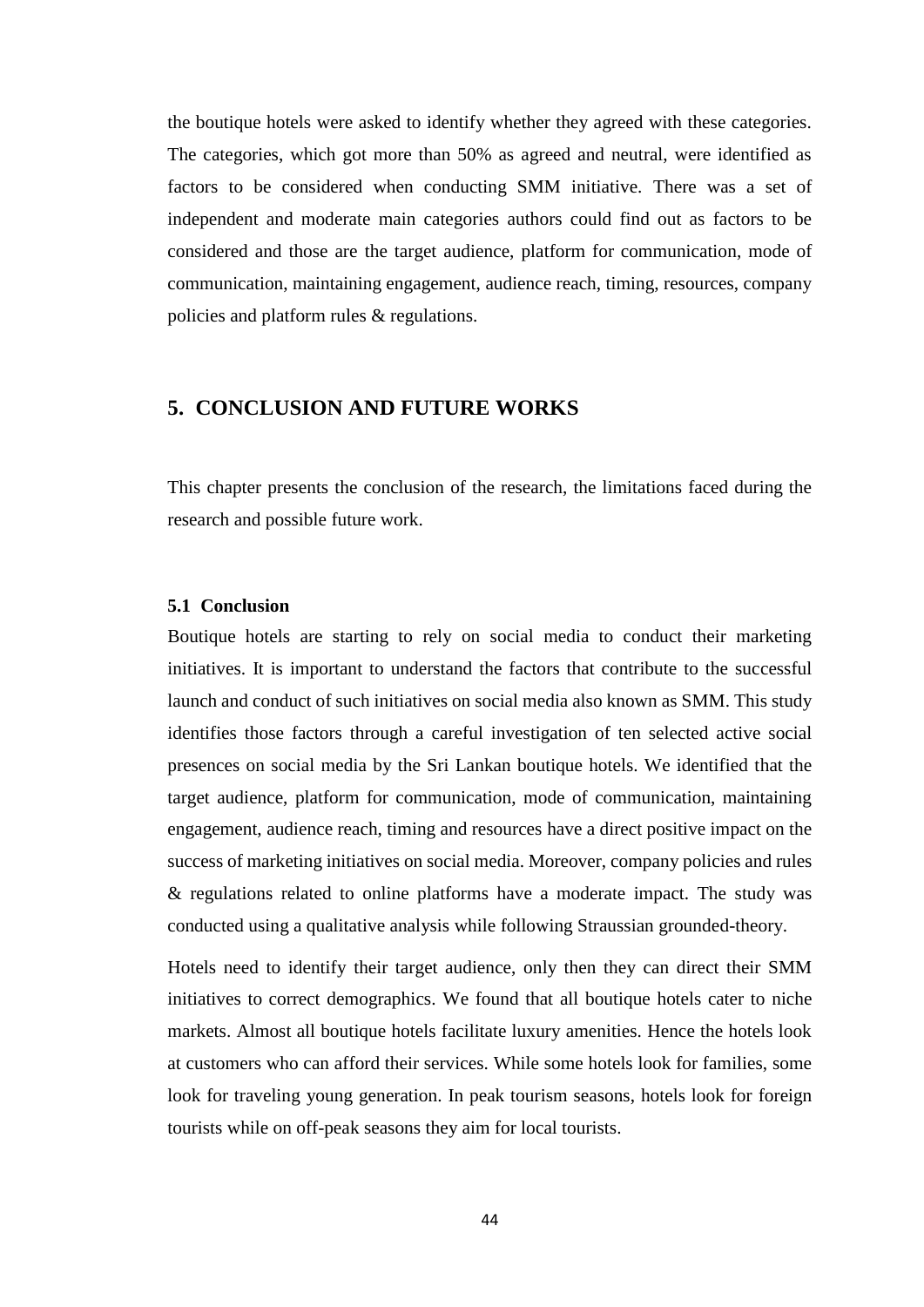the boutique hotels were asked to identify whether they agreed with these categories. The categories, which got more than 50% as agreed and neutral, were identified as factors to be considered when conducting SMM initiative. There was a set of independent and moderate main categories authors could find out as factors to be considered and those are the target audience, platform for communication, mode of communication, maintaining engagement, audience reach, timing, resources, company policies and platform rules & regulations.

# 5. CONCLUSION AND FUTURE WORKS

This chapter presents the conclusion of the research, the limitations faced during the research and possible future work.

## 5.1 Conclusion

Boutique hotels are starting to rely on social media to conduct their marketing initiatives. It is important to understand the factors that contribute to the successful launch and conduct of such initiatives on social media also known as SMM. This study identifies those factors through a careful investigation of ten selected active social presences on social media by the Sri Lankan boutique hotels. We identified that the target audience, platform for communication, mode of communication, maintaining engagement, audience reach, timing and resources have a direct positive impact on the success of marketing initiatives on social media. Moreover, company policies and rules & regulations related to online platforms have a moderate impact. The study was conducted using a qualitative analysis while following Straussian grounded-theory.

Hotels need to identify their target audience, only then they can direct their SMM initiatives to correct demographics. We found that all boutique hotels cater to niche markets. Almost all boutique hotels facilitate luxury amenities. Hence the hotels look at customers who can afford their services. While some hotels look for families, some look for traveling young generation. In peak tourism seasons, hotels look for foreign tourists while on off-peak seasons they aim for local tourists.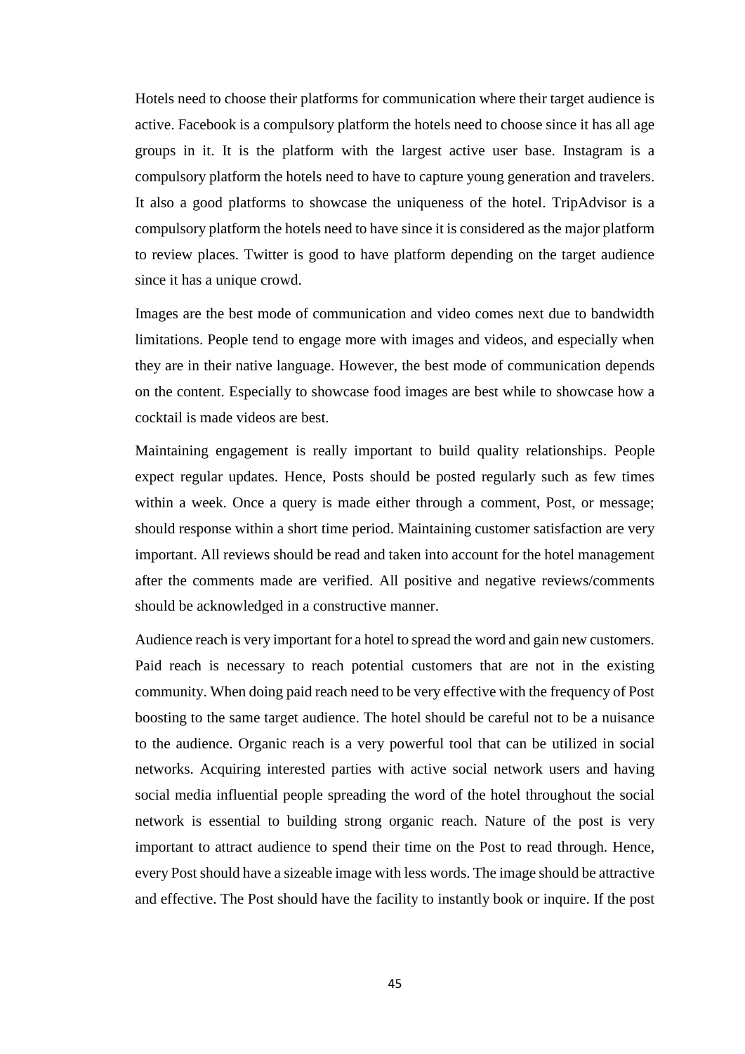Hotels need to choose their platforms for communication where their target audience is active. Facebook is a compulsory platform the hotels need to choose since it has all age groups in it. It is the platform with the largest active user base. Instagram is a compulsory platform the hotels need to have to capture young generation and travelers. It also a good platforms to showcase the uniqueness of the hotel. TripAdvisor is a compulsory platform the hotels need to have since it is considered as the major platform to review places. Twitter is good to have platform depending on the target audience since it has a unique crowd.

Images are the best mode of communication and video comes next due to bandwidth limitations. People tend to engage more with images and videos, and especially when they are in their native language. However, the best mode of communication depends on the content. Especially to showcase food images are best while to showcase how a cocktail is made videos are best.

Maintaining engagement is really important to build quality relationships. People expect regular updates. Hence, Posts should be posted regularly such as few times within a week. Once a query is made either through a comment, Post, or message; should response within a short time period. Maintaining customer satisfaction are very important. All reviews should be read and taken into account for the hotel management after the comments made are verified. All positive and negative reviews/comments should be acknowledged in a constructive manner.

Audience reach is very important for a hotel to spread the word and gain new customers. Paid reach is necessary to reach potential customers that are not in the existing community. When doing paid reach need to be very effective with the frequency of Post boosting to the same target audience. The hotel should be careful not to be a nuisance to the audience. Organic reach is a very powerful tool that can be utilized in social networks. Acquiring interested parties with active social network users and having social media influential people spreading the word of the hotel throughout the social network is essential to building strong organic reach. Nature of the post is very important to attract audience to spend their time on the Post to read through. Hence, every Post should have a sizeable image with less words. The image should be attractive and effective. The Post should have the facility to instantly book or inquire. If the post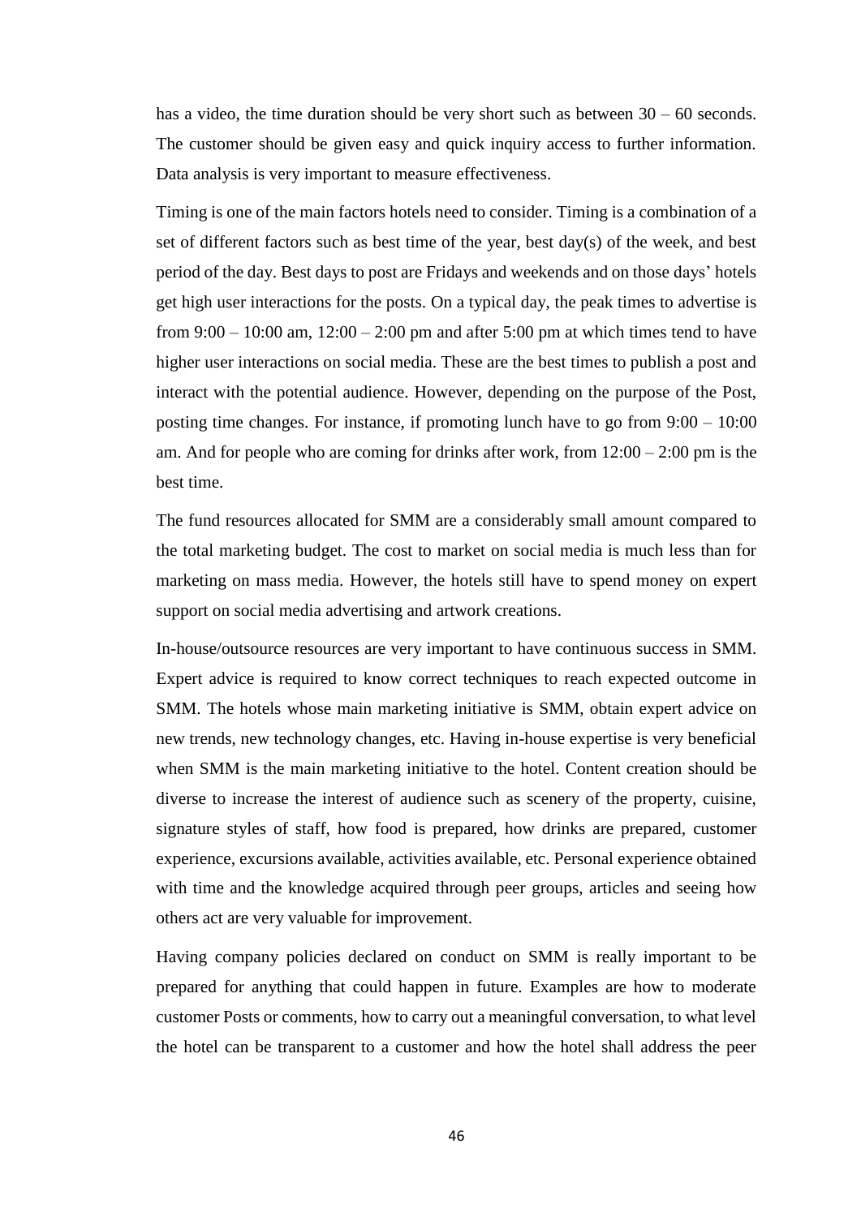has a video, the time duration should be very short such as between 30 – 60 seconds. The customer should be given easy and quick inquiry access to further information. Data analysis is very important to measure effectiveness.

Timing is one of the main factors hotels need to consider. Timing is a combination of a set of different factors such as best time of the year, best day(s) of the week, and best period of the day. Best days to post are Fridays and weekends and on those days' hotels get high user interactions for the posts. On a typical day, the peak times to advertise is from 9:00 – 10:00 am, 12:00 – 2:00 pm and after 5:00 pm at which times tend to have higher user interactions on social media. These are the best times to publish a post and interact with the potential audience. However, depending on the purpose of the Post, posting time changes. For instance, if promoting lunch have to go from 9:00 – 10:00 am. And for people who are coming for drinks after work, from 12:00 – 2:00 pm is the best time.

The fund resources allocated for SMM are a considerably small amount compared to the total marketing budget. The cost to market on social media is much less than for marketing on mass media. However, the hotels still have to spend money on expert support on social media advertising and artwork creations.

In-house/outsource resources are very important to have continuous success in SMM. Expert advice is required to know correct techniques to reach expected outcome in SMM. The hotels whose main marketing initiative is SMM, obtain expert advice on new trends, new technology changes, etc. Having in-house expertise is very beneficial when SMM is the main marketing initiative to the hotel. Content creation should be diverse to increase the interest of audience such as scenery of the property, cuisine, signature styles of staff, how food is prepared, how drinks are prepared, customer experience, excursions available, activities available, etc. Personal experience obtained with time and the knowledge acquired through peer groups, articles and seeing how others act are very valuable for improvement.

Having company policies declared on conduct on SMM is really important to be prepared for anything that could happen in future. Examples are how to moderate customer Posts or comments, how to carry out a meaningful conversation, to what level the hotel can be transparent to a customer and how the hotel shall address the peer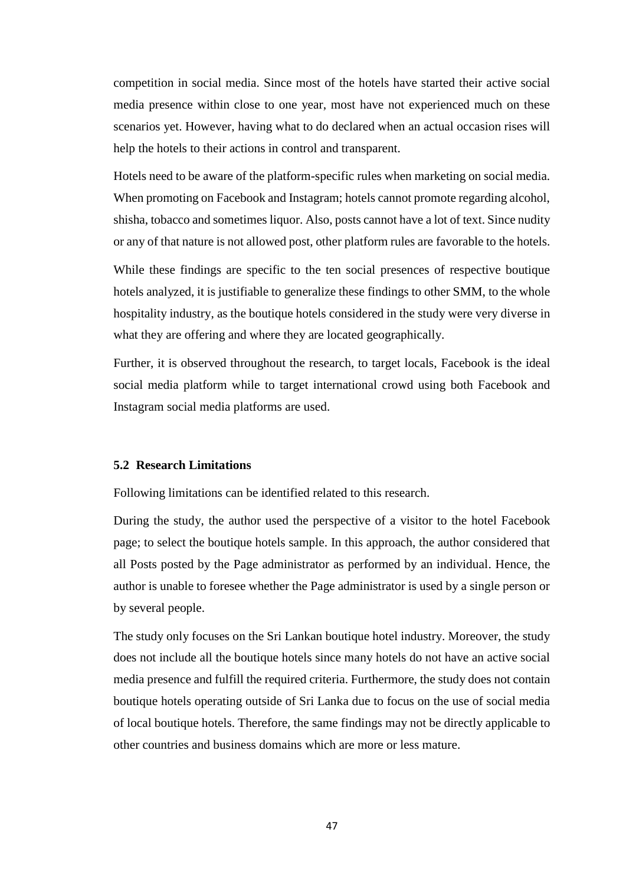competition in social media. Since most of the hotels have started their active social media presence within close to one year, most have not experienced much on these scenarios yet. However, having what to do declared when an actual occasion rises will help the hotels to their actions in control and transparent.

Hotels need to be aware of the platform-specific rules when marketing on social media. When promoting on Facebook and Instagram; hotels cannot promote regarding alcohol, shisha, tobacco and sometimes liquor. Also, posts cannot have a lot of text. Since nudity or any of that nature is not allowed post, other platform rules are favorable to the hotels.

While these findings are specific to the ten social presences of respective boutique hotels analyzed, it is justifiable to generalize these findings to other SMM, to the whole hospitality industry, as the boutique hotels considered in the study were very diverse in what they are offering and where they are located geographically.

Further, it is observed throughout the research, to target locals, Facebook is the ideal social media platform while to target international crowd using both Facebook and Instagram social media platforms are used.

### 5.2 Research Limitations

Following limitations can be identified related to this research.

During the study, the author used the perspective of a visitor to the hotel Facebook page; to select the boutique hotels sample. In this approach, the author considered that all Posts posted by the Page administrator as performed by an individual. Hence, the author is unable to foresee whether the Page administrator is used by a single person or by several people.

The study only focuses on the Sri Lankan boutique hotel industry. Moreover, the study does not include all the boutique hotels since many hotels do not have an active social media presence and fulfill the required criteria. Furthermore, the study does not contain boutique hotels operating outside of Sri Lanka due to focus on the use of social media of local boutique hotels. Therefore, the same findings may not be directly applicable to other countries and business domains which are more or less mature.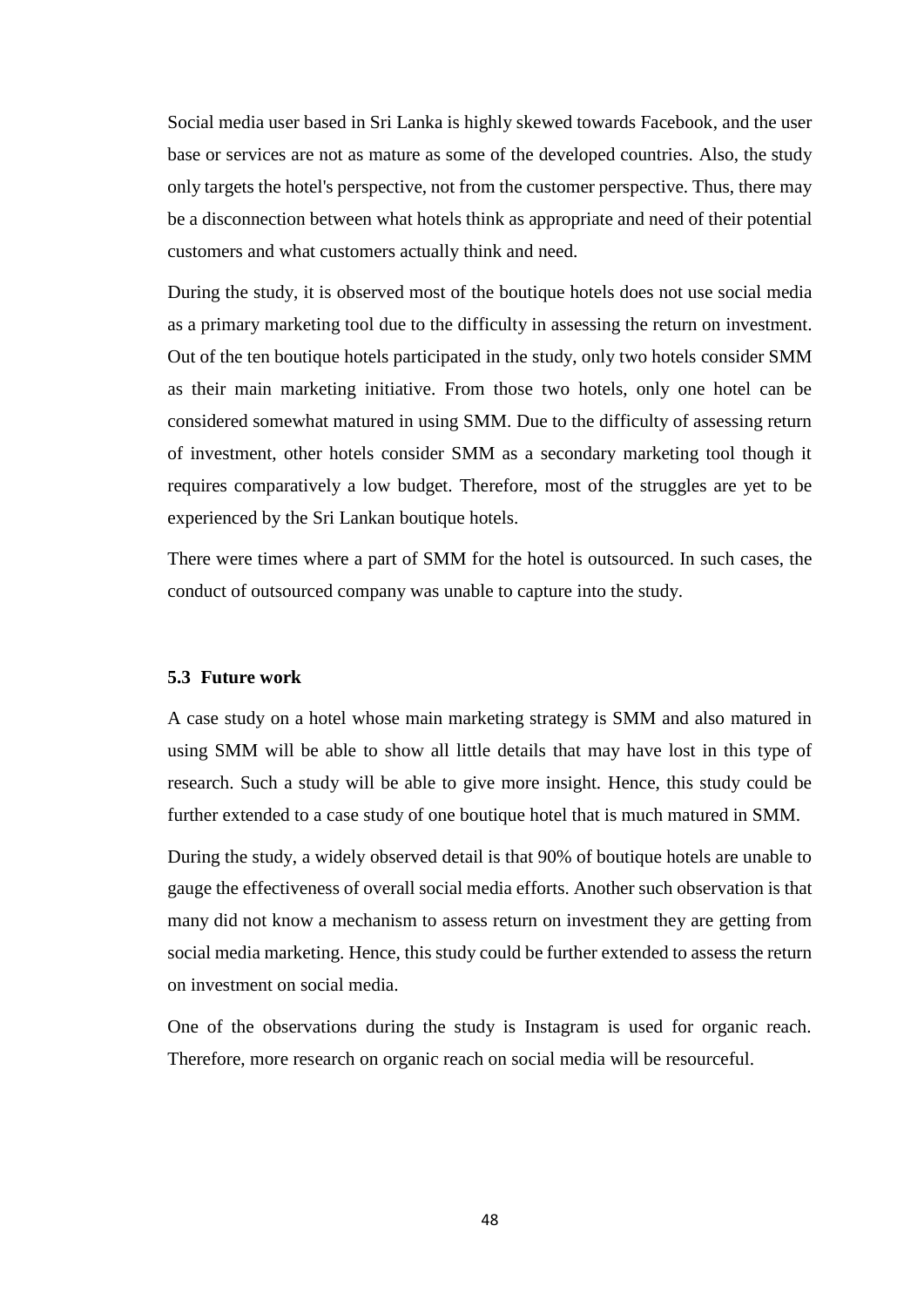Social media user based in Sri Lanka is highly skewed towards Facebook, and the user base or services are not as mature as some of the developed countries. Also, the study only targets the hotel's perspective, not from the customer perspective. Thus, there may be a disconnection between what hotels think as appropriate and need of their potential customers and what customers actually think and need.

During the study, it is observed most of the boutique hotels does not use social media as a primary marketing tool due to the difficulty in assessing the return on investment. Out of the ten boutique hotels participated in the study, only two hotels consider SMM as their main marketing initiative. From those two hotels, only one hotel can be considered somewhat matured in using SMM. Due to the difficulty of assessing return of investment, other hotels consider SMM as a secondary marketing tool though it requires comparatively a low budget. Therefore, most of the struggles are yet to be experienced by the Sri Lankan boutique hotels.

There were times where a part of SMM for the hotel is outsourced. In such cases, the conduct of outsourced company was unable to capture into the study.

### 5.3 Future work

A case study on a hotel whose main marketing strategy is SMM and also matured in using SMM will be able to show all little details that may have lost in this type of research. Such a study will be able to give more insight. Hence, this study could be further extended to a case study of one boutique hotel that is much matured in SMM.

During the study, a widely observed detail is that 90% of boutique hotels are unable to gauge the effectiveness of overall social media efforts. Another such observation is that many did not know a mechanism to assess return on investment they are getting from social media marketing. Hence, this study could be further extended to assess the return on investment on social media.

One of the observations during the study is Instagram is used for organic reach. Therefore, more research on organic reach on social media will be resourceful.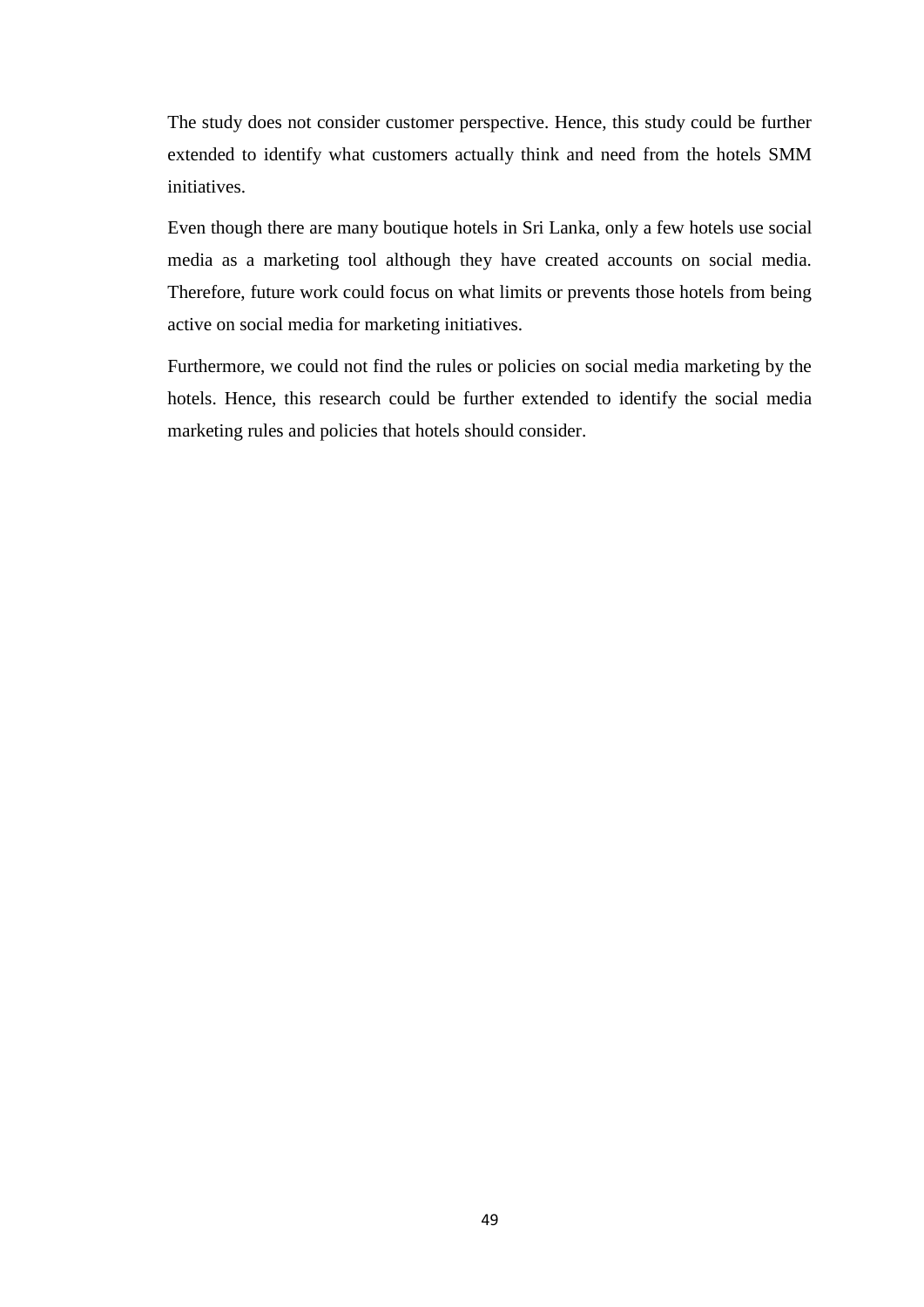The study does not consider customer perspective. Hence, this study could be further extended to identify what customers actually think and need from the hotels SMM initiatives.

Even though there are many boutique hotels in Sri Lanka, only a few hotels use social media as a marketing tool although they have created accounts on social media. Therefore, future work could focus on what limits or prevents those hotels from being active on social media for marketing initiatives.

Furthermore, we could not find the rules or policies on social media marketing by the hotels. Hence, this research could be further extended to identify the social media marketing rules and policies that hotels should consider.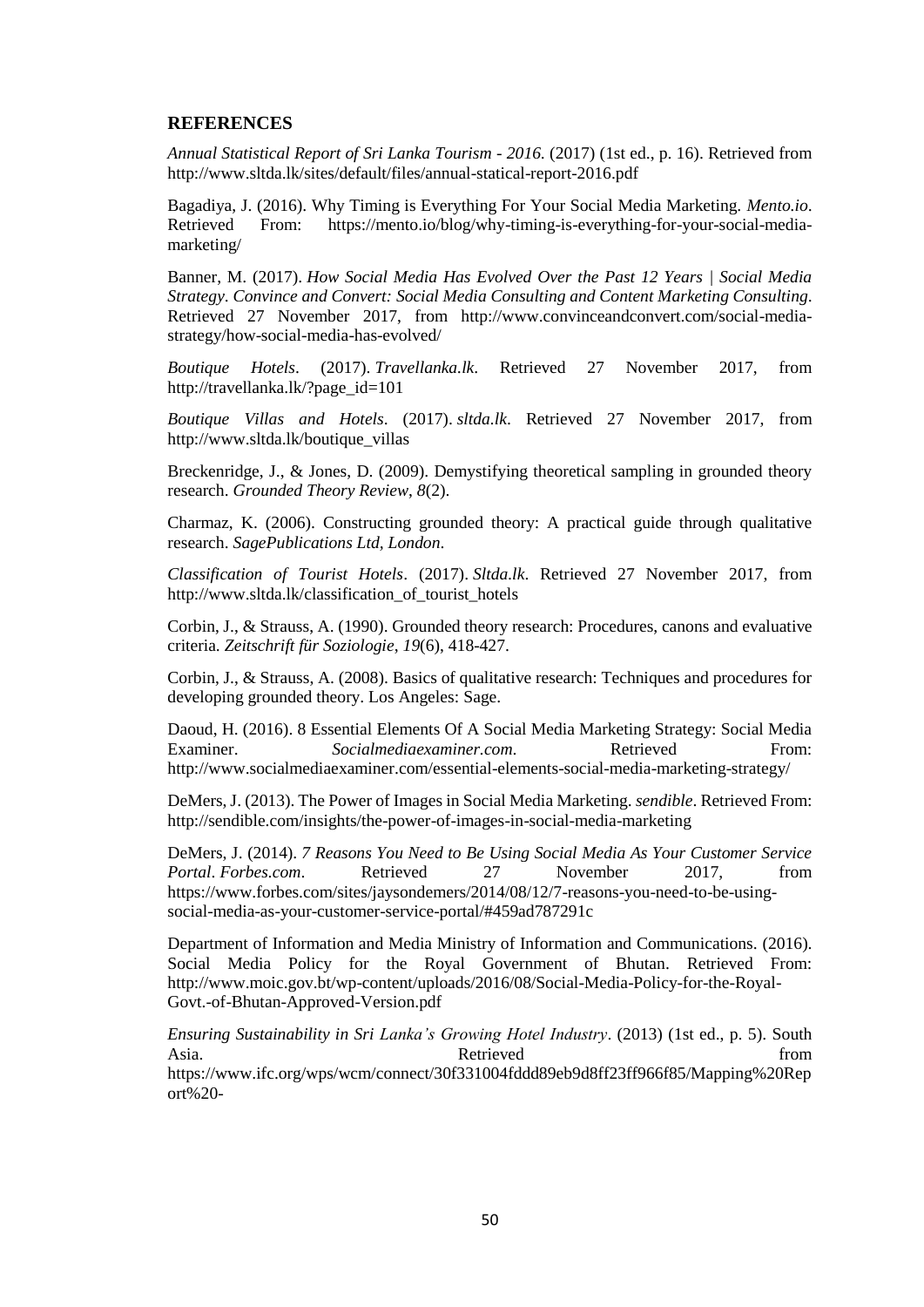## REFERENCES

*Annual Statistical Report of Sri Lanka Tourism - 2016.* (2017) (1st ed., p. 16). Retrieved from http://www.sltda.lk/sites/default/files/annual-statical-report-2016.pdf

Bagadiya, J. (2016). Why Timing is Everything For Your Social Media Marketing. *Mento.io*. Retrieved From: https://mento.io/blog/why-timing-is-everything-for-your-social-media-marketing/

Banner, M. (2017). *How Social Media Has Evolved Over the Past 12 Years | Social Media Strategy*. *Convince and Convert: Social Media Consulting and Content Marketing Consulting*. Retrieved 27 November 2017, from http://www.convinceandconvert.com/social-media-strategy/how-social-media-has-evolved/

*Boutique Hotels*. (2017). *Travellanka.lk*. Retrieved 27 November 2017, from http://travellanka.lk/?page_id=101

*Boutique Villas and Hotels*. (2017). *sltda.lk*. Retrieved 27 November 2017, from http://www.sltda.lk/boutique_villas

Breckenridge, J., & Jones, D. (2009). Demystifying theoretical sampling in grounded theory research. *Grounded Theory Review*, *8*(2).

Charmaz, K. (2006). Constructing grounded theory: A practical guide through qualitative research. *SagePublications Ltd, London*.

*Classification of Tourist Hotels*. (2017). *Sltda.lk*. Retrieved 27 November 2017, from http://www.sltda.lk/classification_of_tourist_hotels

Corbin, J., & Strauss, A. (1990). Grounded theory research: Procedures, canons and evaluative criteria. *Zeitschrift für Soziologie*, *19*(6), 418-427.

Corbin, J., & Strauss, A. (2008). Basics of qualitative research: Techniques and procedures for developing grounded theory. Los Angeles: Sage.

Daoud, H. (2016). 8 Essential Elements Of A Social Media Marketing Strategy: Social Media Examiner. *Socialmediaexaminer.com*. Retrieved From: http://www.socialmediaexaminer.com/essential-elements-social-media-marketing-strategy/

DeMers, J. (2013). The Power of Images in Social Media Marketing. *sendible*. Retrieved From: http://sendible.com/insights/the-power-of-images-in-social-media-marketing

DeMers, J. (2014). *7 Reasons You Need to Be Using Social Media As Your Customer Service Portal*. *Forbes.com*. Retrieved 27 November 2017, from https://www.forbes.com/sites/jaysondemers/2014/08/12/7-reasons-you-need-to-be-using-social-media-as-your-customer-service-portal/#459ad787291c

Department of Information and Media Ministry of Information and Communications. (2016). Social Media Policy for the Royal Government of Bhutan. Retrieved From: http://www.moic.gov.bt/wp-content/uploads/2016/08/Social-Media-Policy-for-the-Royal-Govt.-of-Bhutan-Approved-Version.pdf

*Ensuring Sustainability in Sri Lanka's Growing Hotel Industry*. (2013) (1st ed., p. 5). South Asia. Retrieved from https://www.ifc.org/wps/wcm/connect/30f331004fddd89eb9d8ff23ff966f85/Mapping%20Report%20-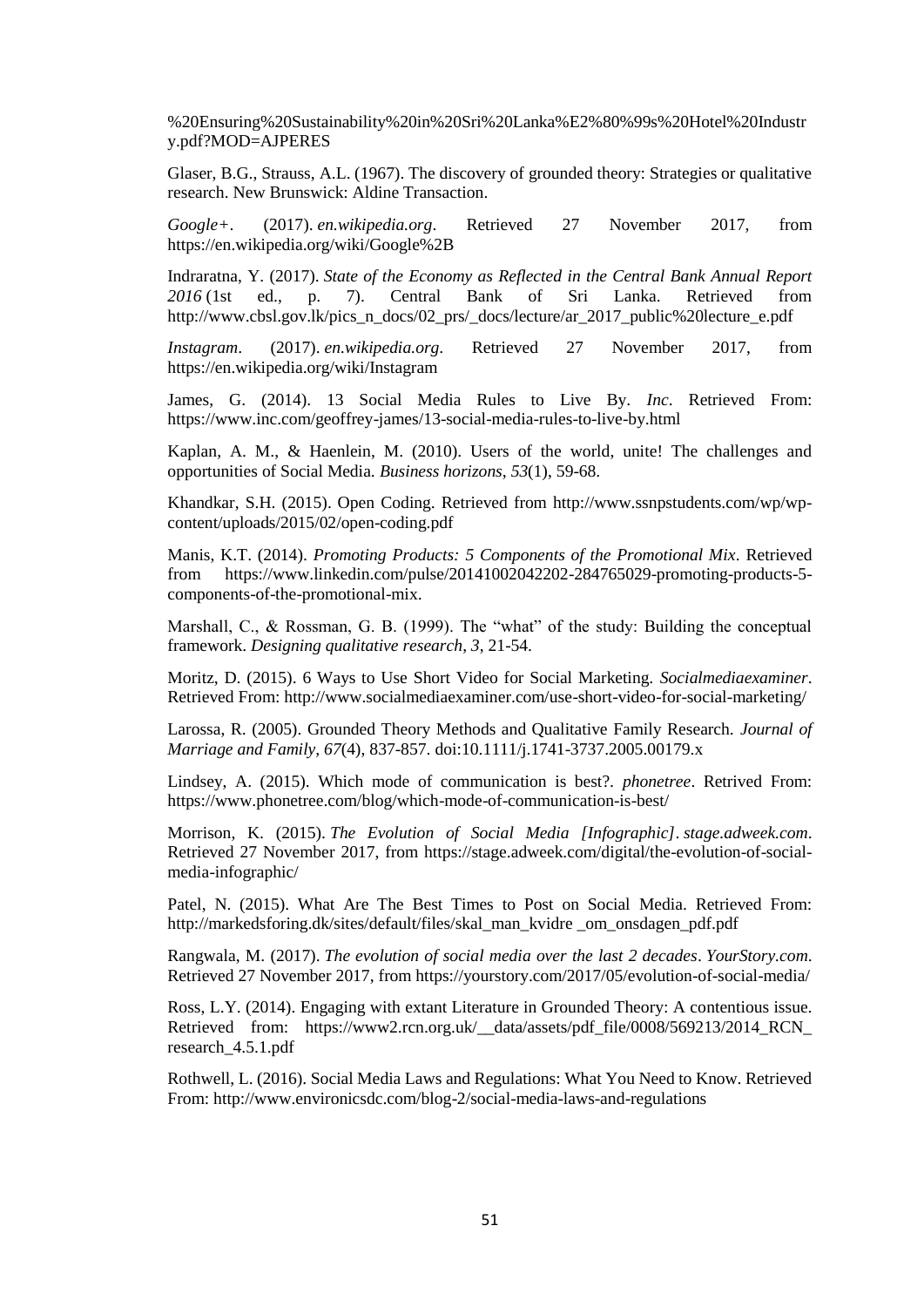%20Ensuring%20Sustainability%20in%20Sri%20Lanka%E2%80%99s%20Hotel%20Industry.pdf?MOD=AJPERES

Glaser, B.G., Strauss, A.L. (1967). The discovery of grounded theory: Strategies or qualitative research. New Brunswick: Aldine Transaction.

*Google+*. (2017). *en.wikipedia.org*. Retrieved 27 November 2017, from https://en.wikipedia.org/wiki/Google%2B

Indraratna, Y. (2017). *State of the Economy as Reflected in the Central Bank Annual Report 2016* (1st ed., p. 7). Central Bank of Sri Lanka. Retrieved from http://www.cbsl.gov.lk/pics_n_docs/02_prs/_docs/lecture/ar_2017_public%20lecture_e.pdf

*Instagram*. (2017). *en.wikipedia.org*. Retrieved 27 November 2017, from https://en.wikipedia.org/wiki/Instagram

James, G. (2014). 13 Social Media Rules to Live By. *Inc*. Retrieved From: https://www.inc.com/geoffrey-james/13-social-media-rules-to-live-by.html

Kaplan, A. M., & Haenlein, M. (2010). Users of the world, unite! The challenges and opportunities of Social Media. *Business horizons*, *53*(1), 59-68.

Khandkar, S.H. (2015). Open Coding. Retrieved from http://www.ssnpstudents.com/wp/wp-content/uploads/2015/02/open-coding.pdf

Manis, K.T. (2014). *Promoting Products: 5 Components of the Promotional Mix*. Retrieved from https://www.linkedin.com/pulse/20141002042202-284765029-promoting-products-5-components-of-the-promotional-mix.

Marshall, C., & Rossman, G. B. (1999). The "what" of the study: Building the conceptual framework. *Designing qualitative research*, *3*, 21-54.

Moritz, D. (2015). 6 Ways to Use Short Video for Social Marketing. *Socialmediaexaminer*. Retrieved From: http://www.socialmediaexaminer.com/use-short-video-for-social-marketing/

Larossa, R. (2005). Grounded Theory Methods and Qualitative Family Research. *Journal of Marriage and Family*, *67*(4), 837-857. doi:10.1111/j.1741-3737.2005.00179.x

Lindsey, A. (2015). Which mode of communication is best?. *phonetree*. Retrived From: https://www.phonetree.com/blog/which-mode-of-communication-is-best/

Morrison, K. (2015). *The Evolution of Social Media [Infographic]*. *stage.adweek.com*. Retrieved 27 November 2017, from https://stage.adweek.com/digital/the-evolution-of-social-media-infographic/

Patel, N. (2015). What Are The Best Times to Post on Social Media. Retrieved From: http://markedsforing.dk/sites/default/files/skal_man_kvidre _om_onsdagen_pdf.pdf

Rangwala, M. (2017). *The evolution of social media over the last 2 decades*. *YourStory.com*. Retrieved 27 November 2017, from https://yourstory.com/2017/05/evolution-of-social-media/

Ross, L.Y. (2014). Engaging with extant Literature in Grounded Theory: A contentious issue. Retrieved from: https://www2.rcn.org.uk/__data/assets/pdf_file/0008/569213/2014_RCN_research_4.5.1.pdf

Rothwell, L. (2016). Social Media Laws and Regulations: What You Need to Know. Retrieved From: http://www.environicsdc.com/blog-2/social-media-laws-and-regulations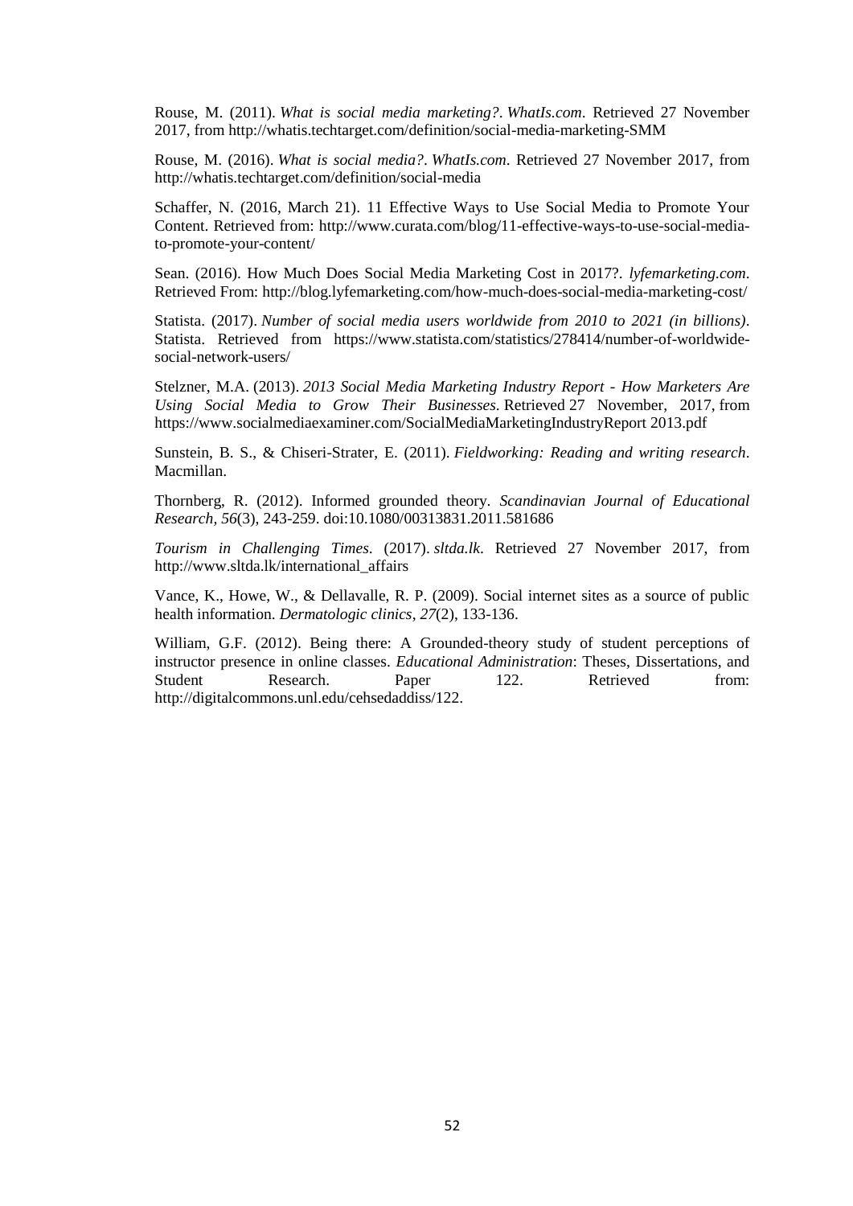Rouse, M. (2011). *What is social media marketing?*. *WhatIs.com*. Retrieved 27 November 2017, from http://whatis.techtarget.com/definition/social-media-marketing-SMM

Rouse, M. (2016). *What is social media?*. *WhatIs.com*. Retrieved 27 November 2017, from http://whatis.techtarget.com/definition/social-media

Schaffer, N. (2016, March 21). 11 Effective Ways to Use Social Media to Promote Your Content. Retrieved from: http://www.curata.com/blog/11-effective-ways-to-use-social-media-to-promote-your-content/

Sean. (2016). How Much Does Social Media Marketing Cost in 2017?. *lyfemarketing.com*. Retrieved From: http://blog.lyfemarketing.com/how-much-does-social-media-marketing-cost/

Statista. (2017). *Number of social media users worldwide from 2010 to 2021 (in billions)*. Statista. Retrieved from https://www.statista.com/statistics/278414/number-of-worldwide-social-network-users/

Stelzner, M.A. (2013). *2013 Social Media Marketing Industry Report - How Marketers Are Using Social Media to Grow Their Businesses*. Retrieved 27 November, 2017, from https://www.socialmediaexaminer.com/SocialMediaMarketingIndustryReport 2013.pdf

Sunstein, B. S., & Chiseri-Strater, E. (2011). *Fieldworking: Reading and writing research*. Macmillan.

Thornberg, R. (2012). Informed grounded theory. *Scandinavian Journal of Educational Research*, *56*(3), 243-259. doi:10.1080/00313831.2011.581686

*Tourism in Challenging Times*. (2017). *sltda.lk*. Retrieved 27 November 2017, from http://www.sltda.lk/international_affairs

Vance, K., Howe, W., & Dellavalle, R. P. (2009). Social internet sites as a source of public health information. *Dermatologic clinics*, *27*(2), 133-136.

William, G.F. (2012). Being there: A Grounded-theory study of student perceptions of instructor presence in online classes. *Educational Administration*: Theses, Dissertations, and Student Research. Paper 122. Retrieved from: http://digitalcommons.unl.edu/cehsedaddiss/122.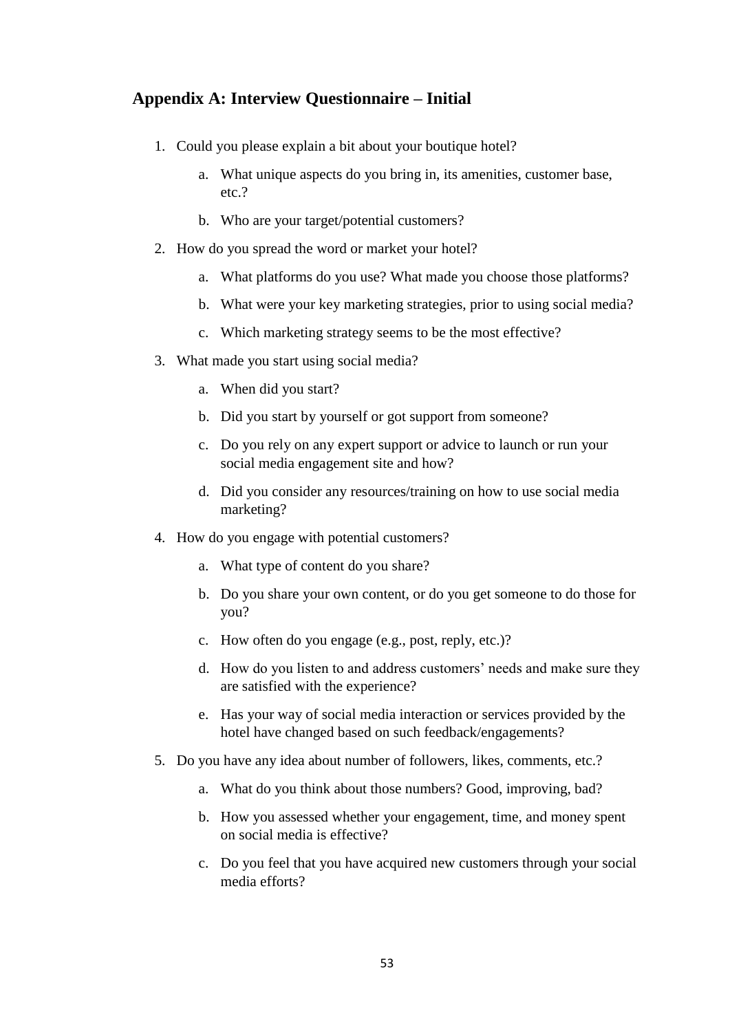## Appendix A: Interview Questionnaire – Initial

1. Could you please explain a bit about your boutique hotel?
    a. What unique aspects do you bring in, its amenities, customer base, etc.?
    b. Who are your target/potential customers?
2. How do you spread the word or market your hotel?
    a. What platforms do you use? What made you choose those platforms?
    b. What were your key marketing strategies, prior to using social media?
    c. Which marketing strategy seems to be the most effective?
3. What made you start using social media?
    a. When did you start?
    b. Did you start by yourself or got support from someone?
    c. Do you rely on any expert support or advice to launch or run your social media engagement site and how?
    d. Did you consider any resources/training on how to use social media marketing?
4. How do you engage with potential customers?
    a. What type of content do you share?
    b. Do you share your own content, or do you get someone to do those for you?
    c. How often do you engage (e.g., post, reply, etc.)?
    d. How do you listen to and address customers' needs and make sure they are satisfied with the experience?
    e. Has your way of social media interaction or services provided by the hotel have changed based on such feedback/engagements?
5. Do you have any idea about number of followers, likes, comments, etc.?
    a. What do you think about those numbers? Good, improving, bad?
    b. How you assessed whether your engagement, time, and money spent on social media is effective?
    c. Do you feel that you have acquired new customers through your social media efforts?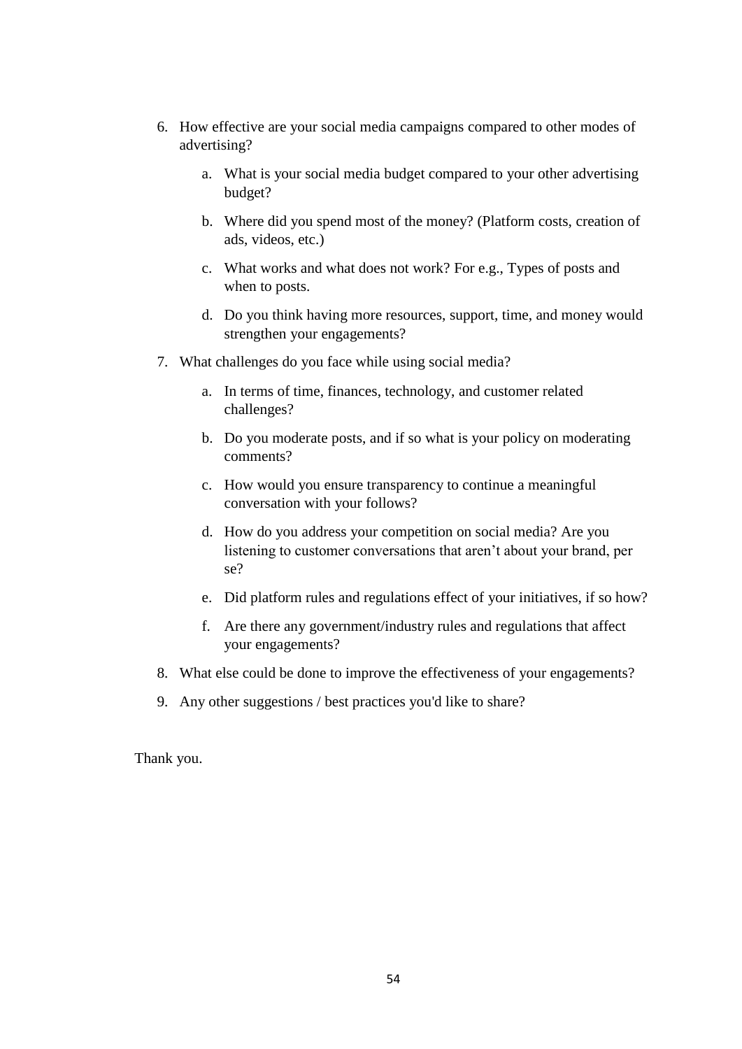6. How effective are your social media campaigns compared to other modes of advertising?

    a. What is your social media budget compared to your other advertising budget?

    b. Where did you spend most of the money? (Platform costs, creation of ads, videos, etc.)

    c. What works and what does not work? For e.g., Types of posts and when to posts.

    d. Do you think having more resources, support, time, and money would strengthen your engagements?

7. What challenges do you face while using social media?

    a. In terms of time, finances, technology, and customer related challenges?

    b. Do you moderate posts, and if so what is your policy on moderating comments?

    c. How would you ensure transparency to continue a meaningful conversation with your follows?

    d. How do you address your competition on social media? Are you listening to customer conversations that aren't about your brand, per se?

    e. Did platform rules and regulations effect of your initiatives, if so how?

    f. Are there any government/industry rules and regulations that affect your engagements?

8. What else could be done to improve the effectiveness of your engagements?

9. Any other suggestions / best practices you'd like to share?

Thank you.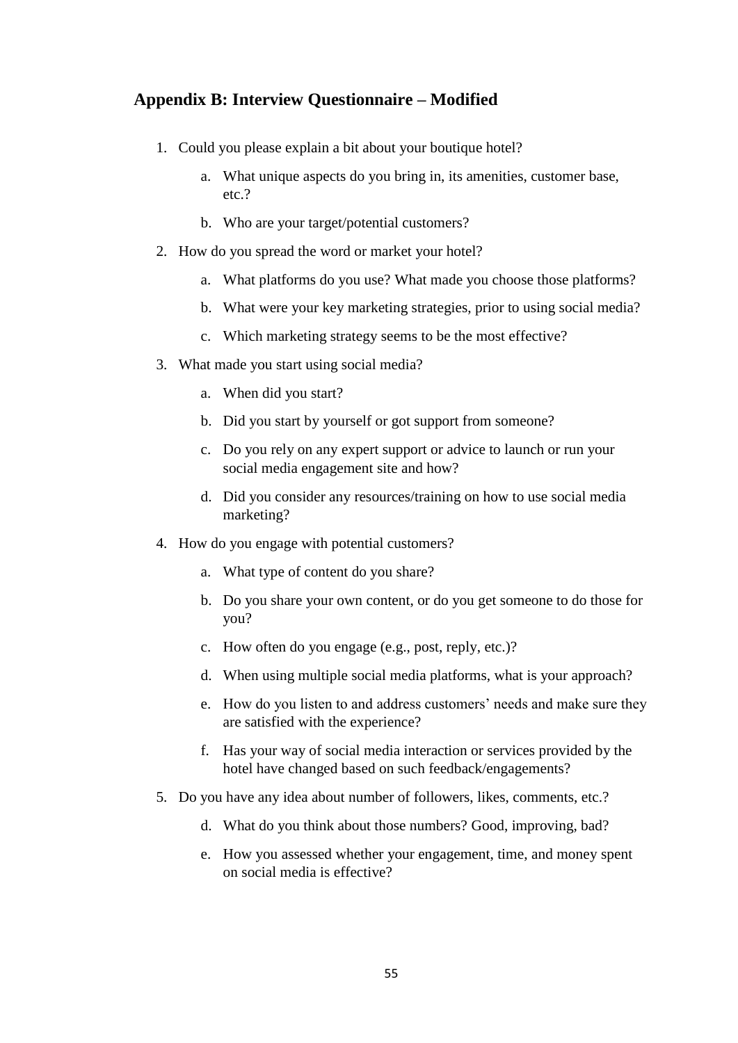## Appendix B: Interview Questionnaire – Modified

1. Could you please explain a bit about your boutique hotel?
   a. What unique aspects do you bring in, its amenities, customer base, etc.?
   b. Who are your target/potential customers?
2. How do you spread the word or market your hotel?
   a. What platforms do you use? What made you choose those platforms?
   b. What were your key marketing strategies, prior to using social media?
   c. Which marketing strategy seems to be the most effective?
3. What made you start using social media?
   a. When did you start?
   b. Did you start by yourself or got support from someone?
   c. Do you rely on any expert support or advice to launch or run your social media engagement site and how?
   d. Did you consider any resources/training on how to use social media marketing?
4. How do you engage with potential customers?
   a. What type of content do you share?
   b. Do you share your own content, or do you get someone to do those for you?
   c. How often do you engage (e.g., post, reply, etc.)?
   d. When using multiple social media platforms, what is your approach?
   e. How do you listen to and address customers' needs and make sure they are satisfied with the experience?
   f. Has your way of social media interaction or services provided by the hotel have changed based on such feedback/engagements?
5. Do you have any idea about number of followers, likes, comments, etc.?
   d. What do you think about those numbers? Good, improving, bad?
   e. How you assessed whether your engagement, time, and money spent on social media is effective?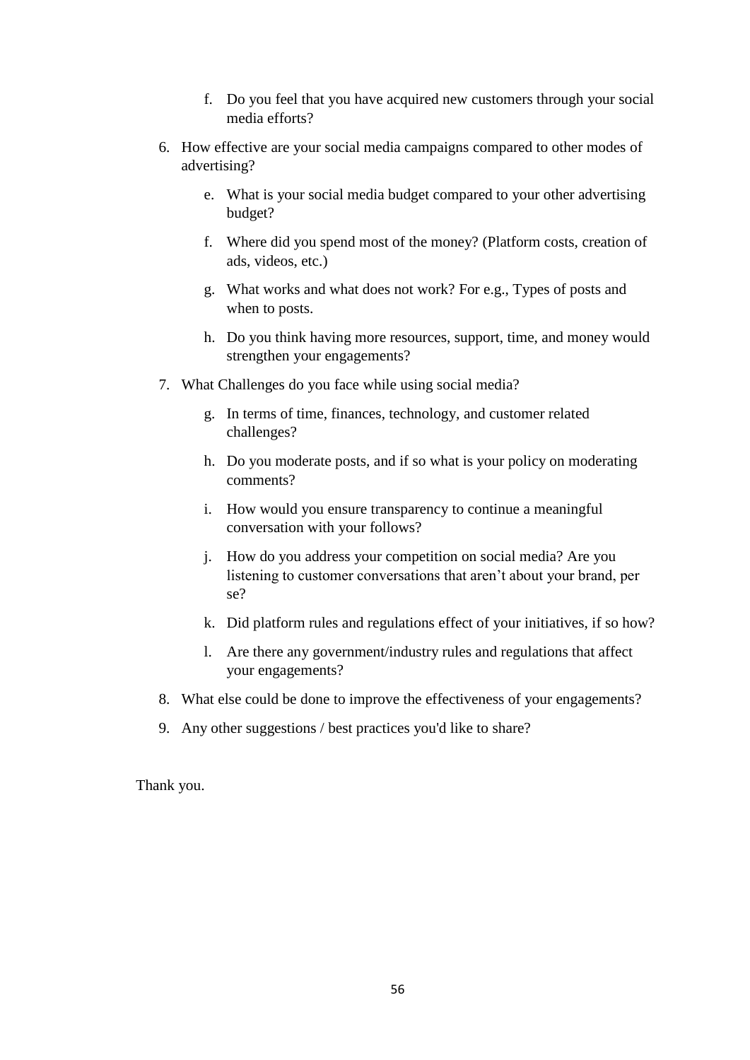f. Do you feel that you have acquired new customers through your social media efforts?

6. How effective are your social media campaigns compared to other modes of advertising?

   e. What is your social media budget compared to your other advertising budget?

   f. Where did you spend most of the money? (Platform costs, creation of ads, videos, etc.)

   g. What works and what does not work? For e.g., Types of posts and when to posts.

   h. Do you think having more resources, support, time, and money would strengthen your engagements?

7. What Challenges do you face while using social media?

   g. In terms of time, finances, technology, and customer related challenges?

   h. Do you moderate posts, and if so what is your policy on moderating comments?

   i. How would you ensure transparency to continue a meaningful conversation with your follows?

   j. How do you address your competition on social media? Are you listening to customer conversations that aren't about your brand, per se?

   k. Did platform rules and regulations effect of your initiatives, if so how?

   l. Are there any government/industry rules and regulations that affect your engagements?

8. What else could be done to improve the effectiveness of your engagements?

9. Any other suggestions / best practices you'd like to share?

Thank you.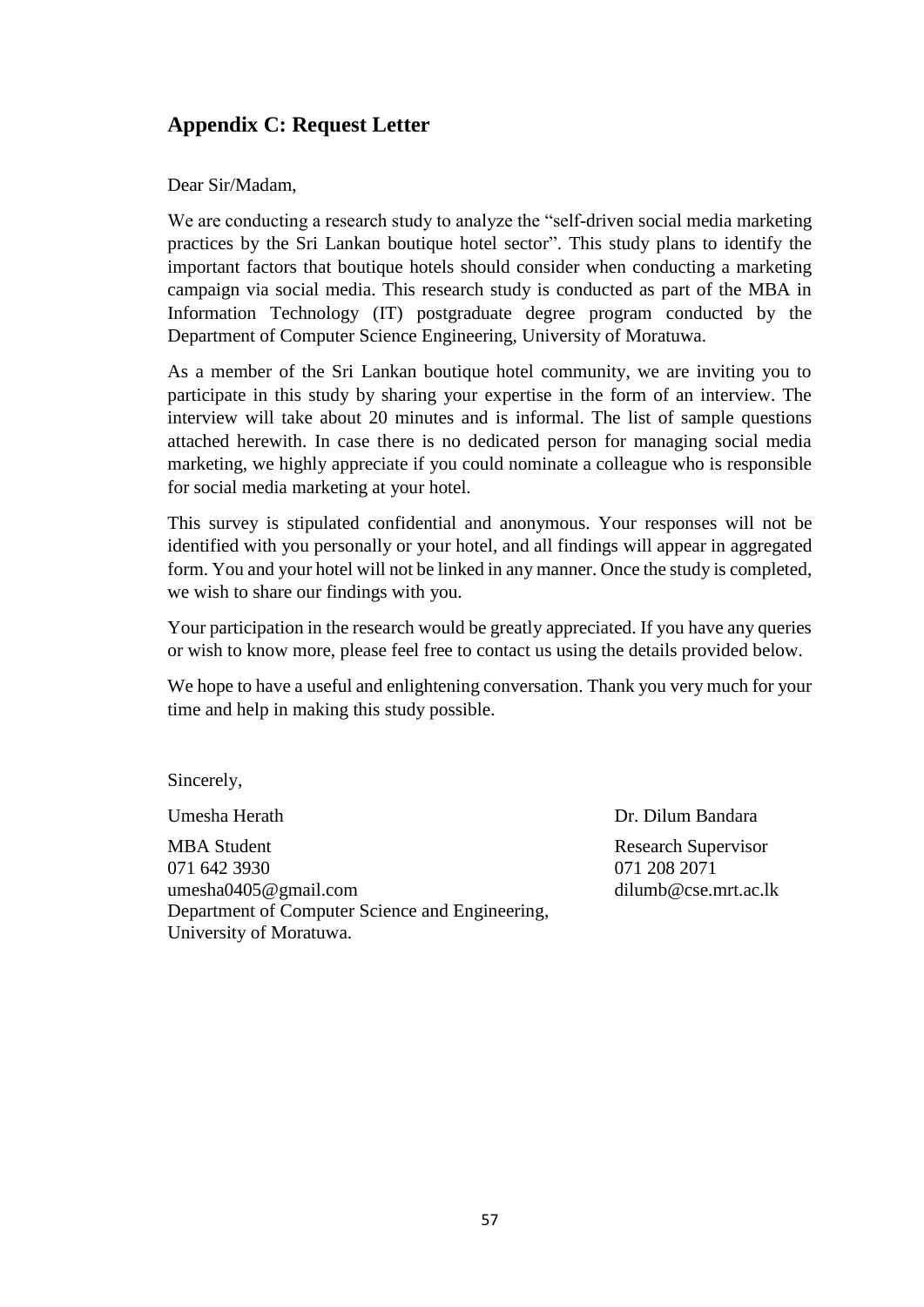## Appendix C: Request Letter

Dear Sir/Madam,

We are conducting a research study to analyze the "self-driven social media marketing practices by the Sri Lankan boutique hotel sector". This study plans to identify the important factors that boutique hotels should consider when conducting a marketing campaign via social media. This research study is conducted as part of the MBA in Information Technology (IT) postgraduate degree program conducted by the Department of Computer Science Engineering, University of Moratuwa.

As a member of the Sri Lankan boutique hotel community, we are inviting you to participate in this study by sharing your expertise in the form of an interview. The interview will take about 20 minutes and is informal. The list of sample questions attached herewith. In case there is no dedicated person for managing social media marketing, we highly appreciate if you could nominate a colleague who is responsible for social media marketing at your hotel.

This survey is stipulated confidential and anonymous. Your responses will not be identified with you personally or your hotel, and all findings will appear in aggregated form. You and your hotel will not be linked in any manner. Once the study is completed, we wish to share our findings with you.

Your participation in the research would be greatly appreciated. If you have any queries or wish to know more, please feel free to contact us using the details provided below.

We hope to have a useful and enlightening conversation. Thank you very much for your time and help in making this study possible.

Sincerely,

Umesha Herath
MBA Student
071 642 3930
umesha0405@gmail.com
Department of Computer Science and Engineering,
University of Moratuwa.

Dr. Dilum Bandara
Research Supervisor
071 208 2071
dilumb@cse.mrt.ac.lk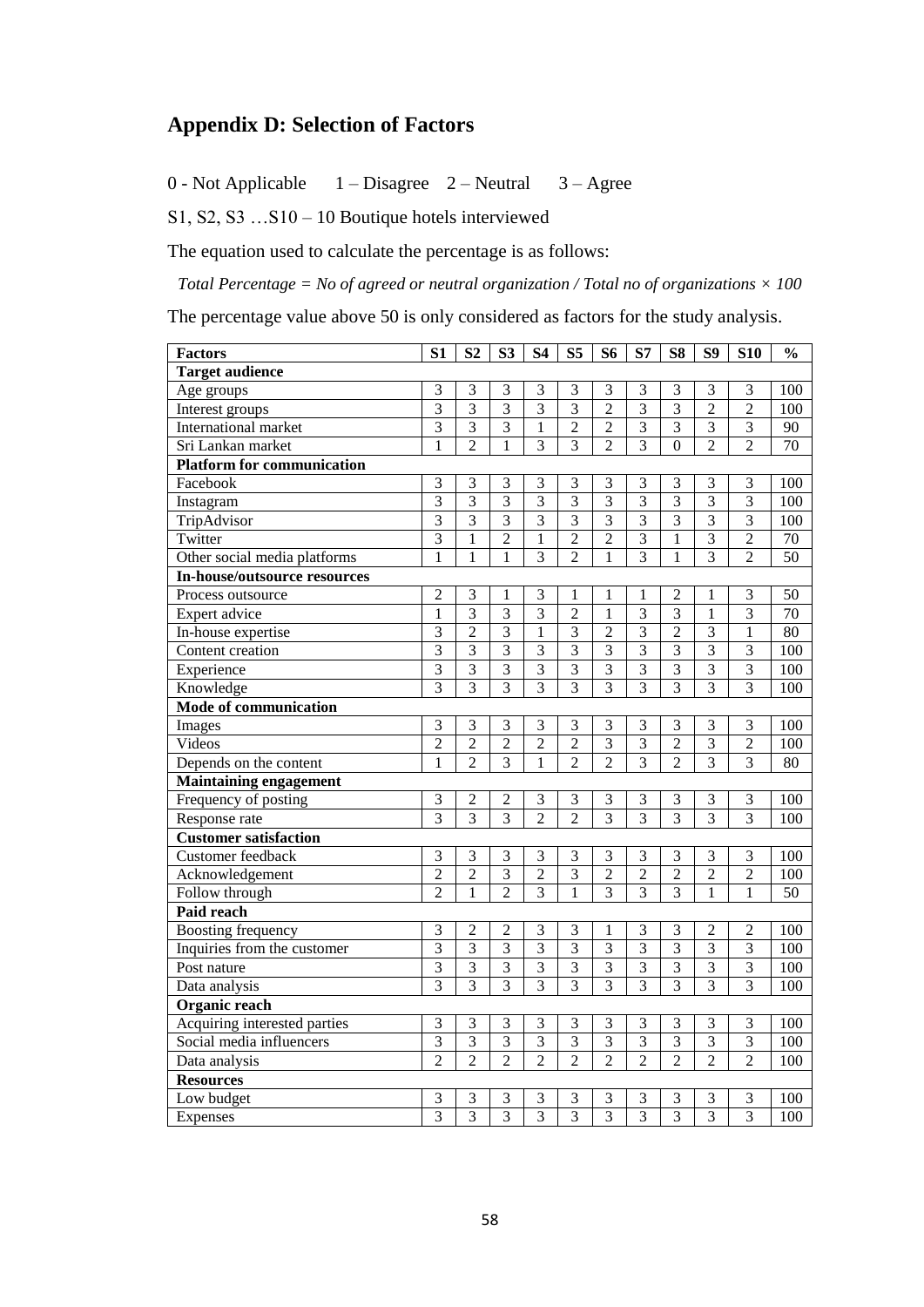## Appendix D: Selection of Factors

0 - Not Applicable  1 – Disagree  2 – Neutral  3 – Agree

S1, S2, S3 …S10 – 10 Boutique hotels interviewed

The equation used to calculate the percentage is as follows:

*Total Percentage = No of agreed or neutral organization / Total no of organizations × 100*

The percentage value above 50 is only considered as factors for the study analysis.

| Factors | S1 | S2 | S3 | S4 | S5 | S6 | S7 | S8 | S9 | S10 | % |
|---|---|---|---|---|---|---|---|---|---|---|---|
| **Target audience** | | | | | | | | | | | |
| Age groups | 3 | 3 | 3 | 3 | 3 | 3 | 3 | 3 | 3 | 3 | 100 |
| Interest groups | 3 | 3 | 3 | 3 | 3 | 2 | 3 | 3 | 2 | 2 | 100 |
| International market | 3 | 3 | 3 | 1 | 2 | 2 | 3 | 3 | 3 | 3 | 90 |
| Sri Lankan market | 1 | 2 | 1 | 3 | 3 | 2 | 3 | 0 | 2 | 2 | 70 |
| **Platform for communication** | | | | | | | | | | | |
| Facebook | 3 | 3 | 3 | 3 | 3 | 3 | 3 | 3 | 3 | 3 | 100 |
| Instagram | 3 | 3 | 3 | 3 | 3 | 3 | 3 | 3 | 3 | 3 | 100 |
| TripAdvisor | 3 | 3 | 3 | 3 | 3 | 3 | 3 | 3 | 3 | 3 | 100 |
| Twitter | 3 | 1 | 2 | 1 | 2 | 2 | 3 | 1 | 3 | 2 | 70 |
| Other social media platforms | 1 | 1 | 1 | 3 | 2 | 1 | 3 | 1 | 3 | 2 | 50 |
| **In-house/outsource resources** | | | | | | | | | | | |
| Process outsource | 2 | 3 | 1 | 3 | 1 | 1 | 1 | 2 | 1 | 3 | 50 |
| Expert advice | 1 | 3 | 3 | 3 | 2 | 1 | 3 | 3 | 1 | 3 | 70 |
| In-house expertise | 3 | 2 | 3 | 1 | 3 | 2 | 3 | 2 | 3 | 1 | 80 |
| Content creation | 3 | 3 | 3 | 3 | 3 | 3 | 3 | 3 | 3 | 3 | 100 |
| Experience | 3 | 3 | 3 | 3 | 3 | 3 | 3 | 3 | 3 | 3 | 100 |
| Knowledge | 3 | 3 | 3 | 3 | 3 | 3 | 3 | 3 | 3 | 3 | 100 |
| **Mode of communication** | | | | | | | | | | | |
| Images | 3 | 3 | 3 | 3 | 3 | 3 | 3 | 3 | 3 | 3 | 100 |
| Videos | 2 | 2 | 2 | 2 | 2 | 3 | 3 | 2 | 3 | 2 | 100 |
| Depends on the content | 1 | 2 | 3 | 1 | 2 | 2 | 3 | 2 | 3 | 3 | 80 |
| **Maintaining engagement** | | | | | | | | | | | |
| Frequency of posting | 3 | 2 | 2 | 3 | 3 | 3 | 3 | 3 | 3 | 3 | 100 |
| Response rate | 3 | 3 | 3 | 2 | 2 | 3 | 3 | 3 | 3 | 3 | 100 |
| **Customer satisfaction** | | | | | | | | | | | |
| Customer feedback | 3 | 3 | 3 | 3 | 3 | 3 | 3 | 3 | 3 | 3 | 100 |
| Acknowledgement | 2 | 2 | 3 | 2 | 3 | 2 | 2 | 2 | 2 | 2 | 100 |
| Follow through | 2 | 1 | 2 | 3 | 1 | 3 | 3 | 3 | 1 | 1 | 50 |
| **Paid reach** | | | | | | | | | | | |
| Boosting frequency | 3 | 2 | 2 | 3 | 3 | 1 | 3 | 3 | 2 | 2 | 100 |
| Inquiries from the customer | 3 | 3 | 3 | 3 | 3 | 3 | 3 | 3 | 3 | 3 | 100 |
| Post nature | 3 | 3 | 3 | 3 | 3 | 3 | 3 | 3 | 3 | 3 | 100 |
| Data analysis | 3 | 3 | 3 | 3 | 3 | 3 | 3 | 3 | 3 | 3 | 100 |
| **Organic reach** | | | | | | | | | | | |
| Acquiring interested parties | 3 | 3 | 3 | 3 | 3 | 3 | 3 | 3 | 3 | 3 | 100 |
| Social media influencers | 3 | 3 | 3 | 3 | 3 | 3 | 3 | 3 | 3 | 3 | 100 |
| Data analysis | 2 | 2 | 2 | 2 | 2 | 2 | 2 | 2 | 2 | 2 | 100 |
| **Resources** | | | | | | | | | | | |
| Low budget | 3 | 3 | 3 | 3 | 3 | 3 | 3 | 3 | 3 | 3 | 100 |
| Expenses | 3 | 3 | 3 | 3 | 3 | 3 | 3 | 3 | 3 | 3 | 100 |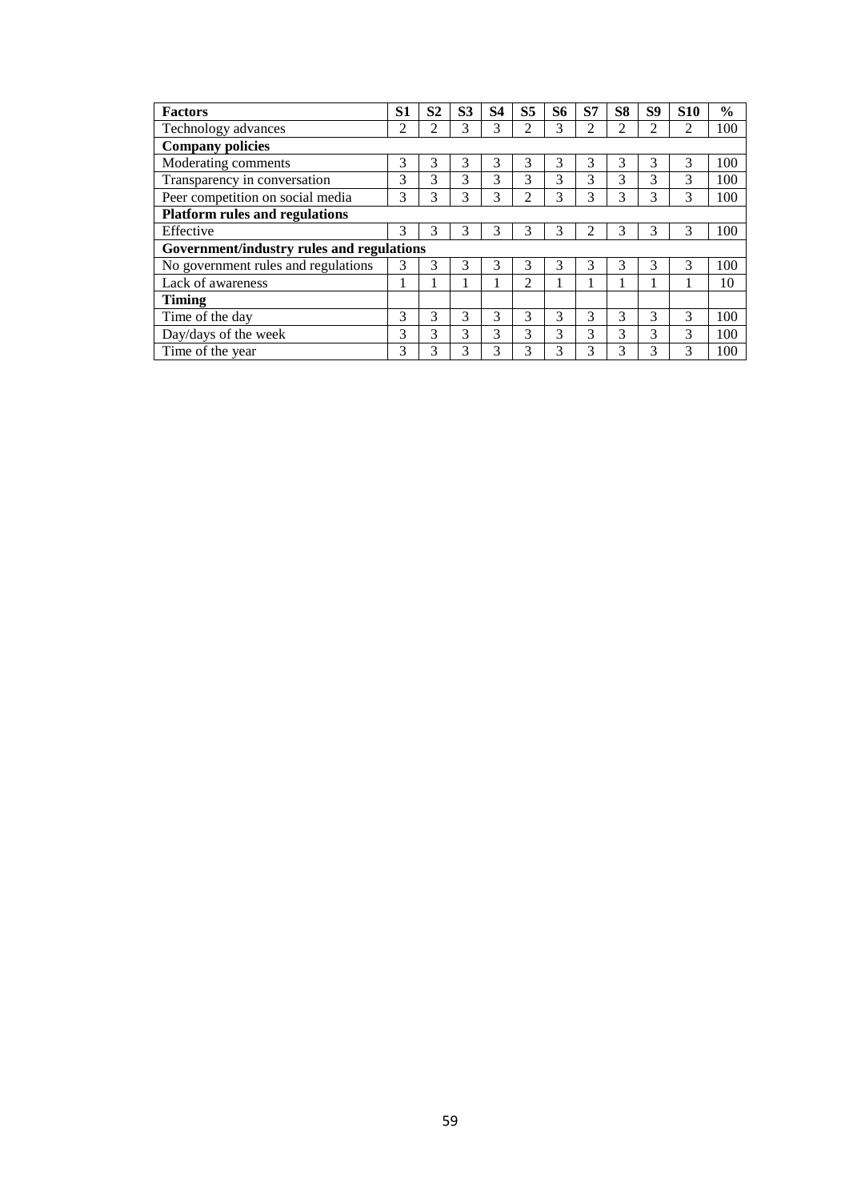| Factors | S1 | S2 | S3 | S4 | S5 | S6 | S7 | S8 | S9 | S10 | % |
|---|---|---|---|---|---|---|---|---|---|---|---|
| Technology advances | 2 | 2 | 3 | 3 | 2 | 3 | 2 | 2 | 2 | 2 | 100 |
| **Company policies** | | | | | | | | | | | |
| Moderating comments | 3 | 3 | 3 | 3 | 3 | 3 | 3 | 3 | 3 | 3 | 100 |
| Transparency in conversation | 3 | 3 | 3 | 3 | 3 | 3 | 3 | 3 | 3 | 3 | 100 |
| Peer competition on social media | 3 | 3 | 3 | 3 | 2 | 3 | 3 | 3 | 3 | 3 | 100 |
| **Platform rules and regulations** | | | | | | | | | | | |
| Effective | 3 | 3 | 3 | 3 | 3 | 3 | 2 | 3 | 3 | 3 | 100 |
| **Government/industry rules and regulations** | | | | | | | | | | | |
| No government rules and regulations | 3 | 3 | 3 | 3 | 3 | 3 | 3 | 3 | 3 | 3 | 100 |
| Lack of awareness | 1 | 1 | 1 | 1 | 2 | 1 | 1 | 1 | 1 | 1 | 10 |
| **Timing** | | | | | | | | | | | |
| Time of the day | 3 | 3 | 3 | 3 | 3 | 3 | 3 | 3 | 3 | 3 | 100 |
| Day/days of the week | 3 | 3 | 3 | 3 | 3 | 3 | 3 | 3 | 3 | 3 | 100 |
| Time of the year | 3 | 3 | 3 | 3 | 3 | 3 | 3 | 3 | 3 | 3 | 100 |